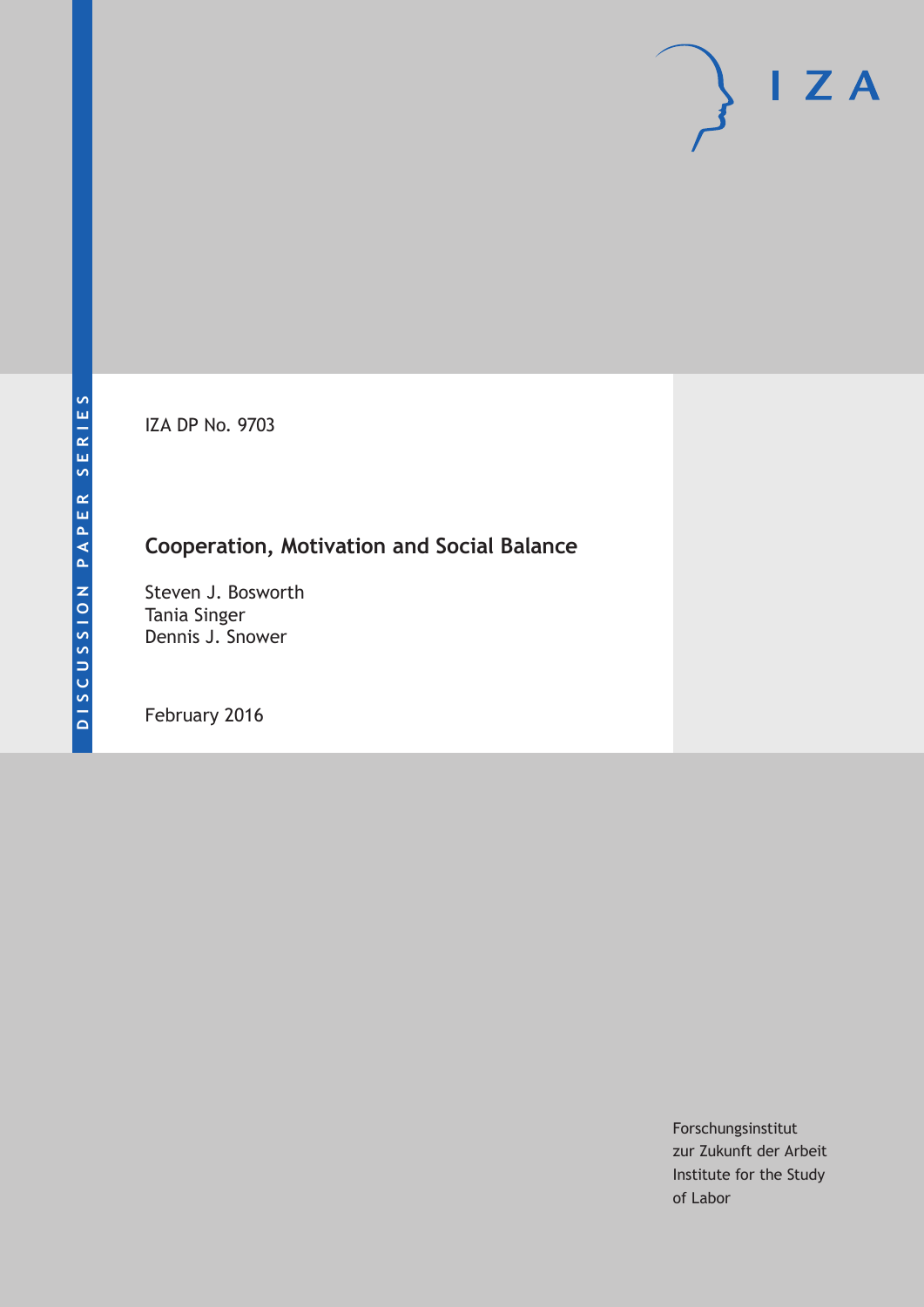DISCUSSION PAPER SERIES

IZA DP No. 9703

# Cooperation, Motivation and Social Balance

Steven J. Bosworth
Tania Singer
Dennis J. Snower

February 2016

Forschungsinstitut
zur Zukunft der Arbeit
Institute for the Study
of Labor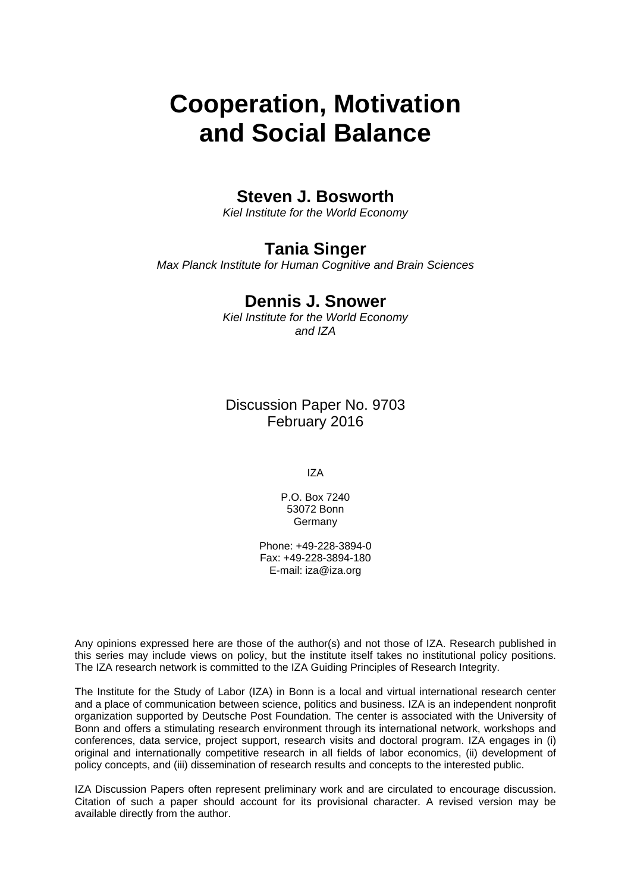# Cooperation, Motivation and Social Balance

**Steven J. Bosworth**
*Kiel Institute for the World Economy*

**Tania Singer**
*Max Planck Institute for Human Cognitive and Brain Sciences*

**Dennis J. Snower**
*Kiel Institute for the World Economy and IZA*

Discussion Paper No. 9703
February 2016

IZA

P.O. Box 7240
53072 Bonn
Germany

Phone: +49-228-3894-0
Fax: +49-228-3894-180
E-mail: iza@iza.org

Any opinions expressed here are those of the author(s) and not those of IZA. Research published in this series may include views on policy, but the institute itself takes no institutional policy positions. The IZA research network is committed to the IZA Guiding Principles of Research Integrity.

The Institute for the Study of Labor (IZA) in Bonn is a local and virtual international research center and a place of communication between science, politics and business. IZA is an independent nonprofit organization supported by Deutsche Post Foundation. The center is associated with the University of Bonn and offers a stimulating research environment through its international network, workshops and conferences, data service, project support, research visits and doctoral program. IZA engages in (i) original and internationally competitive research in all fields of labor economics, (ii) development of policy concepts, and (iii) dissemination of research results and concepts to the interested public.

IZA Discussion Papers often represent preliminary work and are circulated to encourage discussion. Citation of such a paper should account for its provisional character. A revised version may be available directly from the author.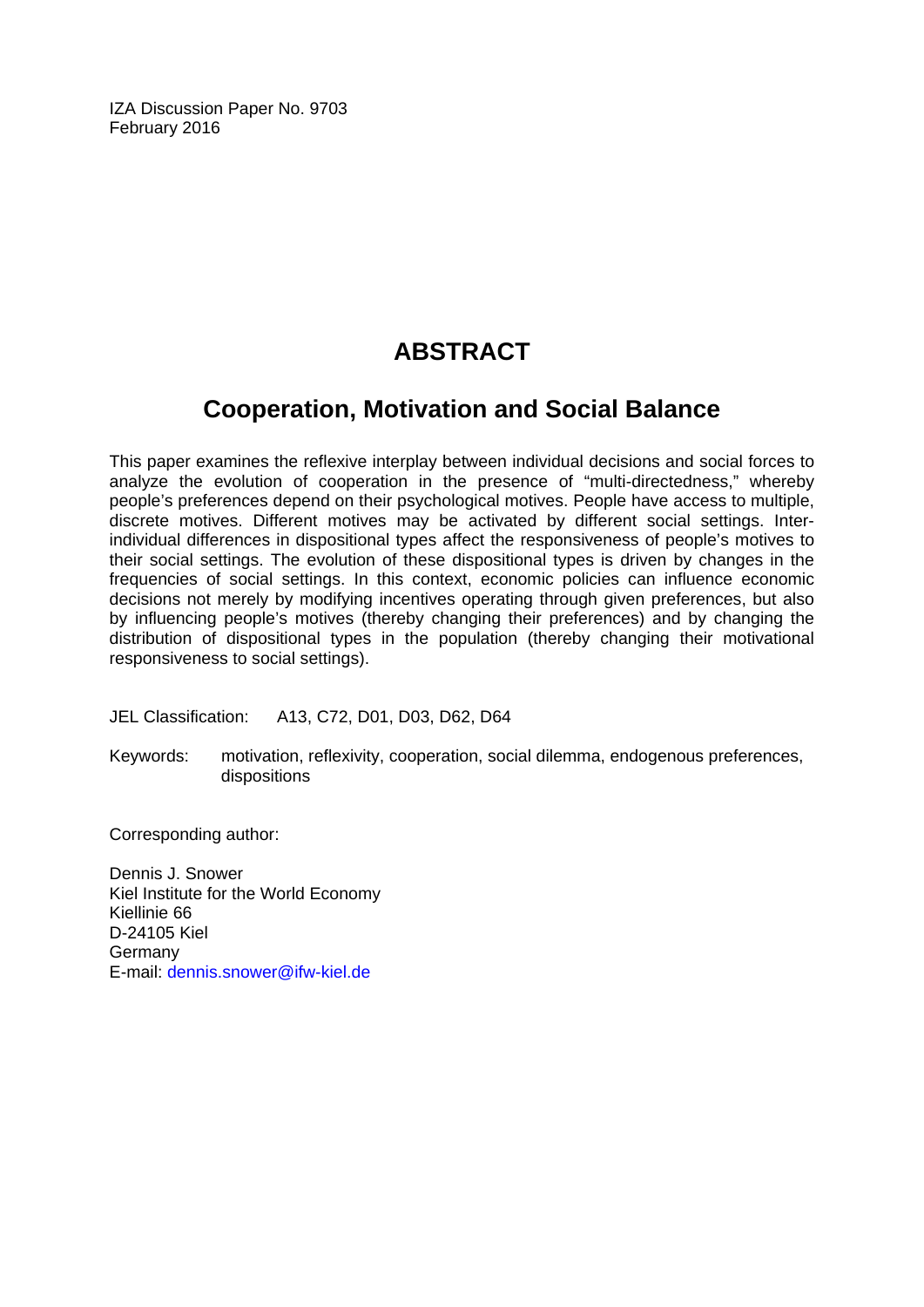IZA Discussion Paper No. 9703
February 2016

# ABSTRACT

## Cooperation, Motivation and Social Balance

This paper examines the reflexive interplay between individual decisions and social forces to analyze the evolution of cooperation in the presence of "multi-directedness," whereby people's preferences depend on their psychological motives. People have access to multiple, discrete motives. Different motives may be activated by different social settings. Inter-individual differences in dispositional types affect the responsiveness of people's motives to their social settings. The evolution of these dispositional types is driven by changes in the frequencies of social settings. In this context, economic policies can influence economic decisions not merely by modifying incentives operating through given preferences, but also by influencing people's motives (thereby changing their preferences) and by changing the distribution of dispositional types in the population (thereby changing their motivational responsiveness to social settings).

JEL Classification: A13, C72, D01, D03, D62, D64

Keywords: motivation, reflexivity, cooperation, social dilemma, endogenous preferences, dispositions

Corresponding author:

Dennis J. Snower
Kiel Institute for the World Economy
Kiellinie 66
D-24105 Kiel
Germany
E-mail: dennis.snower@ifw-kiel.de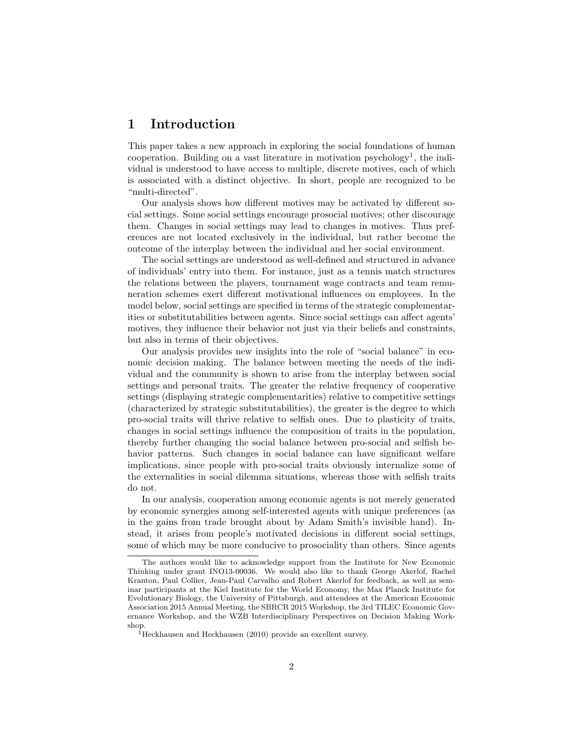# 1 Introduction

This paper takes a new approach in exploring the social foundations of human cooperation. Building on a vast literature in motivation psychology[1], the individual is understood to have access to multiple, discrete motives, each of which is associated with a distinct objective. In short, people are recognized to be "multi-directed".

Our analysis shows how different motives may be activated by different social settings. Some social settings encourage prosocial motives; other discourage them. Changes in social settings may lead to changes in motives. Thus preferences are not located exclusively in the individual, but rather become the outcome of the interplay between the individual and her social environment.

The social settings are understood as well-defined and structured in advance of individuals' entry into them. For instance, just as a tennis match structures the relations between the players, tournament wage contracts and team remuneration schemes exert different motivational influences on employees. In the model below, social settings are specified in terms of the strategic complementarities or substitutabilities between agents. Since social settings can affect agents' motives, they influence their behavior not just via their beliefs and constraints, but also in terms of their objectives.

Our analysis provides new insights into the role of "social balance" in economic decision making. The balance between meeting the needs of the individual and the community is shown to arise from the interplay between social settings and personal traits. The greater the relative frequency of cooperative settings (displaying strategic complementarities) relative to competitive settings (characterized by strategic substitutabilities), the greater is the degree to which pro-social traits will thrive relative to selfish ones. Due to plasticity of traits, changes in social settings influence the composition of traits in the population, thereby further changing the social balance between pro-social and selfish behavior patterns. Such changes in social balance can have significant welfare implications, since people with pro-social traits obviously internalize some of the externalities in social dilemma situations, whereas those with selfish traits do not.

In our analysis, cooperation among economic agents is not merely generated by economic synergies among self-interested agents with unique preferences (as in the gains from trade brought about by Adam Smith's invisible hand). Instead, it arises from people's motivated decisions in different social settings, some of which may be more conducive to prosociality than others. Since agents

---

The authors would like to acknowledge support from the Institute for New Economic Thinking under grant INO13-00036. We would also like to thank George Akerlof, Rachel Kranton, Paul Collier, Jean-Paul Carvalho and Robert Akerlof for feedback, as well as seminar participants at the Kiel Institute for the World Economy, the Max Planck Institute for Evolutionary Biology, the University of Pittsburgh, and attendees at the American Economic Association 2015 Annual Meeting, the SBRCR 2015 Workshop, the 3rd TILEC Economic Governance Workshop, and the WZB Interdisciplinary Perspectives on Decision Making Workshop.

[1] Heckhausen and Heckhausen (2010) provide an excellent survey.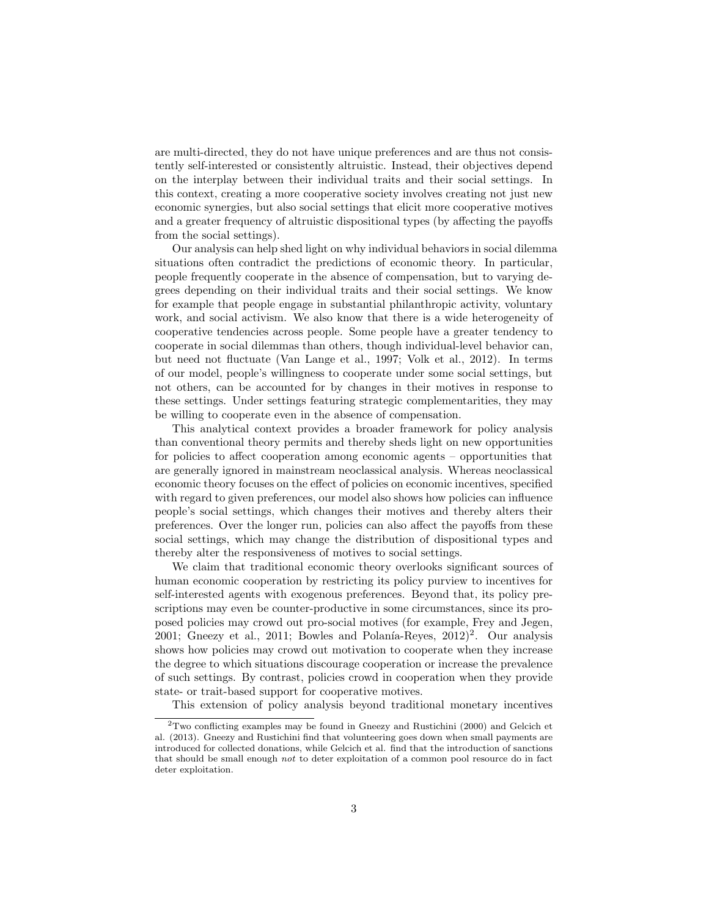are multi-directed, they do not have unique preferences and are thus not consistently self-interested or consistently altruistic. Instead, their objectives depend on the interplay between their individual traits and their social settings. In this context, creating a more cooperative society involves creating not just new economic synergies, but also social settings that elicit more cooperative motives and a greater frequency of altruistic dispositional types (by affecting the payoffs from the social settings).

Our analysis can help shed light on why individual behaviors in social dilemma situations often contradict the predictions of economic theory. In particular, people frequently cooperate in the absence of compensation, but to varying degrees depending on their individual traits and their social settings. We know for example that people engage in substantial philanthropic activity, voluntary work, and social activism. We also know that there is a wide heterogeneity of cooperative tendencies across people. Some people have a greater tendency to cooperate in social dilemmas than others, though individual-level behavior can, but need not fluctuate (Van Lange et al., 1997; Volk et al., 2012). In terms of our model, people's willingness to cooperate under some social settings, but not others, can be accounted for by changes in their motives in response to these settings. Under settings featuring strategic complementarities, they may be willing to cooperate even in the absence of compensation.

This analytical context provides a broader framework for policy analysis than conventional theory permits and thereby sheds light on new opportunities for policies to affect cooperation among economic agents – opportunities that are generally ignored in mainstream neoclassical analysis. Whereas neoclassical economic theory focuses on the effect of policies on economic incentives, specified with regard to given preferences, our model also shows how policies can influence people's social settings, which changes their motives and thereby alters their preferences. Over the longer run, policies can also affect the payoffs from these social settings, which may change the distribution of dispositional types and thereby alter the responsiveness of motives to social settings.

We claim that traditional economic theory overlooks significant sources of human economic cooperation by restricting its policy purview to incentives for self-interested agents with exogenous preferences. Beyond that, its policy prescriptions may even be counter-productive in some circumstances, since its proposed policies may crowd out pro-social motives (for example, Frey and Jegen, 2001; Gneezy et al., 2011; Bowles and Polanía-Reyes, 2012)[2]. Our analysis shows how policies may crowd out motivation to cooperate when they increase the degree to which situations discourage cooperation or increase the prevalence of such settings. By contrast, policies crowd in cooperation when they provide state- or trait-based support for cooperative motives.

This extension of policy analysis beyond traditional monetary incentives

[2] Two conflicting examples may be found in Gneezy and Rustichini (2000) and Gelcich et al. (2013). Gneezy and Rustichini find that volunteering goes down when small payments are introduced for collected donations, while Gelcich et al. find that the introduction of sanctions that should be small enough *not* to deter exploitation of a common pool resource do in fact deter exploitation.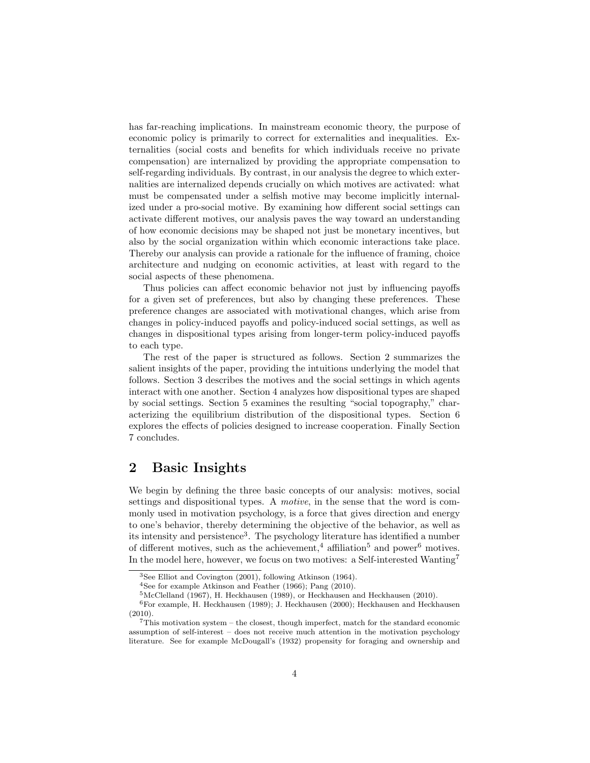has far-reaching implications. In mainstream economic theory, the purpose of economic policy is primarily to correct for externalities and inequalities. Externalities (social costs and benefits for which individuals receive no private compensation) are internalized by providing the appropriate compensation to self-regarding individuals. By contrast, in our analysis the degree to which externalities are internalized depends crucially on which motives are activated: what must be compensated under a selfish motive may become implicitly internalized under a pro-social motive. By examining how different social settings can activate different motives, our analysis paves the way toward an understanding of how economic decisions may be shaped not just be monetary incentives, but also by the social organization within which economic interactions take place. Thereby our analysis can provide a rationale for the influence of framing, choice architecture and nudging on economic activities, at least with regard to the social aspects of these phenomena.

Thus policies can affect economic behavior not just by influencing payoffs for a given set of preferences, but also by changing these preferences. These preference changes are associated with motivational changes, which arise from changes in policy-induced payoffs and policy-induced social settings, as well as changes in dispositional types arising from longer-term policy-induced payoffs to each type.

The rest of the paper is structured as follows. Section 2 summarizes the salient insights of the paper, providing the intuitions underlying the model that follows. Section 3 describes the motives and the social settings in which agents interact with one another. Section 4 analyzes how dispositional types are shaped by social settings. Section 5 examines the resulting "social topography," characterizing the equilibrium distribution of the dispositional types. Section 6 explores the effects of policies designed to increase cooperation. Finally Section 7 concludes.

## 2 Basic Insights

We begin by defining the three basic concepts of our analysis: motives, social settings and dispositional types. A *motive*, in the sense that the word is commonly used in motivation psychology, is a force that gives direction and energy to one's behavior, thereby determining the objective of the behavior, as well as its intensity and persistence[3]. The psychology literature has identified a number of different motives, such as the achievement,[4] affiliation[5] and power[6] motives. In the model here, however, we focus on two motives: a Self-interested Wanting[7]

---

[3]See Elliot and Covington (2001), following Atkinson (1964).

[4]See for example Atkinson and Feather (1966); Pang (2010).

[5]McClelland (1967), H. Heckhausen (1989), or Heckhausen and Heckhausen (2010).

[6]For example, H. Heckhausen (1989); J. Heckhausen (2000); Heckhausen and Heckhausen (2010).

[7]This motivation system – the closest, though imperfect, match for the standard economic assumption of self-interest – does not receive much attention in the motivation psychology literature. See for example McDougall's (1932) propensity for foraging and ownership and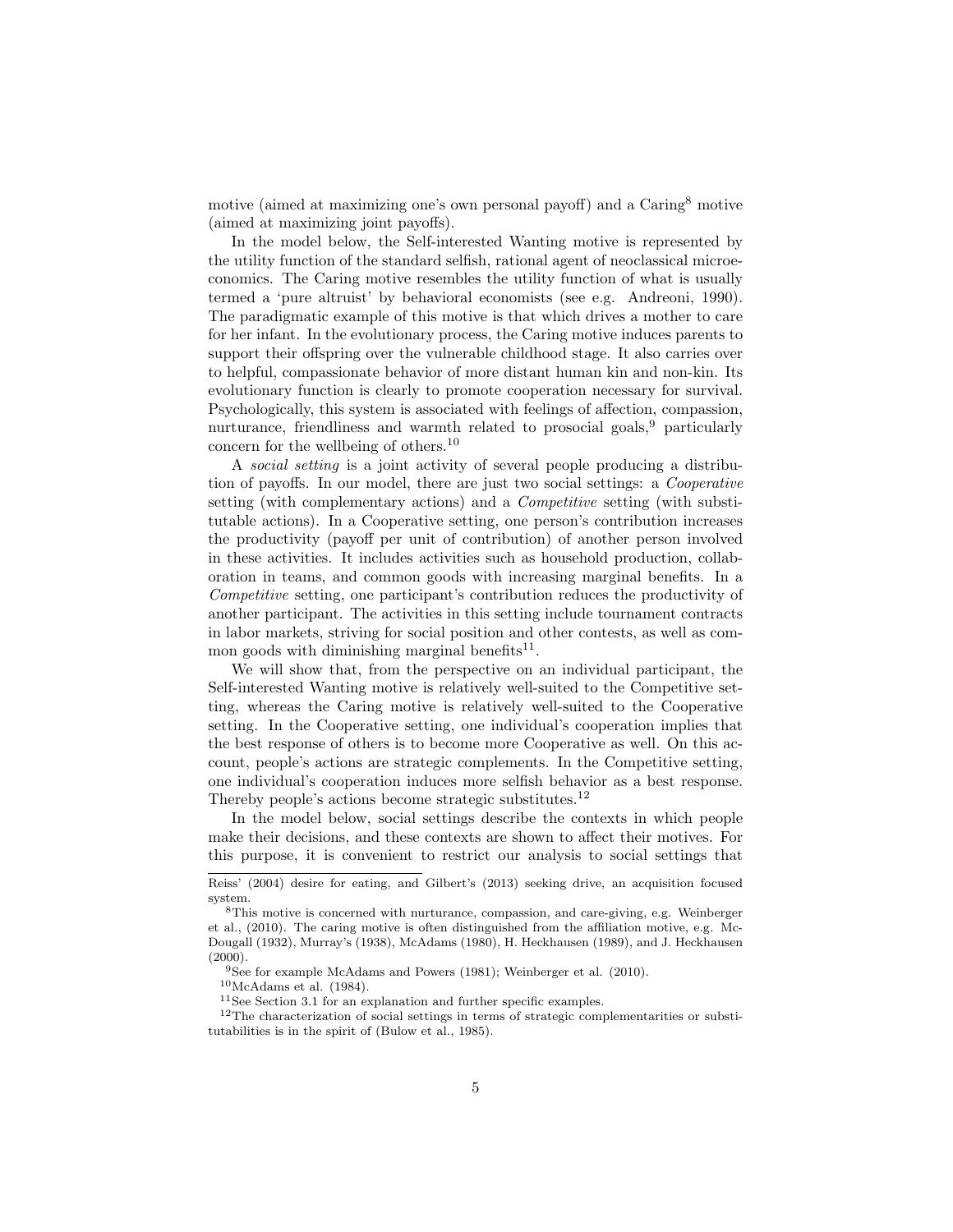motive (aimed at maximizing one's own personal payoff) and a Caring[8] motive (aimed at maximizing joint payoffs).

In the model below, the Self-interested Wanting motive is represented by the utility function of the standard selfish, rational agent of neoclassical microeconomics. The Caring motive resembles the utility function of what is usually termed a 'pure altruist' by behavioral economists (see e.g. Andreoni, 1990). The paradigmatic example of this motive is that which drives a mother to care for her infant. In the evolutionary process, the Caring motive induces parents to support their offspring over the vulnerable childhood stage. It also carries over to helpful, compassionate behavior of more distant human kin and non-kin. Its evolutionary function is clearly to promote cooperation necessary for survival. Psychologically, this system is associated with feelings of affection, compassion, nurturance, friendliness and warmth related to prosocial goals,[9] particularly concern for the wellbeing of others.[10]

A *social setting* is a joint activity of several people producing a distribution of payoffs. In our model, there are just two social settings: a *Cooperative* setting (with complementary actions) and a *Competitive* setting (with substitutable actions). In a Cooperative setting, one person's contribution increases the productivity (payoff per unit of contribution) of another person involved in these activities. It includes activities such as household production, collaboration in teams, and common goods with increasing marginal benefits. In a *Competitive* setting, one participant's contribution reduces the productivity of another participant. The activities in this setting include tournament contracts in labor markets, striving for social position and other contests, as well as common goods with diminishing marginal benefits[11].

We will show that, from the perspective on an individual participant, the Self-interested Wanting motive is relatively well-suited to the Competitive setting, whereas the Caring motive is relatively well-suited to the Cooperative setting. In the Cooperative setting, one individual's cooperation implies that the best response of others is to become more Cooperative as well. On this account, people's actions are strategic complements. In the Competitive setting, one individual's cooperation induces more selfish behavior as a best response. Thereby people's actions become strategic substitutes.[12]

In the model below, social settings describe the contexts in which people make their decisions, and these contexts are shown to affect their motives. For this purpose, it is convenient to restrict our analysis to social settings that

---

Reiss' (2004) desire for eating, and Gilbert's (2013) seeking drive, an acquisition focused system.

[8] This motive is concerned with nurturance, compassion, and care-giving, e.g. Weinberger et al., (2010). The caring motive is often distinguished from the affiliation motive, e.g. McDougall (1932), Murray's (1938), McAdams (1980), H. Heckhausen (1989), and J. Heckhausen (2000).

[9] See for example McAdams and Powers (1981); Weinberger et al. (2010).

[10] McAdams et al. (1984).

[11] See Section 3.1 for an explanation and further specific examples.

[12] The characterization of social settings in terms of strategic complementarities or substitutabilities is in the spirit of (Bulow et al., 1985).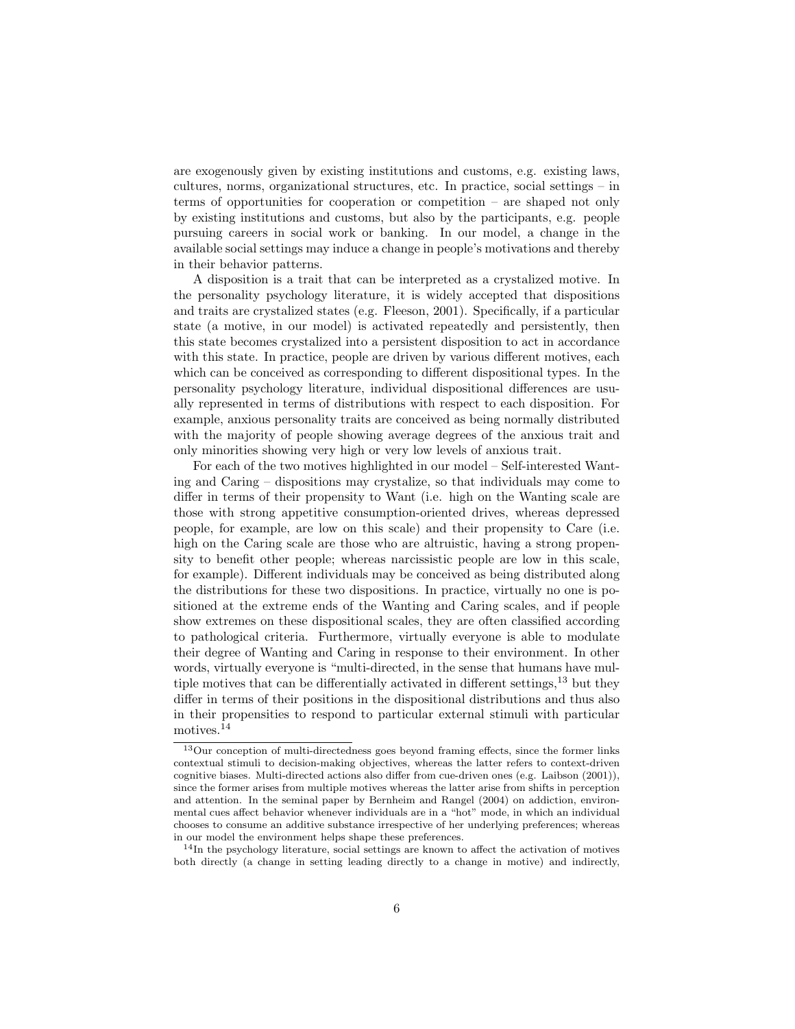are exogenously given by existing institutions and customs, e.g. existing laws, cultures, norms, organizational structures, etc. In practice, social settings – in terms of opportunities for cooperation or competition – are shaped not only by existing institutions and customs, but also by the participants, e.g. people pursuing careers in social work or banking. In our model, a change in the available social settings may induce a change in people's motivations and thereby in their behavior patterns.

A disposition is a trait that can be interpreted as a crystalized motive. In the personality psychology literature, it is widely accepted that dispositions and traits are crystalized states (e.g. Fleeson, 2001). Specifically, if a particular state (a motive, in our model) is activated repeatedly and persistently, then this state becomes crystalized into a persistent disposition to act in accordance with this state. In practice, people are driven by various different motives, each which can be conceived as corresponding to different dispositional types. In the personality psychology literature, individual dispositional differences are usually represented in terms of distributions with respect to each disposition. For example, anxious personality traits are conceived as being normally distributed with the majority of people showing average degrees of the anxious trait and only minorities showing very high or very low levels of anxious trait.

For each of the two motives highlighted in our model – Self-interested Wanting and Caring – dispositions may crystalize, so that individuals may come to differ in terms of their propensity to Want (i.e. high on the Wanting scale are those with strong appetitive consumption-oriented drives, whereas depressed people, for example, are low on this scale) and their propensity to Care (i.e. high on the Caring scale are those who are altruistic, having a strong propensity to benefit other people; whereas narcissistic people are low in this scale, for example). Different individuals may be conceived as being distributed along the distributions for these two dispositions. In practice, virtually no one is positioned at the extreme ends of the Wanting and Caring scales, and if people show extremes on these dispositional scales, they are often classified according to pathological criteria. Furthermore, virtually everyone is able to modulate their degree of Wanting and Caring in response to their environment. In other words, virtually everyone is "multi-directed, in the sense that humans have multiple motives that can be differentially activated in different settings,[13] but they differ in terms of their positions in the dispositional distributions and thus also in their propensities to respond to particular external stimuli with particular motives.[14]

[13]Our conception of multi-directedness goes beyond framing effects, since the former links contextual stimuli to decision-making objectives, whereas the latter refers to context-driven cognitive biases. Multi-directed actions also differ from cue-driven ones (e.g. Laibson (2001)), since the former arises from multiple motives whereas the latter arise from shifts in perception and attention. In the seminal paper by Bernheim and Rangel (2004) on addiction, environmental cues affect behavior whenever individuals are in a "hot" mode, in which an individual chooses to consume an additive substance irrespective of her underlying preferences; whereas in our model the environment helps shape these preferences.

[14]In the psychology literature, social settings are known to affect the activation of motives both directly (a change in setting leading directly to a change in motive) and indirectly,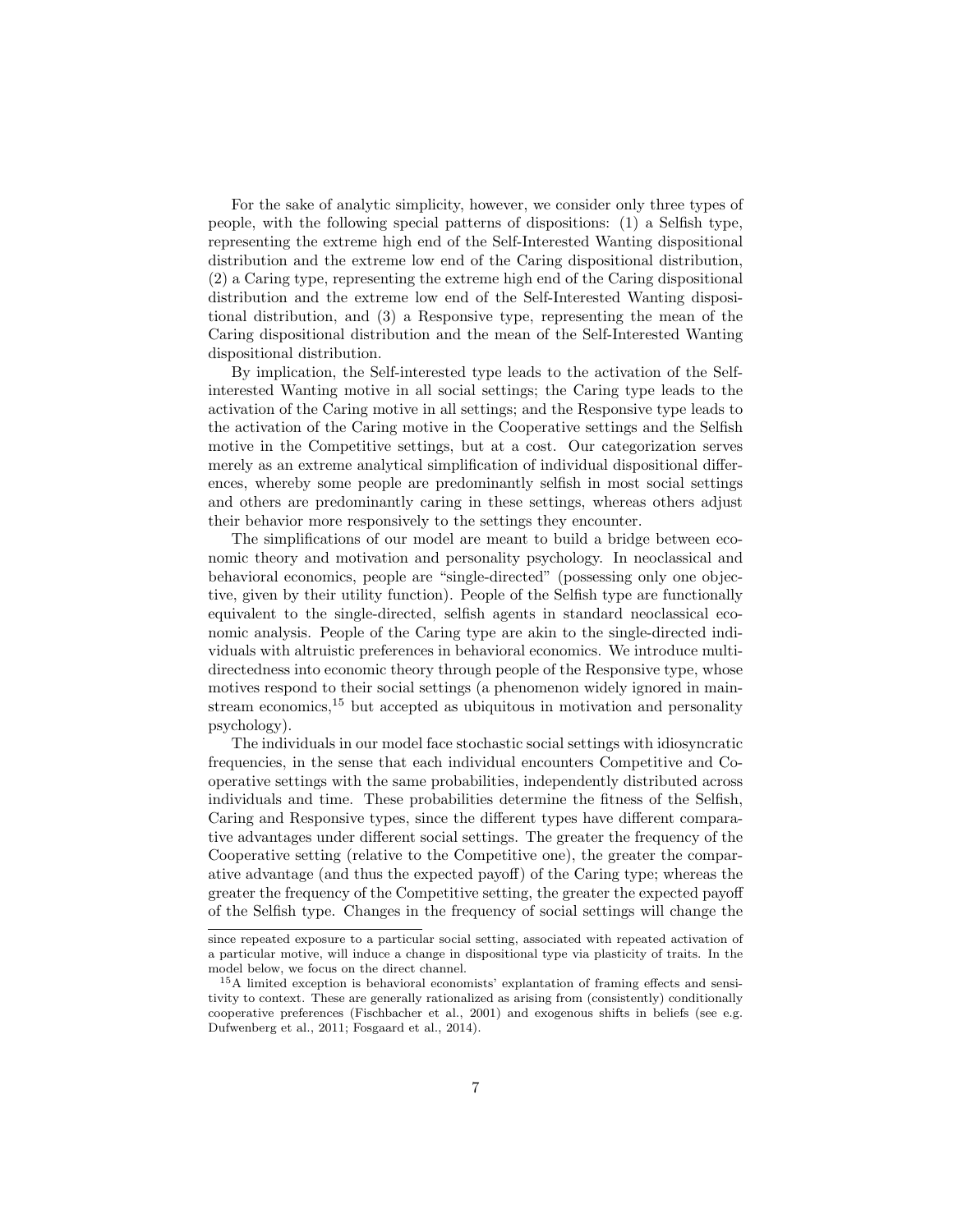For the sake of analytic simplicity, however, we consider only three types of people, with the following special patterns of dispositions: (1) a Selfish type, representing the extreme high end of the Self-Interested Wanting dispositional distribution and the extreme low end of the Caring dispositional distribution, (2) a Caring type, representing the extreme high end of the Caring dispositional distribution and the extreme low end of the Self-Interested Wanting dispositional distribution, and (3) a Responsive type, representing the mean of the Caring dispositional distribution and the mean of the Self-Interested Wanting dispositional distribution.

By implication, the Self-interested type leads to the activation of the Self-interested Wanting motive in all social settings; the Caring type leads to the activation of the Caring motive in all settings; and the Responsive type leads to the activation of the Caring motive in the Cooperative settings and the Selfish motive in the Competitive settings, but at a cost. Our categorization serves merely as an extreme analytical simplification of individual dispositional differences, whereby some people are predominantly selfish in most social settings and others are predominantly caring in these settings, whereas others adjust their behavior more responsively to the settings they encounter.

The simplifications of our model are meant to build a bridge between economic theory and motivation and personality psychology. In neoclassical and behavioral economics, people are "single-directed" (possessing only one objective, given by their utility function). People of the Selfish type are functionally equivalent to the single-directed, selfish agents in standard neoclassical economic analysis. People of the Caring type are akin to the single-directed individuals with altruistic preferences in behavioral economics. We introduce multi-directedness into economic theory through people of the Responsive type, whose motives respond to their social settings (a phenomenon widely ignored in mainstream economics,[15] but accepted as ubiquitous in motivation and personality psychology).

The individuals in our model face stochastic social settings with idiosyncratic frequencies, in the sense that each individual encounters Competitive and Cooperative settings with the same probabilities, independently distributed across individuals and time. These probabilities determine the fitness of the Selfish, Caring and Responsive types, since the different types have different comparative advantages under different social settings. The greater the frequency of the Cooperative setting (relative to the Competitive one), the greater the comparative advantage (and thus the expected payoff) of the Caring type; whereas the greater the frequency of the Competitive setting, the greater the expected payoff of the Selfish type. Changes in the frequency of social settings will change the

since repeated exposure to a particular social setting, associated with repeated activation of a particular motive, will induce a change in dispositional type via plasticity of traits. In the model below, we focus on the direct channel.

[15] A limited exception is behavioral economists' explantation of framing effects and sensitivity to context. These are generally rationalized as arising from (consistently) conditionally cooperative preferences (Fischbacher et al., 2001) and exogenous shifts in beliefs (see e.g. Dufwenberg et al., 2011; Fosgaard et al., 2014).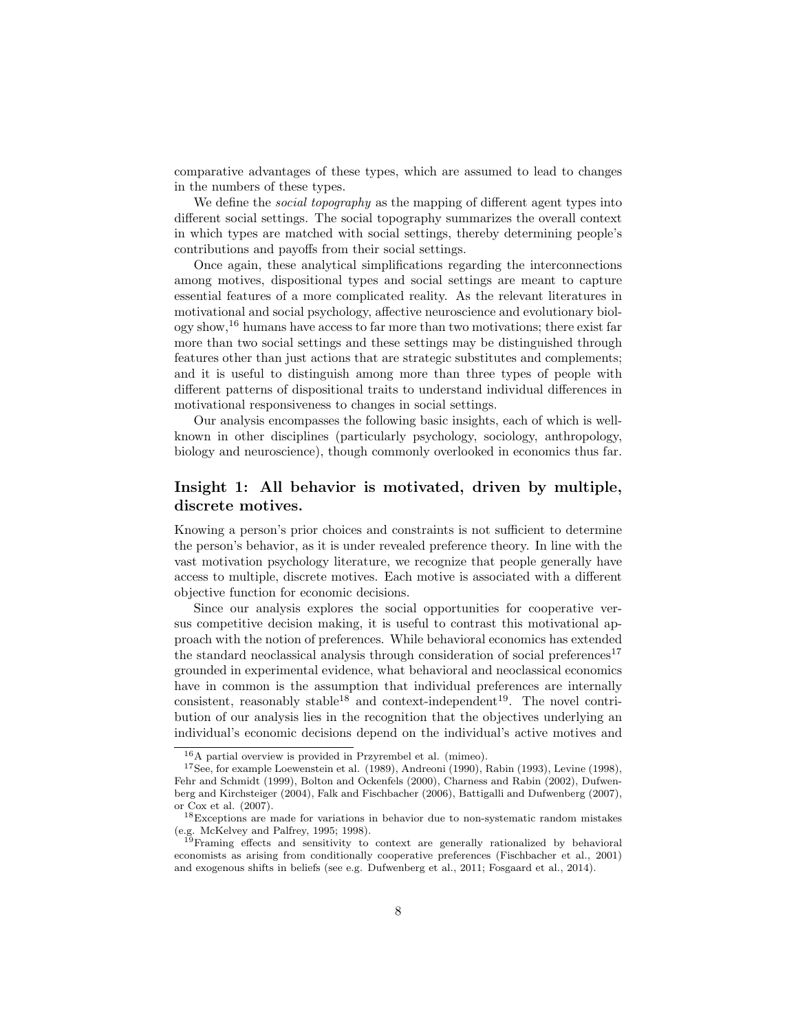comparative advantages of these types, which are assumed to lead to changes in the numbers of these types.

We define the *social topography* as the mapping of different agent types into different social settings. The social topography summarizes the overall context in which types are matched with social settings, thereby determining people's contributions and payoffs from their social settings.

Once again, these analytical simplifications regarding the interconnections among motives, dispositional types and social settings are meant to capture essential features of a more complicated reality. As the relevant literatures in motivational and social psychology, affective neuroscience and evolutionary biology show,[16] humans have access to far more than two motivations; there exist far more than two social settings and these settings may be distinguished through features other than just actions that are strategic substitutes and complements; and it is useful to distinguish among more than three types of people with different patterns of dispositional traits to understand individual differences in motivational responsiveness to changes in social settings.

Our analysis encompasses the following basic insights, each of which is well-known in other disciplines (particularly psychology, sociology, anthropology, biology and neuroscience), though commonly overlooked in economics thus far.

## Insight 1: All behavior is motivated, driven by multiple, discrete motives.

Knowing a person's prior choices and constraints is not sufficient to determine the person's behavior, as it is under revealed preference theory. In line with the vast motivation psychology literature, we recognize that people generally have access to multiple, discrete motives. Each motive is associated with a different objective function for economic decisions.

Since our analysis explores the social opportunities for cooperative versus competitive decision making, it is useful to contrast this motivational approach with the notion of preferences. While behavioral economics has extended the standard neoclassical analysis through consideration of social preferences[17] grounded in experimental evidence, what behavioral and neoclassical economics have in common is the assumption that individual preferences are internally consistent, reasonably stable[18] and context-independent[19]. The novel contribution of our analysis lies in the recognition that the objectives underlying an individual's economic decisions depend on the individual's active motives and

---

[16] A partial overview is provided in Przyrembel et al. (mimeo).

[17] See, for example Loewenstein et al. (1989), Andreoni (1990), Rabin (1993), Levine (1998), Fehr and Schmidt (1999), Bolton and Ockenfels (2000), Charness and Rabin (2002), Dufwenberg and Kirchsteiger (2004), Falk and Fischbacher (2006), Battigalli and Dufwenberg (2007), or Cox et al. (2007).

[18] Exceptions are made for variations in behavior due to non-systematic random mistakes (e.g. McKelvey and Palfrey, 1995; 1998).

[19] Framing effects and sensitivity to context are generally rationalized by behavioral economists as arising from conditionally cooperative preferences (Fischbacher et al., 2001) and exogenous shifts in beliefs (see e.g. Dufwenberg et al., 2011; Fosgaard et al., 2014).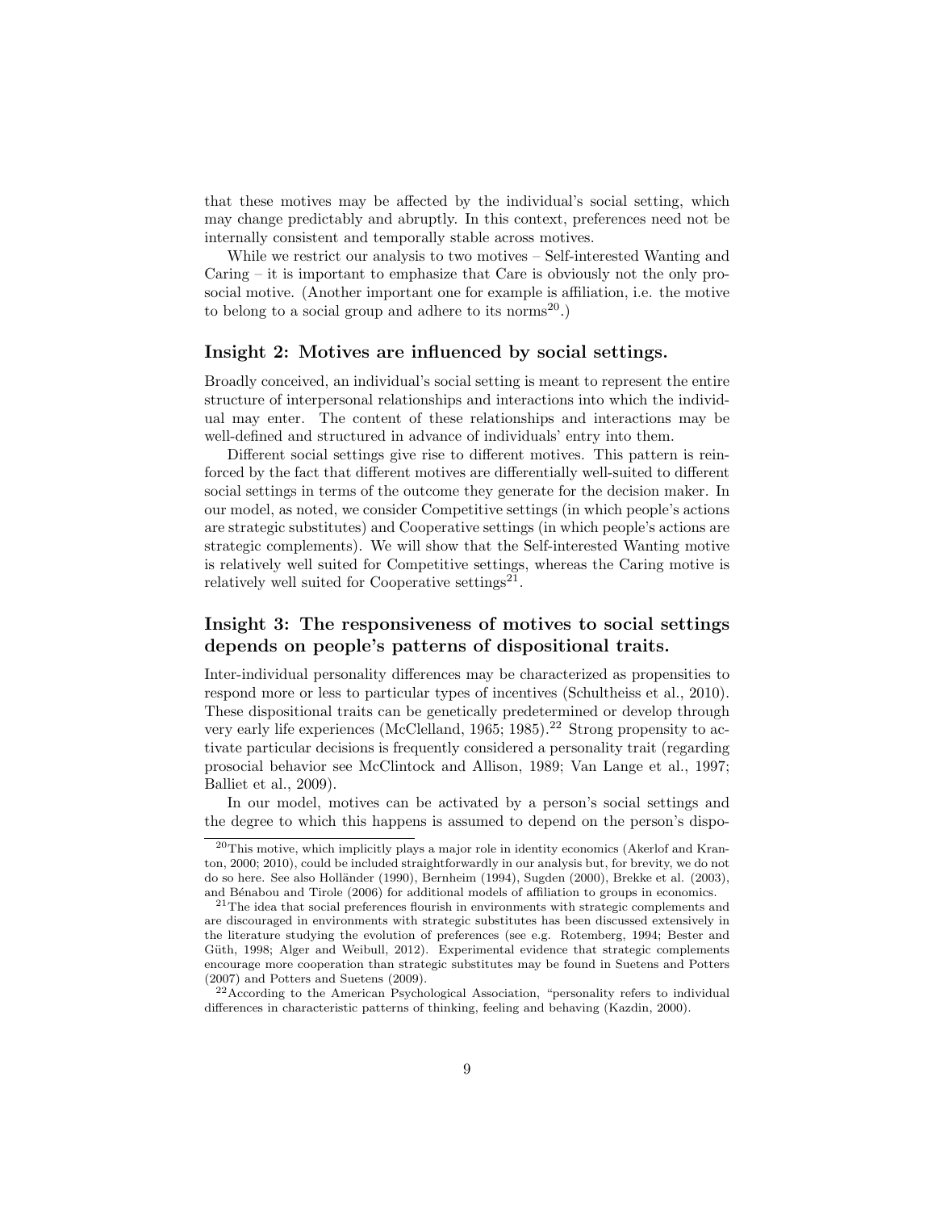that these motives may be affected by the individual's social setting, which may change predictably and abruptly. In this context, preferences need not be internally consistent and temporally stable across motives.

While we restrict our analysis to two motives – Self-interested Wanting and Caring – it is important to emphasize that Care is obviously not the only prosocial motive. (Another important one for example is affiliation, i.e. the motive to belong to a social group and adhere to its norms[20].)

### Insight 2: Motives are influenced by social settings.

Broadly conceived, an individual's social setting is meant to represent the entire structure of interpersonal relationships and interactions into which the individual may enter. The content of these relationships and interactions may be well-defined and structured in advance of individuals' entry into them.

Different social settings give rise to different motives. This pattern is reinforced by the fact that different motives are differentially well-suited to different social settings in terms of the outcome they generate for the decision maker. In our model, as noted, we consider Competitive settings (in which people's actions are strategic substitutes) and Cooperative settings (in which people's actions are strategic complements). We will show that the Self-interested Wanting motive is relatively well suited for Competitive settings, whereas the Caring motive is relatively well suited for Cooperative settings[21].

### Insight 3: The responsiveness of motives to social settings depends on people's patterns of dispositional traits.

Inter-individual personality differences may be characterized as propensities to respond more or less to particular types of incentives (Schultheiss et al., 2010). These dispositional traits can be genetically predetermined or develop through very early life experiences (McClelland, 1965; 1985).[22] Strong propensity to activate particular decisions is frequently considered a personality trait (regarding prosocial behavior see McClintock and Allison, 1989; Van Lange et al., 1997; Balliet et al., 2009).

In our model, motives can be activated by a person's social settings and the degree to which this happens is assumed to depend on the person's dispo-

[20] This motive, which implicitly plays a major role in identity economics (Akerlof and Kranton, 2000; 2010), could be included straightforwardly in our analysis but, for brevity, we do not do so here. See also Holländer (1990), Bernheim (1994), Sugden (2000), Brekke et al. (2003), and Bénabou and Tirole (2006) for additional models of affiliation to groups in economics.

[21] The idea that social preferences flourish in environments with strategic complements and are discouraged in environments with strategic substitutes has been discussed extensively in the literature studying the evolution of preferences (see e.g. Rotemberg, 1994; Bester and Güth, 1998; Alger and Weibull, 2012). Experimental evidence that strategic complements encourage more cooperation than strategic substitutes may be found in Suetens and Potters (2007) and Potters and Suetens (2009).

[22] According to the American Psychological Association, "personality refers to individual differences in characteristic patterns of thinking, feeling and behaving (Kazdin, 2000).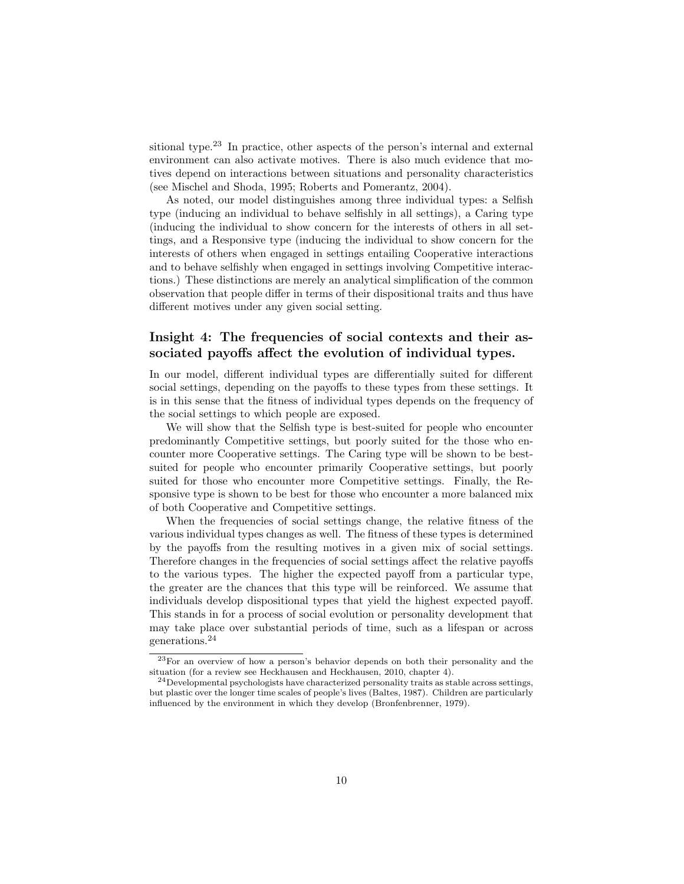sitional type.[23] In practice, other aspects of the person's internal and external environment can also activate motives. There is also much evidence that motives depend on interactions between situations and personality characteristics (see Mischel and Shoda, 1995; Roberts and Pomerantz, 2004).

As noted, our model distinguishes among three individual types: a Selfish type (inducing an individual to behave selfishly in all settings), a Caring type (inducing the individual to show concern for the interests of others in all settings, and a Responsive type (inducing the individual to show concern for the interests of others when engaged in settings entailing Cooperative interactions and to behave selfishly when engaged in settings involving Competitive interactions.) These distinctions are merely an analytical simplification of the common observation that people differ in terms of their dispositional traits and thus have different motives under any given social setting.

## Insight 4: The frequencies of social contexts and their associated payoffs affect the evolution of individual types.

In our model, different individual types are differentially suited for different social settings, depending on the payoffs to these types from these settings. It is in this sense that the fitness of individual types depends on the frequency of the social settings to which people are exposed.

We will show that the Selfish type is best-suited for people who encounter predominantly Competitive settings, but poorly suited for the those who encounter more Cooperative settings. The Caring type will be shown to be best-suited for people who encounter primarily Cooperative settings, but poorly suited for those who encounter more Competitive settings. Finally, the Responsive type is shown to be best for those who encounter a more balanced mix of both Cooperative and Competitive settings.

When the frequencies of social settings change, the relative fitness of the various individual types changes as well. The fitness of these types is determined by the payoffs from the resulting motives in a given mix of social settings. Therefore changes in the frequencies of social settings affect the relative payoffs to the various types. The higher the expected payoff from a particular type, the greater are the chances that this type will be reinforced. We assume that individuals develop dispositional types that yield the highest expected payoff. This stands in for a process of social evolution or personality development that may take place over substantial periods of time, such as a lifespan or across generations.[24]

[23] For an overview of how a person's behavior depends on both their personality and the situation (for a review see Heckhausen and Heckhausen, 2010, chapter 4).

[24] Developmental psychologists have characterized personality traits as stable across settings, but plastic over the longer time scales of people's lives (Baltes, 1987). Children are particularly influenced by the environment in which they develop (Bronfenbrenner, 1979).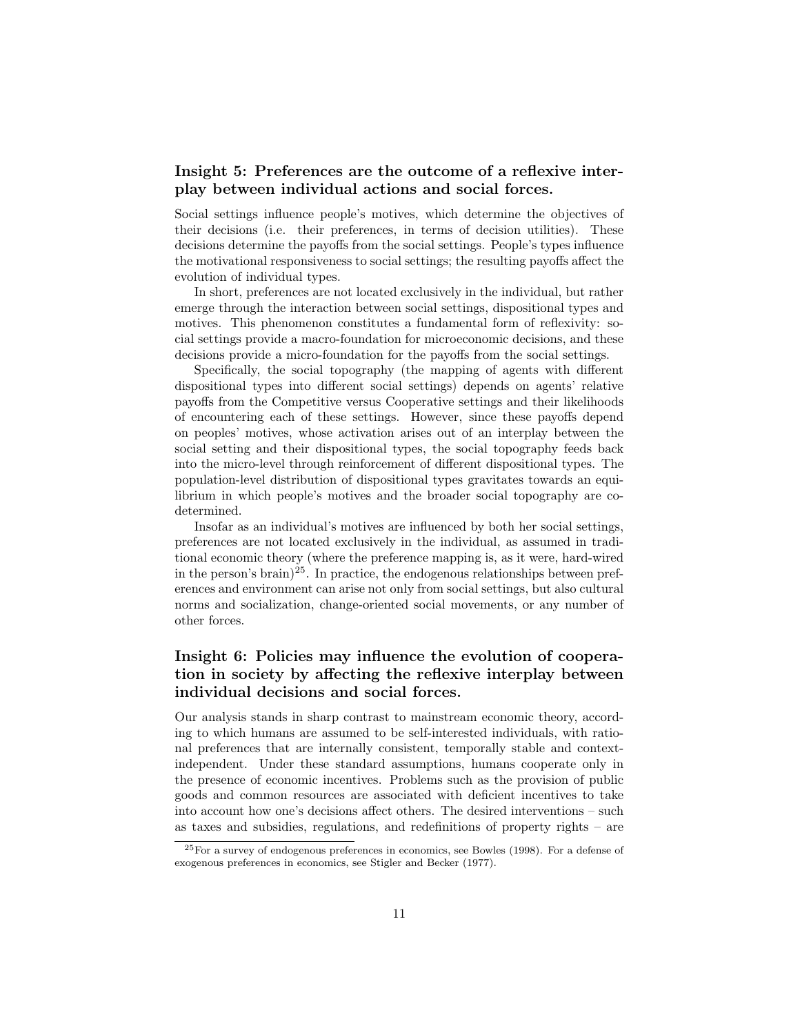## Insight 5: Preferences are the outcome of a reflexive interplay between individual actions and social forces.

Social settings influence people's motives, which determine the objectives of their decisions (i.e. their preferences, in terms of decision utilities). These decisions determine the payoffs from the social settings. People's types influence the motivational responsiveness to social settings; the resulting payoffs affect the evolution of individual types.

In short, preferences are not located exclusively in the individual, but rather emerge through the interaction between social settings, dispositional types and motives. This phenomenon constitutes a fundamental form of reflexivity: social settings provide a macro-foundation for microeconomic decisions, and these decisions provide a micro-foundation for the payoffs from the social settings.

Specifically, the social topography (the mapping of agents with different dispositional types into different social settings) depends on agents' relative payoffs from the Competitive versus Cooperative settings and their likelihoods of encountering each of these settings. However, since these payoffs depend on peoples' motives, whose activation arises out of an interplay between the social setting and their dispositional types, the social topography feeds back into the micro-level through reinforcement of different dispositional types. The population-level distribution of dispositional types gravitates towards an equilibrium in which people's motives and the broader social topography are co-determined.

Insofar as an individual's motives are influenced by both her social settings, preferences are not located exclusively in the individual, as assumed in traditional economic theory (where the preference mapping is, as it were, hard-wired in the person's brain)[25]. In practice, the endogenous relationships between preferences and environment can arise not only from social settings, but also cultural norms and socialization, change-oriented social movements, or any number of other forces.

## Insight 6: Policies may influence the evolution of cooperation in society by affecting the reflexive interplay between individual decisions and social forces.

Our analysis stands in sharp contrast to mainstream economic theory, according to which humans are assumed to be self-interested individuals, with rational preferences that are internally consistent, temporally stable and context-independent. Under these standard assumptions, humans cooperate only in the presence of economic incentives. Problems such as the provision of public goods and common resources are associated with deficient incentives to take into account how one's decisions affect others. The desired interventions – such as taxes and subsidies, regulations, and redefinitions of property rights – are

[25] For a survey of endogenous preferences in economics, see Bowles (1998). For a defense of exogenous preferences in economics, see Stigler and Becker (1977).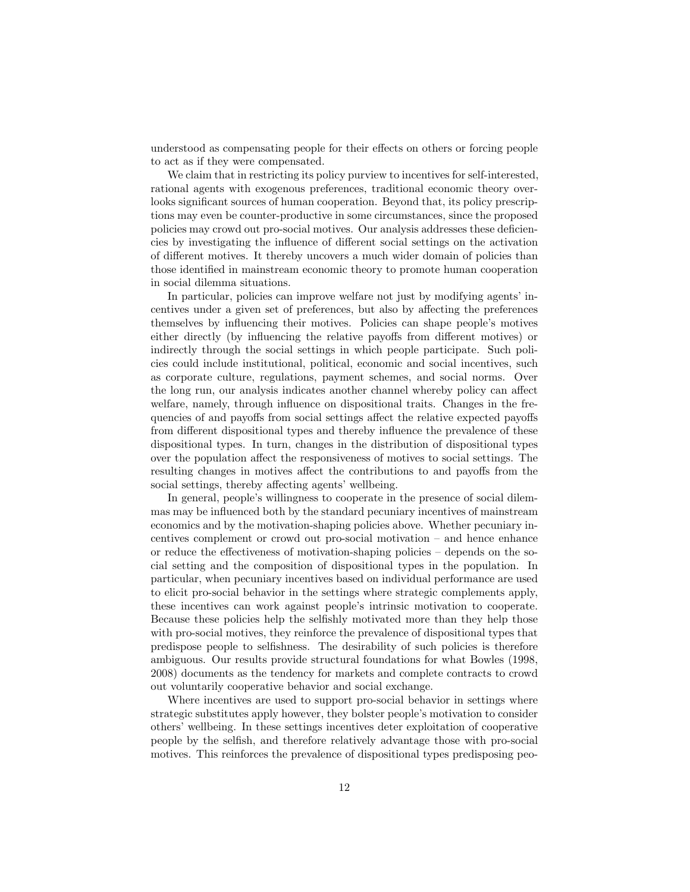understood as compensating people for their effects on others or forcing people to act as if they were compensated.

We claim that in restricting its policy purview to incentives for self-interested, rational agents with exogenous preferences, traditional economic theory overlooks significant sources of human cooperation. Beyond that, its policy prescriptions may even be counter-productive in some circumstances, since the proposed policies may crowd out pro-social motives. Our analysis addresses these deficiencies by investigating the influence of different social settings on the activation of different motives. It thereby uncovers a much wider domain of policies than those identified in mainstream economic theory to promote human cooperation in social dilemma situations.

In particular, policies can improve welfare not just by modifying agents' incentives under a given set of preferences, but also by affecting the preferences themselves by influencing their motives. Policies can shape people's motives either directly (by influencing the relative payoffs from different motives) or indirectly through the social settings in which people participate. Such policies could include institutional, political, economic and social incentives, such as corporate culture, regulations, payment schemes, and social norms. Over the long run, our analysis indicates another channel whereby policy can affect welfare, namely, through influence on dispositional traits. Changes in the frequencies of and payoffs from social settings affect the relative expected payoffs from different dispositional types and thereby influence the prevalence of these dispositional types. In turn, changes in the distribution of dispositional types over the population affect the responsiveness of motives to social settings. The resulting changes in motives affect the contributions to and payoffs from the social settings, thereby affecting agents' wellbeing.

In general, people's willingness to cooperate in the presence of social dilemmas may be influenced both by the standard pecuniary incentives of mainstream economics and by the motivation-shaping policies above. Whether pecuniary incentives complement or crowd out pro-social motivation – and hence enhance or reduce the effectiveness of motivation-shaping policies – depends on the social setting and the composition of dispositional types in the population. In particular, when pecuniary incentives based on individual performance are used to elicit pro-social behavior in the settings where strategic complements apply, these incentives can work against people's intrinsic motivation to cooperate. Because these policies help the selfishly motivated more than they help those with pro-social motives, they reinforce the prevalence of dispositional types that predispose people to selfishness. The desirability of such policies is therefore ambiguous. Our results provide structural foundations for what Bowles (1998, 2008) documents as the tendency for markets and complete contracts to crowd out voluntarily cooperative behavior and social exchange.

Where incentives are used to support pro-social behavior in settings where strategic substitutes apply however, they bolster people's motivation to consider others' wellbeing. In these settings incentives deter exploitation of cooperative people by the selfish, and therefore relatively advantage those with pro-social motives. This reinforces the prevalence of dispositional types predisposing peo-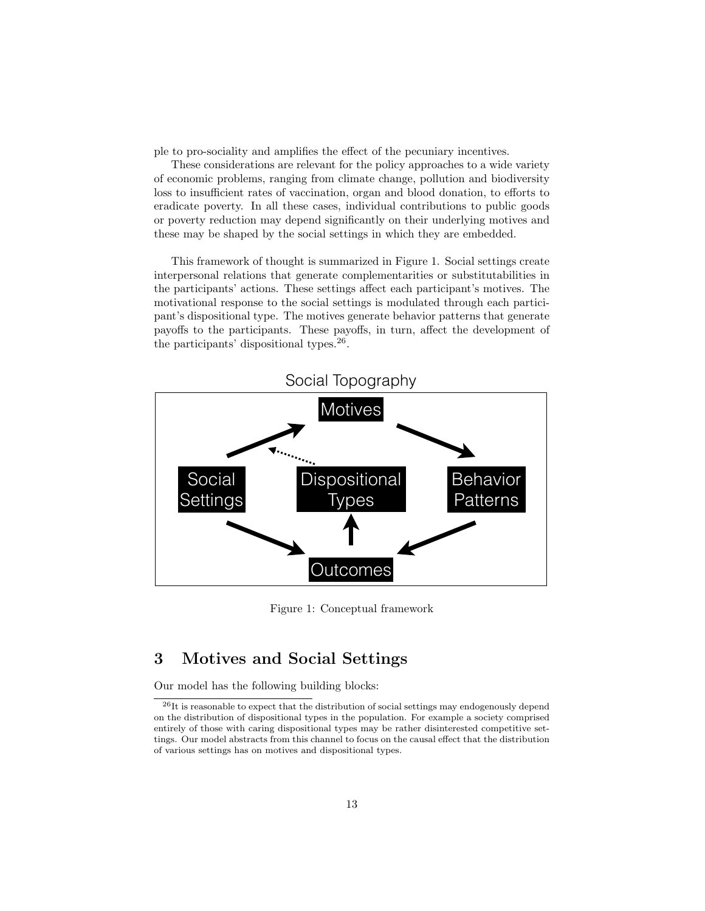ple to pro-sociality and amplifies the effect of the pecuniary incentives.

These considerations are relevant for the policy approaches to a wide variety of economic problems, ranging from climate change, pollution and biodiversity loss to insufficient rates of vaccination, organ and blood donation, to efforts to eradicate poverty. In all these cases, individual contributions to public goods or poverty reduction may depend significantly on their underlying motives and these may be shaped by the social settings in which they are embedded.

This framework of thought is summarized in Figure 1. Social settings create interpersonal relations that generate complementarities or substitutabilities in the participants' actions. These settings affect each participant's motives. The motivational response to the social settings is modulated through each participant's dispositional type. The motives generate behavior patterns that generate payoffs to the participants. These payoffs, in turn, affect the development of the participants' dispositional types.[26].

Social Topography

Motives

Social Settings

Dispositional Types

Behavior Patterns

Outcomes

Figure 1: Conceptual framework

## 3 Motives and Social Settings

Our model has the following building blocks:

[26]It is reasonable to expect that the distribution of social settings may endogenously depend on the distribution of dispositional types in the population. For example a society comprised entirely of those with caring dispositional types may be rather disinterested competitive settings. Our model abstracts from this channel to focus on the causal effect that the distribution of various settings has on motives and dispositional types.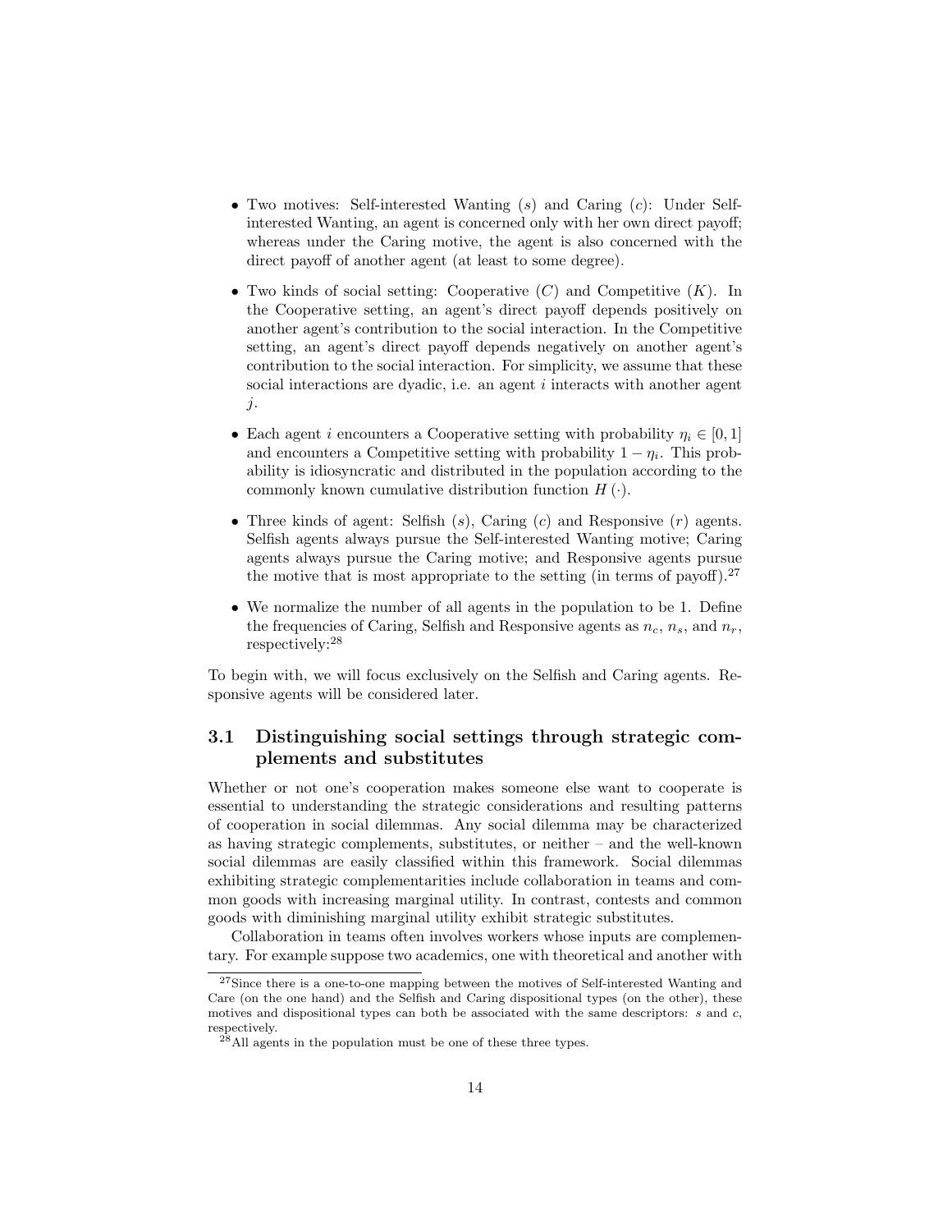- Two motives: Self-interested Wanting ($s$) and Caring ($c$): Under Self-interested Wanting, an agent is concerned only with her own direct payoff; whereas under the Caring motive, the agent is also concerned with the direct payoff of another agent (at least to some degree).

- Two kinds of social setting: Cooperative ($C$) and Competitive ($K$). In the Cooperative setting, an agent's direct payoff depends positively on another agent's contribution to the social interaction. In the Competitive setting, an agent's direct payoff depends negatively on another agent's contribution to the social interaction. For simplicity, we assume that these social interactions are dyadic, i.e. an agent $i$ interacts with another agent $j$.

- Each agent $i$ encounters a Cooperative setting with probability $\eta_i \in [0, 1]$ and encounters a Competitive setting with probability $1 - \eta_i$. This probability is idiosyncratic and distributed in the population according to the commonly known cumulative distribution function $H(\cdot)$.

- Three kinds of agent: Selfish ($s$), Caring ($c$) and Responsive ($r$) agents. Selfish agents always pursue the Self-interested Wanting motive; Caring agents always pursue the Caring motive; and Responsive agents pursue the motive that is most appropriate to the setting (in terms of payoff).[27]

- We normalize the number of all agents in the population to be 1. Define the frequencies of Caring, Selfish and Responsive agents as $n_c$, $n_s$, and $n_r$, respectively:[28]

To begin with, we will focus exclusively on the Selfish and Caring agents. Responsive agents will be considered later.

## 3.1 Distinguishing social settings through strategic complements and substitutes

Whether or not one's cooperation makes someone else want to cooperate is essential to understanding the strategic considerations and resulting patterns of cooperation in social dilemmas. Any social dilemma may be characterized as having strategic complements, substitutes, or neither – and the well-known social dilemmas are easily classified within this framework. Social dilemmas exhibiting strategic complementarities include collaboration in teams and common goods with increasing marginal utility. In contrast, contests and common goods with diminishing marginal utility exhibit strategic substitutes.

Collaboration in teams often involves workers whose inputs are complementary. For example suppose two academics, one with theoretical and another with

[27] Since there is a one-to-one mapping between the motives of Self-interested Wanting and Care (on the one hand) and the Selfish and Caring dispositional types (on the other), these motives and dispositional types can both be associated with the same descriptors: $s$ and $c$, respectively.

[28] All agents in the population must be one of these three types.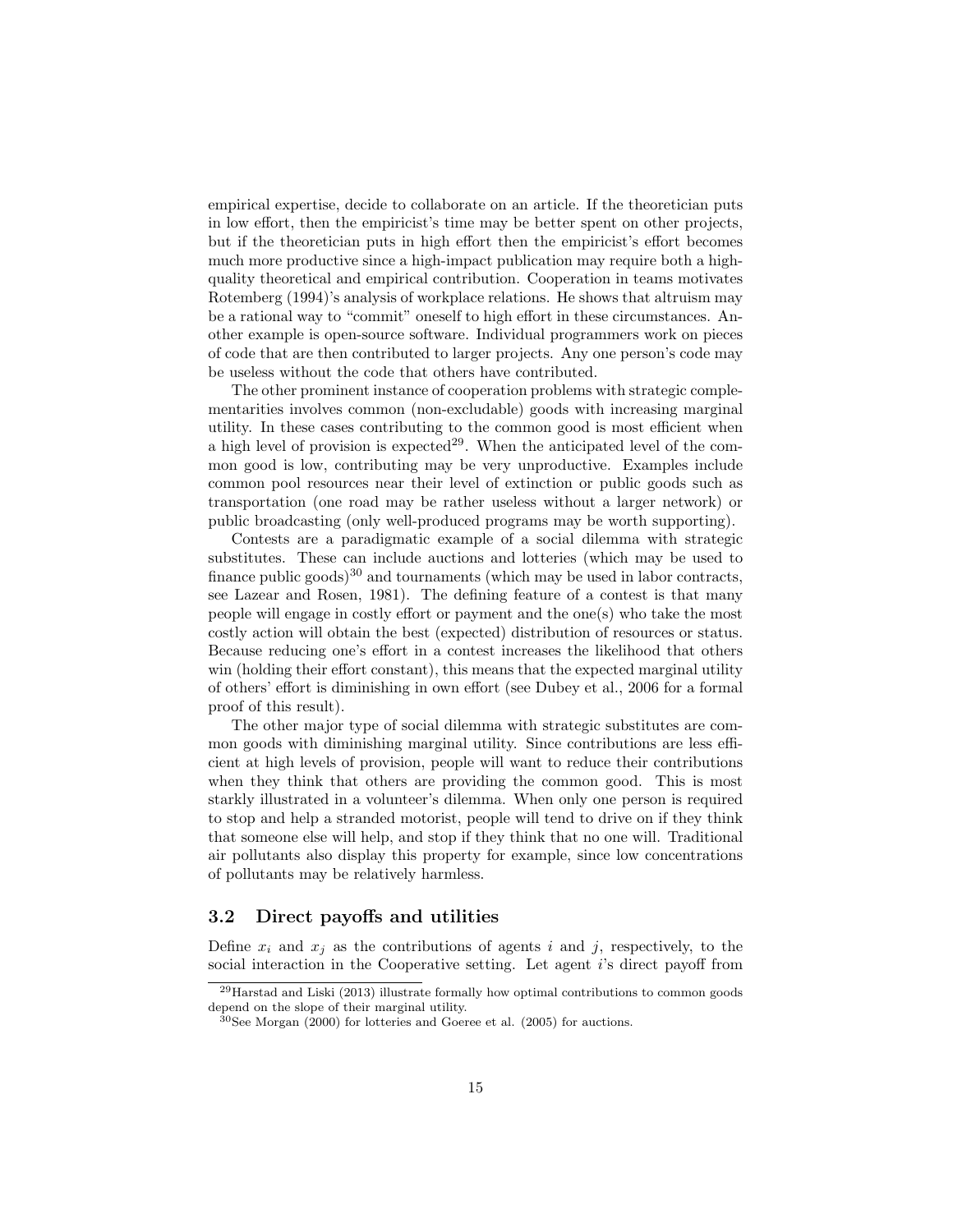empirical expertise, decide to collaborate on an article. If the theoretician puts in low effort, then the empiricist's time may be better spent on other projects, but if the theoretician puts in high effort then the empiricist's effort becomes much more productive since a high-impact publication may require both a high-quality theoretical and empirical contribution. Cooperation in teams motivates Rotemberg (1994)'s analysis of workplace relations. He shows that altruism may be a rational way to "commit" oneself to high effort in these circumstances. Another example is open-source software. Individual programmers work on pieces of code that are then contributed to larger projects. Any one person's code may be useless without the code that others have contributed.

The other prominent instance of cooperation problems with strategic complementarities involves common (non-excludable) goods with increasing marginal utility. In these cases contributing to the common good is most efficient when a high level of provision is expected[29]. When the anticipated level of the common good is low, contributing may be very unproductive. Examples include common pool resources near their level of extinction or public goods such as transportation (one road may be rather useless without a larger network) or public broadcasting (only well-produced programs may be worth supporting).

Contests are a paradigmatic example of a social dilemma with strategic substitutes. These can include auctions and lotteries (which may be used to finance public goods)[30] and tournaments (which may be used in labor contracts, see Lazear and Rosen, 1981). The defining feature of a contest is that many people will engage in costly effort or payment and the one(s) who take the most costly action will obtain the best (expected) distribution of resources or status. Because reducing one's effort in a contest increases the likelihood that others win (holding their effort constant), this means that the expected marginal utility of others' effort is diminishing in own effort (see Dubey et al., 2006 for a formal proof of this result).

The other major type of social dilemma with strategic substitutes are common goods with diminishing marginal utility. Since contributions are less efficient at high levels of provision, people will want to reduce their contributions when they think that others are providing the common good. This is most starkly illustrated in a volunteer's dilemma. When only one person is required to stop and help a stranded motorist, people will tend to drive on if they think that someone else will help, and stop if they think that no one will. Traditional air pollutants also display this property for example, since low concentrations of pollutants may be relatively harmless.

### 3.2 Direct payoffs and utilities

Define $x_i$ and $x_j$ as the contributions of agents $i$ and $j$, respectively, to the social interaction in the Cooperative setting. Let agent $i$'s direct payoff from

[29] Harstad and Liski (2013) illustrate formally how optimal contributions to common goods depend on the slope of their marginal utility.

[30] See Morgan (2000) for lotteries and Goeree et al. (2005) for auctions.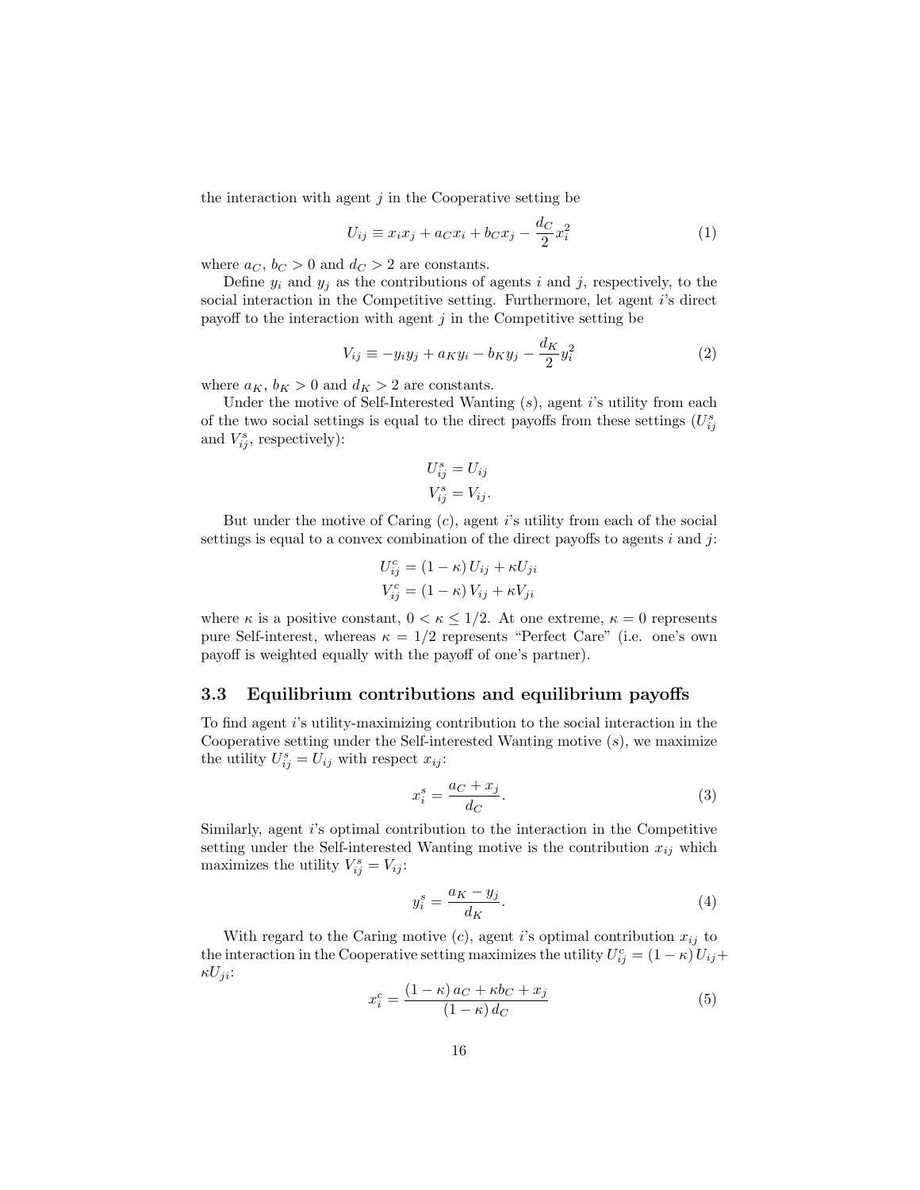the interaction with agent $j$ in the Cooperative setting be

$$U_{ij} \equiv x_i x_j + a_C x_i + b_C x_j - \frac{d_C}{2} x_i^2 \tag{1}$$

where $a_C$, $b_C > 0$ and $d_C > 2$ are constants.

Define $y_i$ and $y_j$ as the contributions of agents $i$ and $j$, respectively, to the social interaction in the Competitive setting. Furthermore, let agent $i$'s direct payoff to the interaction with agent $j$ in the Competitive setting be

$$V_{ij} \equiv -y_i y_j + a_K y_i - b_K y_j - \frac{d_K}{2} y_i^2 \tag{2}$$

where $a_K$, $b_K > 0$ and $d_K > 2$ are constants.

Under the motive of Self-Interested Wanting ($s$), agent $i$'s utility from each of the two social settings is equal to the direct payoffs from these settings ($U_{ij}^s$ and $V_{ij}^s$, respectively):

$$U_{ij}^s = U_{ij}$$
$$V_{ij}^s = V_{ij}.$$

But under the motive of Caring ($c$), agent $i$'s utility from each of the social settings is equal to a convex combination of the direct payoffs to agents $i$ and $j$:

$$U_{ij}^c = (1-\kappa) U_{ij} + \kappa U_{ji}$$
$$V_{ij}^c = (1-\kappa) V_{ij} + \kappa V_{ji}$$

where $\kappa$ is a positive constant, $0 < \kappa \leq 1/2$. At one extreme, $\kappa = 0$ represents pure Self-interest, whereas $\kappa = 1/2$ represents "Perfect Care" (i.e. one's own payoff is weighted equally with the payoff of one's partner).

### 3.3 Equilibrium contributions and equilibrium payoffs

To find agent $i$'s utility-maximizing contribution to the social interaction in the Cooperative setting under the Self-interested Wanting motive ($s$), we maximize the utility $U_{ij}^s = U_{ij}$ with respect $x_{ij}$:

$$x_i^s = \frac{a_C + x_j}{d_C}. \tag{3}$$

Similarly, agent $i$'s optimal contribution to the interaction in the Competitive setting under the Self-interested Wanting motive is the contribution $x_{ij}$ which maximizes the utility $V_{ij}^s = V_{ij}$:

$$y_i^s = \frac{a_K - y_j}{d_K}. \tag{4}$$

With regard to the Caring motive ($c$), agent $i$'s optimal contribution $x_{ij}$ to the interaction in the Cooperative setting maximizes the utility $U_{ij}^c = (1-\kappa) U_{ij} + \kappa U_{ji}$:

$$x_i^c = \frac{(1-\kappa) a_C + \kappa b_C + x_j}{(1-\kappa) d_C} \tag{5}$$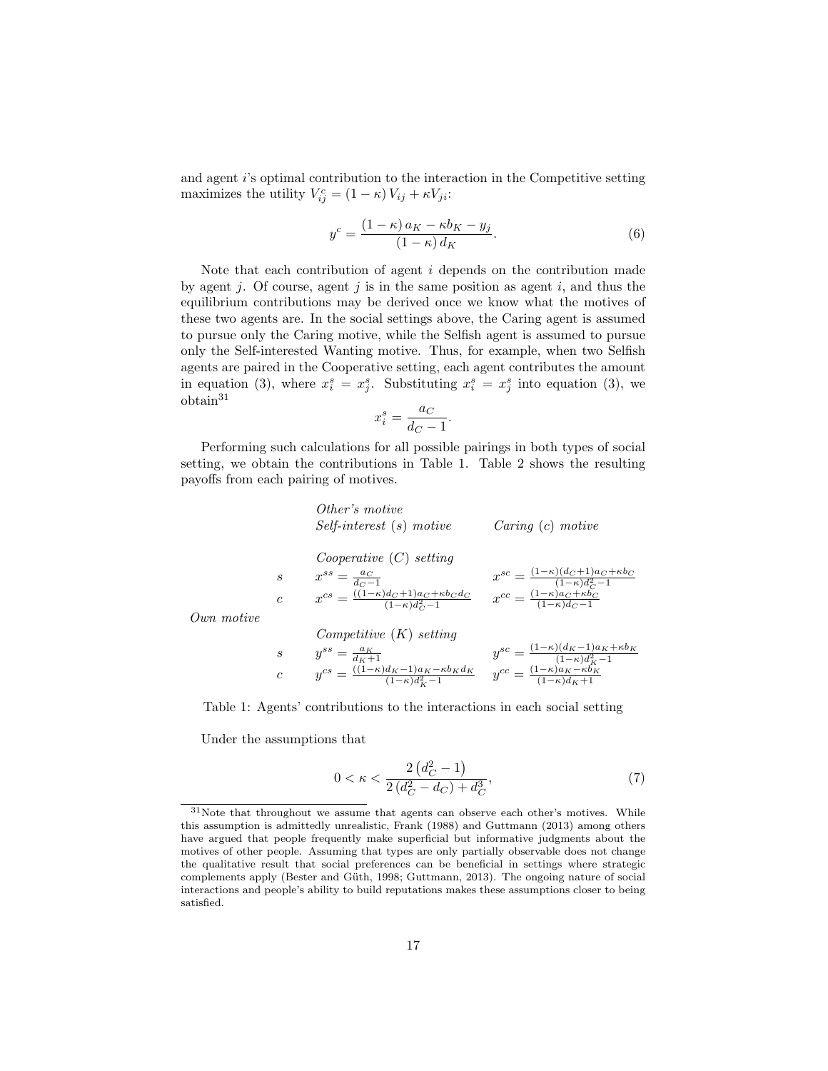and agent $i$'s optimal contribution to the interaction in the Competitive setting maximizes the utility $V_{ij}^c = (1-\kappa)V_{ij} + \kappa V_{ji}$:

$$y^c = \frac{(1-\kappa)a_K - \kappa b_K - y_j}{(1-\kappa)d_K}. \tag{6}$$

Note that each contribution of agent $i$ depends on the contribution made by agent $j$. Of course, agent $j$ is in the same position as agent $i$, and thus the equilibrium contributions may be derived once we know what the motives of these two agents are. In the social settings above, the Caring agent is assumed to pursue only the Caring motive, while the Selfish agent is assumed to pursue only the Self-interested Wanting motive. Thus, for example, when two Selfish agents are paired in the Cooperative setting, each agent contributes the amount in equation (3), where $x_i^s = x_j^s$. Substituting $x_i^s = x_j^s$ into equation (3), we obtain[31]

$$x_i^s = \frac{a_C}{d_C - 1}.$$

Performing such calculations for all possible pairings in both types of social setting, we obtain the contributions in Table 1. Table 2 shows the resulting payoffs from each pairing of motives.

| | | *Other's motive* | |
|---|---|---|---|
| | | *Self-interest (s) motive* | *Caring (c) motive* |
| | | *Cooperative (C) setting* | |
| *Own motive* | $s$ | $x^{ss} = \frac{a_C}{d_C - 1}$ | $x^{sc} = \frac{(1-\kappa)(d_C+1)a_C + \kappa b_C}{(1-\kappa)d_C^2 - 1}$ |
| | $c$ | $x^{cs} = \frac{((1-\kappa)d_C+1)a_C + \kappa b_C d_C}{(1-\kappa)d_C^2 - 1}$ | $x^{cc} = \frac{(1-\kappa)a_C + \kappa b_C}{(1-\kappa)d_C - 1}$ |
| | | *Competitive (K) setting* | |
| | $s$ | $y^{ss} = \frac{a_K}{d_K + 1}$ | $y^{sc} = \frac{(1-\kappa)(d_K-1)a_K + \kappa b_K}{(1-\kappa)d_K^2 - 1}$ |
| | $c$ | $y^{cs} = \frac{((1-\kappa)d_K-1)a_K - \kappa b_K d_K}{(1-\kappa)d_K^2 - 1}$ | $y^{cc} = \frac{(1-\kappa)a_K - \kappa b_K}{(1-\kappa)d_K + 1}$ |

Table 1: Agents' contributions to the interactions in each social setting

Under the assumptions that

$$0 < \kappa < \frac{2\left(d_C^2 - 1\right)}{2\left(d_C^2 - d_C\right) + d_C^3}, \tag{7}$$

[31] Note that throughout we assume that agents can observe each other's motives. While this assumption is admittedly unrealistic, Frank (1988) and Guttmann (2013) among others have argued that people frequently make superficial but informative judgments about the motives of other people. Assuming that types are only partially observable does not change the qualitative result that social preferences can be beneficial in settings where strategic complements apply (Bester and Güth, 1998; Guttmann, 2013). The ongoing nature of social interactions and people's ability to build reputations makes these assumptions closer to being satisfied.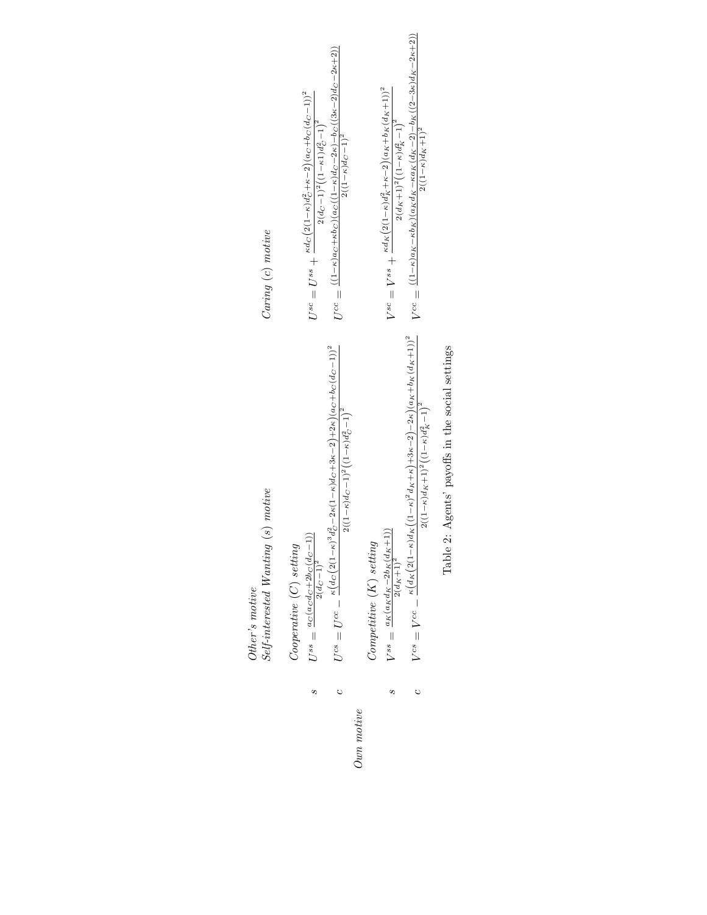| | | Other's motive | |
|---|---|---|---|
| | | Self-interested Wanting (s) motive | Caring (c) motive |
| | | *Cooperative (C) setting* | |
| Own motive | s | $U^{ss} = \frac{a_C(a_C d_C + 2b_C(d_C-1))}{2(d_C-1)^2}$ | $U^{sc} = U^{ss} + \frac{\kappa d_C\left(2(1-\kappa)d_C^2+\kappa-2\right)(a_C+b_C(d_C-1))^2}{2(d_C-1)^2\left((1-\kappa)d_C^2-1\right)^2}$ |
| | c | $U^{cs} = U^{cc} - \frac{\kappa\left(d_C\left(2(1-\kappa)^3 d_C^2-2\kappa(1-\kappa)d_C+3\kappa-2\right)+2\kappa\right)(a_C+b_C(d_C-1))^2}{2((1-\kappa)d_C-1)^2\left((1-\kappa)d_C^2-1\right)^2}$ | $U^{cc} = \frac{((1-\kappa)a_C+\kappa b_C)(a_C((1-\kappa)d_C-2\kappa)-b_C((3\kappa-2)d_C-2\kappa+2))}{2((1-\kappa)d_C-1)^2}$ |
| | | *Competitive (K) setting* | |
| | s | $V^{ss} = \frac{a_K(a_K d_K - 2b_K(d_K+1))}{2(d_K+1)^2}$ | $V^{sc} = V^{ss} + \frac{\kappa d_K\left(2(1-\kappa)d_K^2+\kappa-2\right)(a_K+b_K(d_K+1))^2}{2(d_K+1)^2\left((1-\kappa)d_K^2-1\right)^2}$ |
| | c | $V^{cs} = V^{cc} - \frac{\kappa\left(d_K\left(2(1-\kappa)d_K\left((1-\kappa)^2 d_K+\kappa\right)+3\kappa-2\right)-2\kappa\right)(a_K+b_K(d_K+1))^2}{2((1-\kappa)d_K+1)^2\left((1-\kappa)d_K^2-1\right)^2}$ | $V^{cc} = \frac{((1-\kappa)a_K-\kappa b_K)(a_K d_K-\kappa a_K(d_K-2)-b_K((2-3\kappa)d_K-2\kappa+2))}{2((1-\kappa)d_K+1)^2}$ |

Table 2: Agents' payoffs in the social settings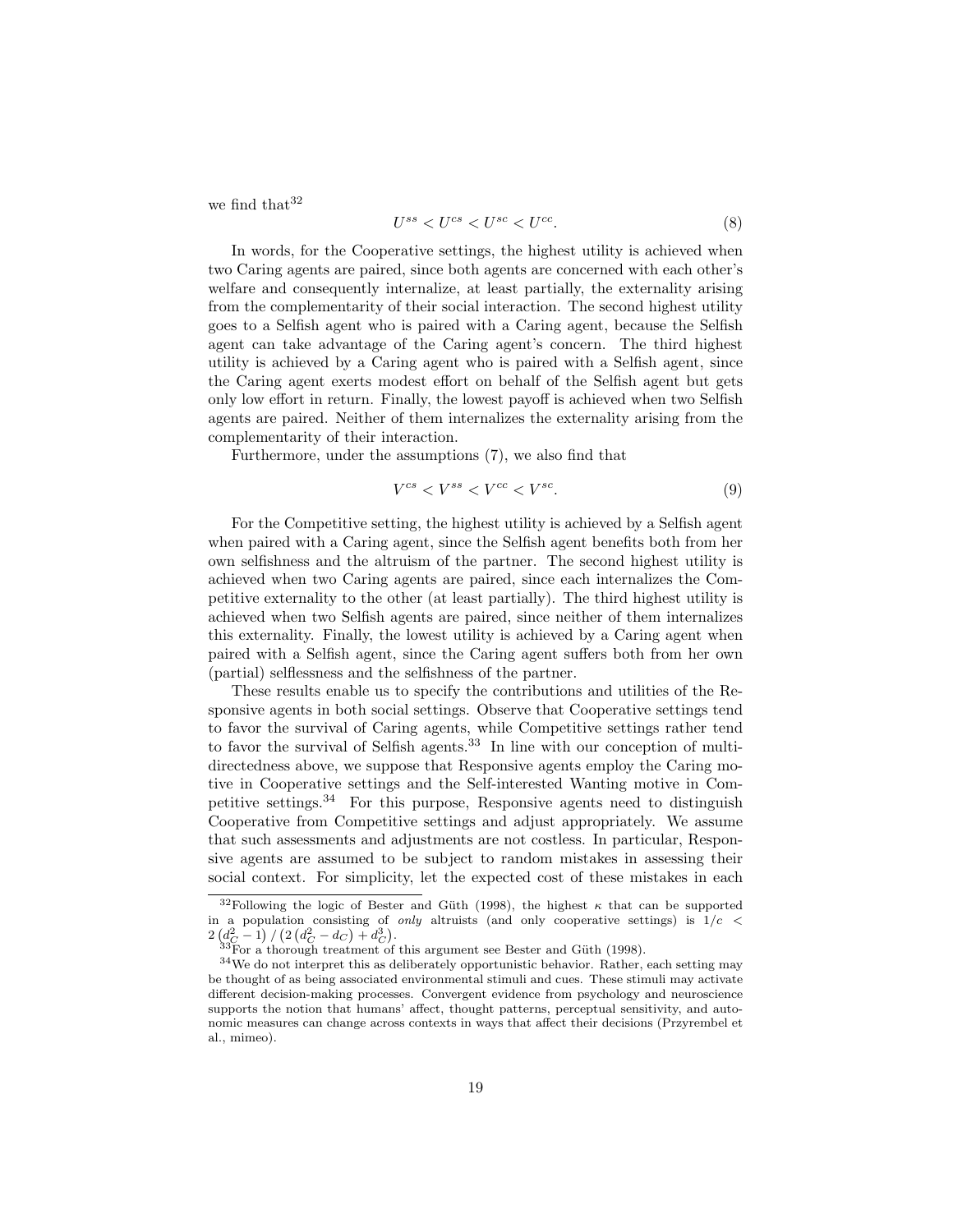we find that[32]

$$U^{ss} < U^{cs} < U^{sc} < U^{cc}. \tag{8}$$

In words, for the Cooperative settings, the highest utility is achieved when two Caring agents are paired, since both agents are concerned with each other's welfare and consequently internalize, at least partially, the externality arising from the complementarity of their social interaction. The second highest utility goes to a Selfish agent who is paired with a Caring agent, because the Selfish agent can take advantage of the Caring agent's concern. The third highest utility is achieved by a Caring agent who is paired with a Selfish agent, since the Caring agent exerts modest effort on behalf of the Selfish agent but gets only low effort in return. Finally, the lowest payoff is achieved when two Selfish agents are paired. Neither of them internalizes the externality arising from the complementarity of their interaction.

Furthermore, under the assumptions (7), we also find that

$$V^{cs} < V^{ss} < V^{cc} < V^{sc}. \tag{9}$$

For the Competitive setting, the highest utility is achieved by a Selfish agent when paired with a Caring agent, since the Selfish agent benefits both from her own selfishness and the altruism of the partner. The second highest utility is achieved when two Caring agents are paired, since each internalizes the Competitive externality to the other (at least partially). The third highest utility is achieved when two Selfish agents are paired, since neither of them internalizes this externality. Finally, the lowest utility is achieved by a Caring agent when paired with a Selfish agent, since the Caring agent suffers both from her own (partial) selflessness and the selfishness of the partner.

These results enable us to specify the contributions and utilities of the Responsive agents in both social settings. Observe that Cooperative settings tend to favor the survival of Caring agents, while Competitive settings rather tend to favor the survival of Selfish agents.[33] In line with our conception of multi-directedness above, we suppose that Responsive agents employ the Caring motive in Cooperative settings and the Self-interested Wanting motive in Competitive settings.[34] For this purpose, Responsive agents need to distinguish Cooperative from Competitive settings and adjust appropriately. We assume that such assessments and adjustments are not costless. In particular, Responsive agents are assumed to be subject to random mistakes in assessing their social context. For simplicity, let the expected cost of these mistakes in each

---

[32] Following the logic of Bester and Güth (1998), the highest $\kappa$ that can be supported in a population consisting of *only* altruists (and only cooperative settings) is $1/c < 2\left(d_C^2 - 1\right) / \left(2\left(d_C^2 - d_C\right) + d_C^3\right)$.

[33] For a thorough treatment of this argument see Bester and Güth (1998).

[34] We do not interpret this as deliberately opportunistic behavior. Rather, each setting may be thought of as being associated environmental stimuli and cues. These stimuli may activate different decision-making processes. Convergent evidence from psychology and neuroscience supports the notion that humans' affect, thought patterns, perceptual sensitivity, and autonomic measures can change across contexts in ways that affect their decisions (Przyrembel et al., mimeo).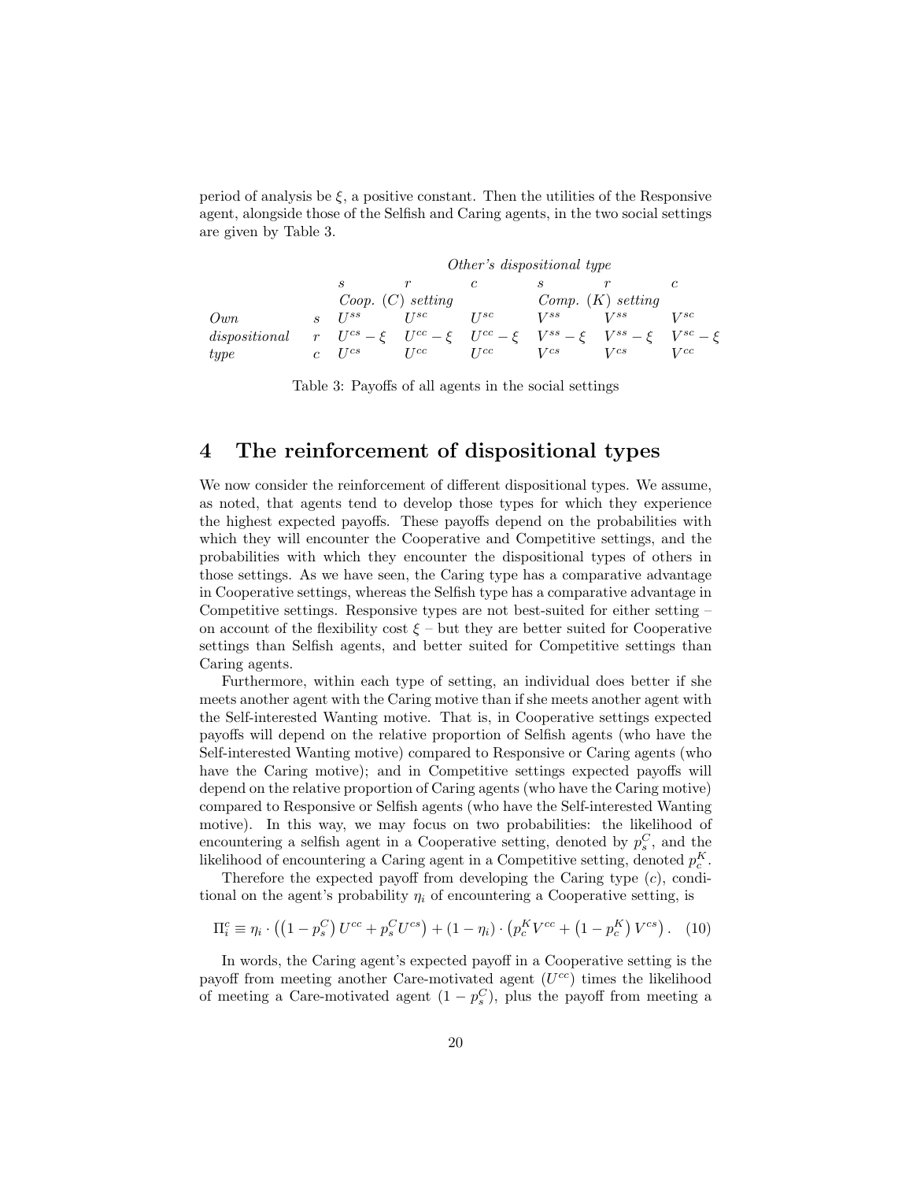period of analysis be $\xi$, a positive constant. Then the utilities of the Responsive agent, alongside those of the Selfish and Caring agents, in the two social settings are given by Table 3.

| | | *Other's dispositional type* | | | | | |
|---|---|---|---|---|---|---|---|
| | | $s$ | $r$ | $c$ | $s$ | $r$ | $c$ |
| | | *Coop.* ($C$) *setting* | | | *Comp.* ($K$) *setting* | | |
| *Own* | $s$ | $U^{ss}$ | $U^{sc}$ | $U^{sc}$ | $V^{ss}$ | $V^{ss}$ | $V^{sc}$ |
| *dispositional* | $r$ | $U^{cs} - \xi$ | $U^{cc} - \xi$ | $U^{cc} - \xi$ | $V^{ss} - \xi$ | $V^{ss} - \xi$ | $V^{sc} - \xi$ |
| *type* | $c$ | $U^{cs}$ | $U^{cc}$ | $U^{cc}$ | $V^{cs}$ | $V^{cs}$ | $V^{cc}$ |

Table 3: Payoffs of all agents in the social settings

## 4 The reinforcement of dispositional types

We now consider the reinforcement of different dispositional types. We assume, as noted, that agents tend to develop those types for which they experience the highest expected payoffs. These payoffs depend on the probabilities with which they will encounter the Cooperative and Competitive settings, and the probabilities with which they encounter the dispositional types of others in those settings. As we have seen, the Caring type has a comparative advantage in Cooperative settings, whereas the Selfish type has a comparative advantage in Competitive settings. Responsive types are not best-suited for either setting – on account of the flexibility cost $\xi$ – but they are better suited for Cooperative settings than Selfish agents, and better suited for Competitive settings than Caring agents.

Furthermore, within each type of setting, an individual does better if she meets another agent with the Caring motive than if she meets another agent with the Self-interested Wanting motive. That is, in Cooperative settings expected payoffs will depend on the relative proportion of Selfish agents (who have the Self-interested Wanting motive) compared to Responsive or Caring agents (who have the Caring motive); and in Competitive settings expected payoffs will depend on the relative proportion of Caring agents (who have the Caring motive) compared to Responsive or Selfish agents (who have the Self-interested Wanting motive). In this way, we may focus on two probabilities: the likelihood of encountering a selfish agent in a Cooperative setting, denoted by $p_s^C$, and the likelihood of encountering a Caring agent in a Competitive setting, denoted $p_c^K$.

Therefore the expected payoff from developing the Caring type ($c$), conditional on the agent's probability $\eta_i$ of encountering a Cooperative setting, is

$$\Pi_i^c \equiv \eta_i \cdot \left( \left(1 - p_s^C\right) U^{cc} + p_s^C U^{cs} \right) + (1 - \eta_i) \cdot \left( p_c^K V^{cc} + \left(1 - p_c^K\right) V^{cs} \right). \quad (10)$$

In words, the Caring agent's expected payoff in a Cooperative setting is the payoff from meeting another Care-motivated agent ($U^{cc}$) times the likelihood of meeting a Care-motivated agent ($1 - p_s^C$), plus the payoff from meeting a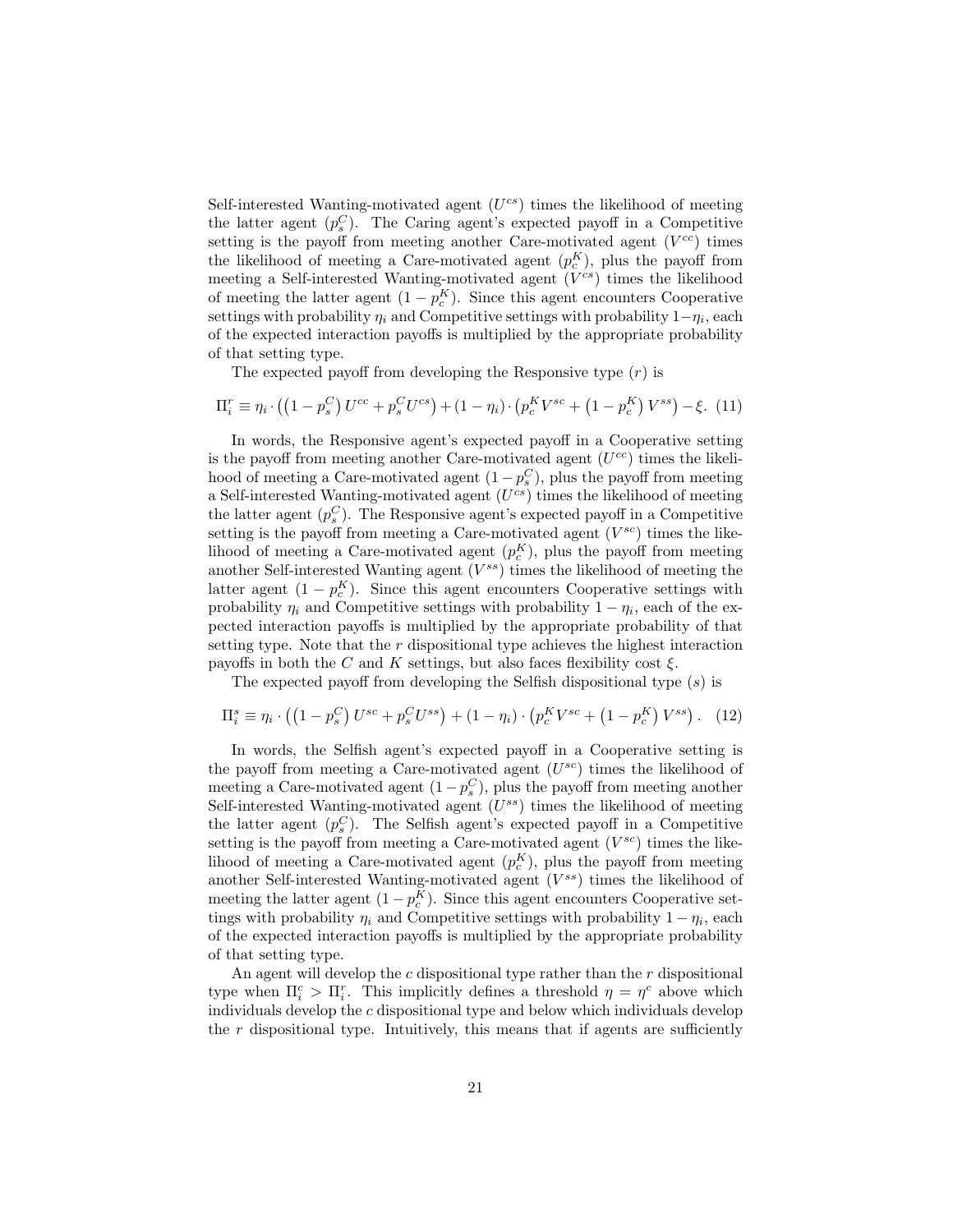Self-interested Wanting-motivated agent ($U^{cs}$) times the likelihood of meeting the latter agent ($p_s^C$). The Caring agent's expected payoff in a Competitive setting is the payoff from meeting another Care-motivated agent ($V^{cc}$) times the likelihood of meeting a Care-motivated agent ($p_c^K$), plus the payoff from meeting a Self-interested Wanting-motivated agent ($V^{cs}$) times the likelihood of meeting the latter agent ($1 - p_c^K$). Since this agent encounters Cooperative settings with probability $\eta_i$ and Competitive settings with probability $1-\eta_i$, each of the expected interaction payoffs is multiplied by the appropriate probability of that setting type.

The expected payoff from developing the Responsive type ($r$) is

$$\Pi_i^r \equiv \eta_i \cdot \left( \left(1 - p_s^C\right) U^{cc} + p_s^C U^{cs} \right) + (1 - \eta_i) \cdot \left( p_c^K V^{sc} + \left(1 - p_c^K\right) V^{ss} \right) - \xi. \quad (11)$$

In words, the Responsive agent's expected payoff in a Cooperative setting is the payoff from meeting another Care-motivated agent ($U^{cc}$) times the likelihood of meeting a Care-motivated agent ($1 - p_s^C$), plus the payoff from meeting a Self-interested Wanting-motivated agent ($U^{cs}$) times the likelihood of meeting the latter agent ($p_s^C$). The Responsive agent's expected payoff in a Competitive setting is the payoff from meeting a Care-motivated agent ($V^{sc}$) times the likelihood of meeting a Care-motivated agent ($p_c^K$), plus the payoff from meeting another Self-interested Wanting agent ($V^{ss}$) times the likelihood of meeting the latter agent ($1 - p_c^K$). Since this agent encounters Cooperative settings with probability $\eta_i$ and Competitive settings with probability $1 - \eta_i$, each of the expected interaction payoffs is multiplied by the appropriate probability of that setting type. Note that the $r$ dispositional type achieves the highest interaction payoffs in both the $C$ and $K$ settings, but also faces flexibility cost $\xi$.

The expected payoff from developing the Selfish dispositional type ($s$) is

$$\Pi_i^s \equiv \eta_i \cdot \left( \left(1 - p_s^C\right) U^{sc} + p_s^C U^{ss} \right) + (1 - \eta_i) \cdot \left( p_c^K V^{sc} + \left(1 - p_c^K\right) V^{ss} \right). \quad (12)$$

In words, the Selfish agent's expected payoff in a Cooperative setting is the payoff from meeting a Care-motivated agent ($U^{sc}$) times the likelihood of meeting a Care-motivated agent ($1 - p_s^C$), plus the payoff from meeting another Self-interested Wanting-motivated agent ($U^{ss}$) times the likelihood of meeting the latter agent ($p_s^C$). The Selfish agent's expected payoff in a Competitive setting is the payoff from meeting a Care-motivated agent ($V^{sc}$) times the likelihood of meeting a Care-motivated agent ($p_c^K$), plus the payoff from meeting another Self-interested Wanting-motivated agent ($V^{ss}$) times the likelihood of meeting the latter agent ($1 - p_c^K$). Since this agent encounters Cooperative settings with probability $\eta_i$ and Competitive settings with probability $1 - \eta_i$, each of the expected interaction payoffs is multiplied by the appropriate probability of that setting type.

An agent will develop the $c$ dispositional type rather than the $r$ dispositional type when $\Pi_i^c > \Pi_i^r$. This implicitly defines a threshold $\eta = \eta^c$ above which individuals develop the $c$ dispositional type and below which individuals develop the $r$ dispositional type. Intuitively, this means that if agents are sufficiently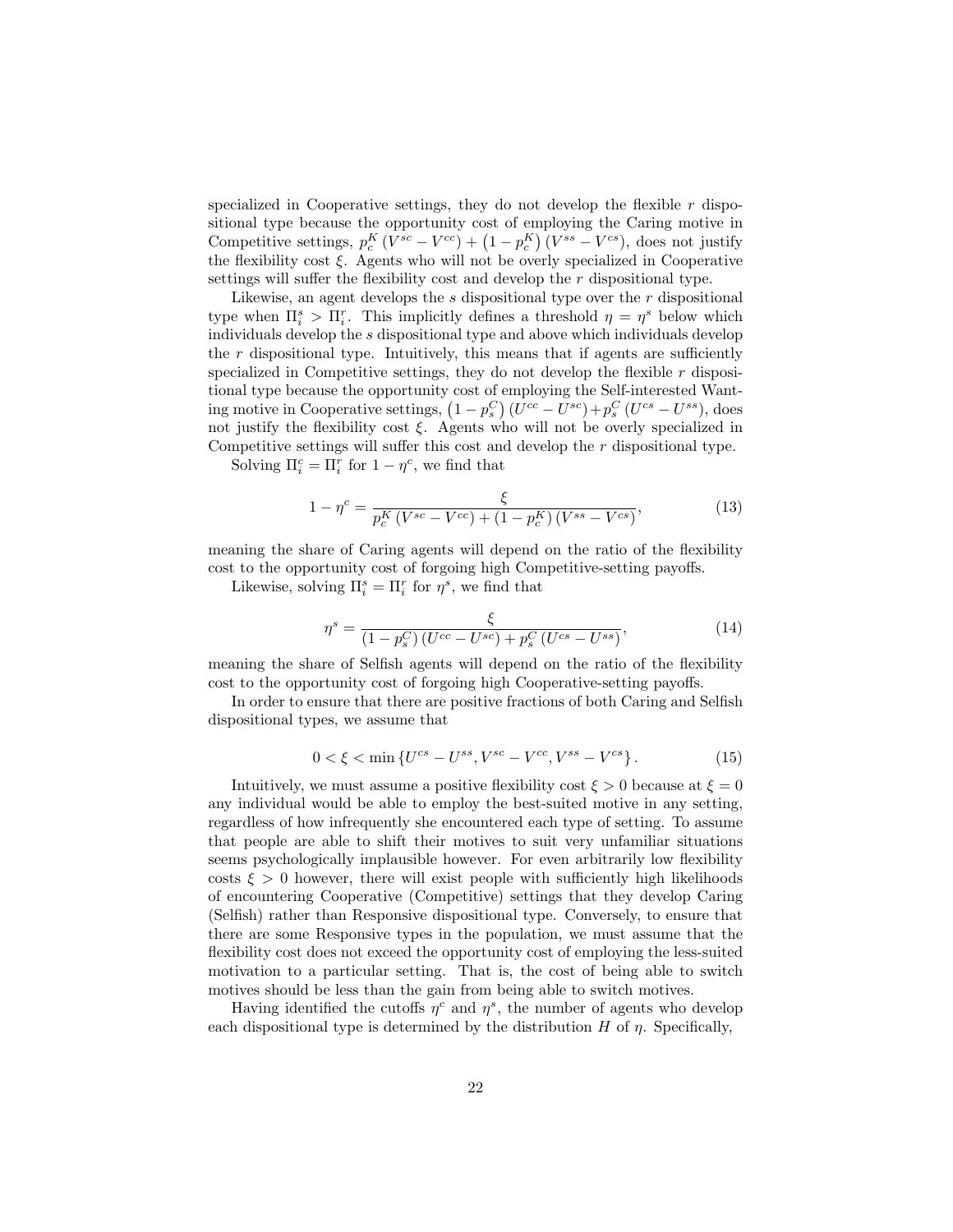specialized in Cooperative settings, they do not develop the flexible $r$ dispositional type because the opportunity cost of employing the Caring motive in Competitive settings, $p_c^K \left(V^{sc} - V^{cc}\right) + \left(1 - p_c^K\right)\left(V^{ss} - V^{cs}\right)$, does not justify the flexibility cost $\xi$. Agents who will not be overly specialized in Cooperative settings will suffer the flexibility cost and develop the $r$ dispositional type.

Likewise, an agent develops the $s$ dispositional type over the $r$ dispositional type when $\Pi_i^s > \Pi_i^r$. This implicitly defines a threshold $\eta = \eta^s$ below which individuals develop the $s$ dispositional type and above which individuals develop the $r$ dispositional type. Intuitively, this means that if agents are sufficiently specialized in Competitive settings, they do not develop the flexible $r$ dispositional type because the opportunity cost of employing the Self-interested Wanting motive in Cooperative settings, $\left(1 - p_s^C\right)\left(U^{cc} - U^{sc}\right) + p_s^C \left(U^{cs} - U^{ss}\right)$, does not justify the flexibility cost $\xi$. Agents who will not be overly specialized in Competitive settings will suffer this cost and develop the $r$ dispositional type.

Solving $\Pi_i^c = \Pi_i^r$ for $1 - \eta^c$, we find that

$$1 - \eta^c = \frac{\xi}{p_c^K \left(V^{sc} - V^{cc}\right) + \left(1 - p_c^K\right)\left(V^{ss} - V^{cs}\right)}, \tag{13}$$

meaning the share of Caring agents will depend on the ratio of the flexibility cost to the opportunity cost of forgoing high Competitive-setting payoffs.

Likewise, solving $\Pi_i^s = \Pi_i^r$ for $\eta^s$, we find that

$$\eta^s = \frac{\xi}{\left(1 - p_s^C\right)\left(U^{cc} - U^{sc}\right) + p_s^C \left(U^{cs} - U^{ss}\right)}, \tag{14}$$

meaning the share of Selfish agents will depend on the ratio of the flexibility cost to the opportunity cost of forgoing high Cooperative-setting payoffs.

In order to ensure that there are positive fractions of both Caring and Selfish dispositional types, we assume that

$$0 < \xi < \min\left\{U^{cs} - U^{ss}, V^{sc} - V^{cc}, V^{ss} - V^{cs}\right\}. \tag{15}$$

Intuitively, we must assume a positive flexibility cost $\xi > 0$ because at $\xi = 0$ any individual would be able to employ the best-suited motive in any setting, regardless of how infrequently she encountered each type of setting. To assume that people are able to shift their motives to suit very unfamiliar situations seems psychologically implausible however. For even arbitrarily low flexibility costs $\xi > 0$ however, there will exist people with sufficiently high likelihoods of encountering Cooperative (Competitive) settings that they develop Caring (Selfish) rather than Responsive dispositional type. Conversely, to ensure that there are some Responsive types in the population, we must assume that the flexibility cost does not exceed the opportunity cost of employing the less-suited motivation to a particular setting. That is, the cost of being able to switch motives should be less than the gain from being able to switch motives.

Having identified the cutoffs $\eta^c$ and $\eta^s$, the number of agents who develop each dispositional type is determined by the distribution $H$ of $\eta$. Specifically,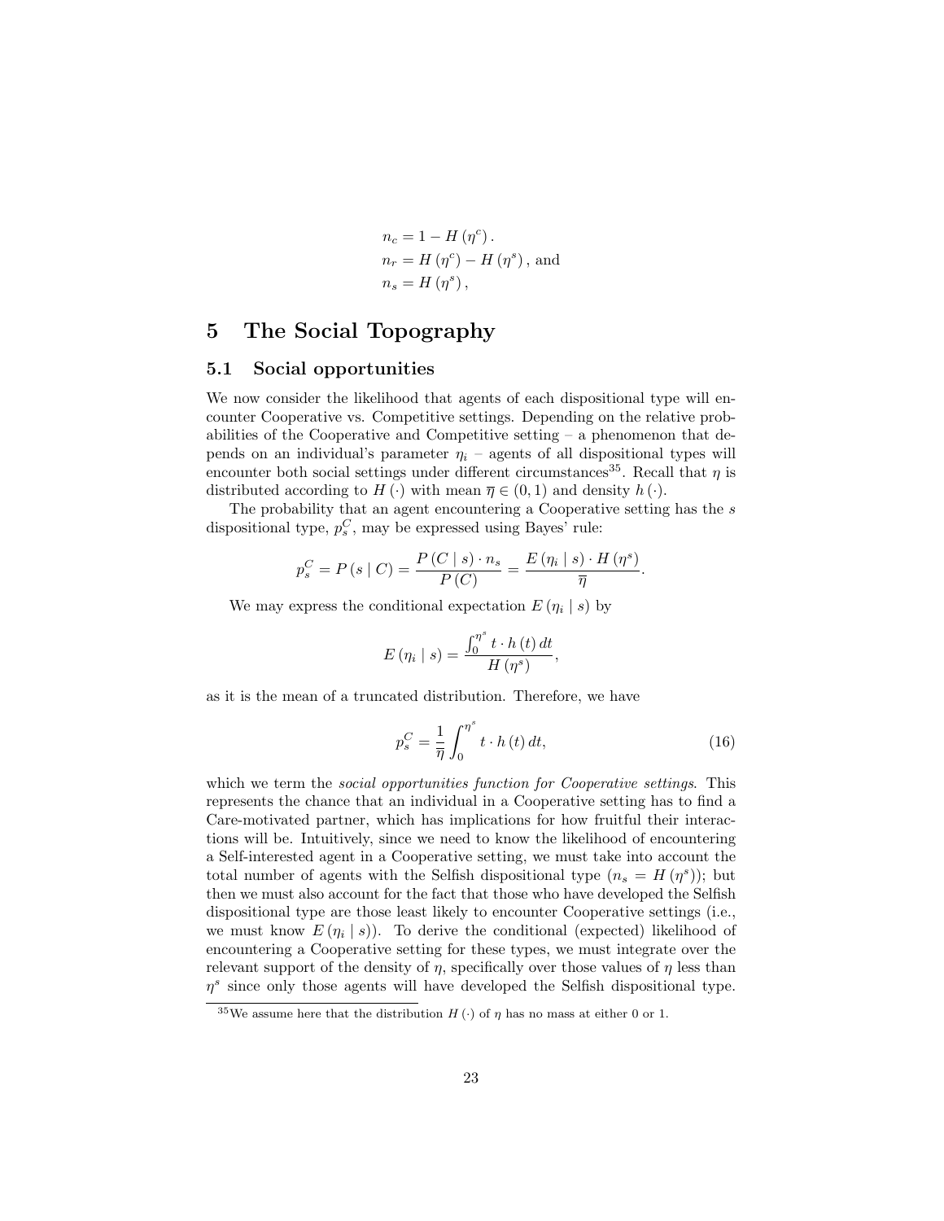$$n_c = 1 - H(\eta^c).$$
$$n_r = H(\eta^c) - H(\eta^s), \text{ and}$$
$$n_s = H(\eta^s),$$

# 5 The Social Topography

## 5.1 Social opportunities

We now consider the likelihood that agents of each dispositional type will encounter Cooperative vs. Competitive settings. Depending on the relative probabilities of the Cooperative and Competitive setting – a phenomenon that depends on an individual's parameter $\eta_i$ – agents of all dispositional types will encounter both social settings under different circumstances[35]. Recall that $\eta$ is distributed according to $H(\cdot)$ with mean $\overline{\eta} \in (0,1)$ and density $h(\cdot)$.

The probability that an agent encountering a Cooperative setting has the $s$ dispositional type, $p_s^C$, may be expressed using Bayes' rule:

$$p_s^C = P(s \mid C) = \frac{P(C \mid s) \cdot n_s}{P(C)} = \frac{E(\eta_i \mid s) \cdot H(\eta^s)}{\overline{\eta}}.$$

We may express the conditional expectation $E(\eta_i \mid s)$ by

$$E(\eta_i \mid s) = \frac{\int_0^{\eta^s} t \cdot h(t)\, dt}{H(\eta^s)},$$

as it is the mean of a truncated distribution. Therefore, we have

$$p_s^C = \frac{1}{\overline{\eta}} \int_0^{\eta^s} t \cdot h(t)\, dt, \tag{16}$$

which we term the *social opportunities function for Cooperative settings*. This represents the chance that an individual in a Cooperative setting has to find a Care-motivated partner, which has implications for how fruitful their interactions will be. Intuitively, since we need to know the likelihood of encountering a Self-interested agent in a Cooperative setting, we must take into account the total number of agents with the Selfish dispositional type ($n_s = H(\eta^s)$); but then we must also account for the fact that those who have developed the Selfish dispositional type are those least likely to encounter Cooperative settings (i.e., we must know $E(\eta_i \mid s)$). To derive the conditional (expected) likelihood of encountering a Cooperative setting for these types, we must integrate over the relevant support of the density of $\eta$, specifically over those values of $\eta$ less than $\eta^s$ since only those agents will have developed the Selfish dispositional type.

[35] We assume here that the distribution $H(\cdot)$ of $\eta$ has no mass at either 0 or 1.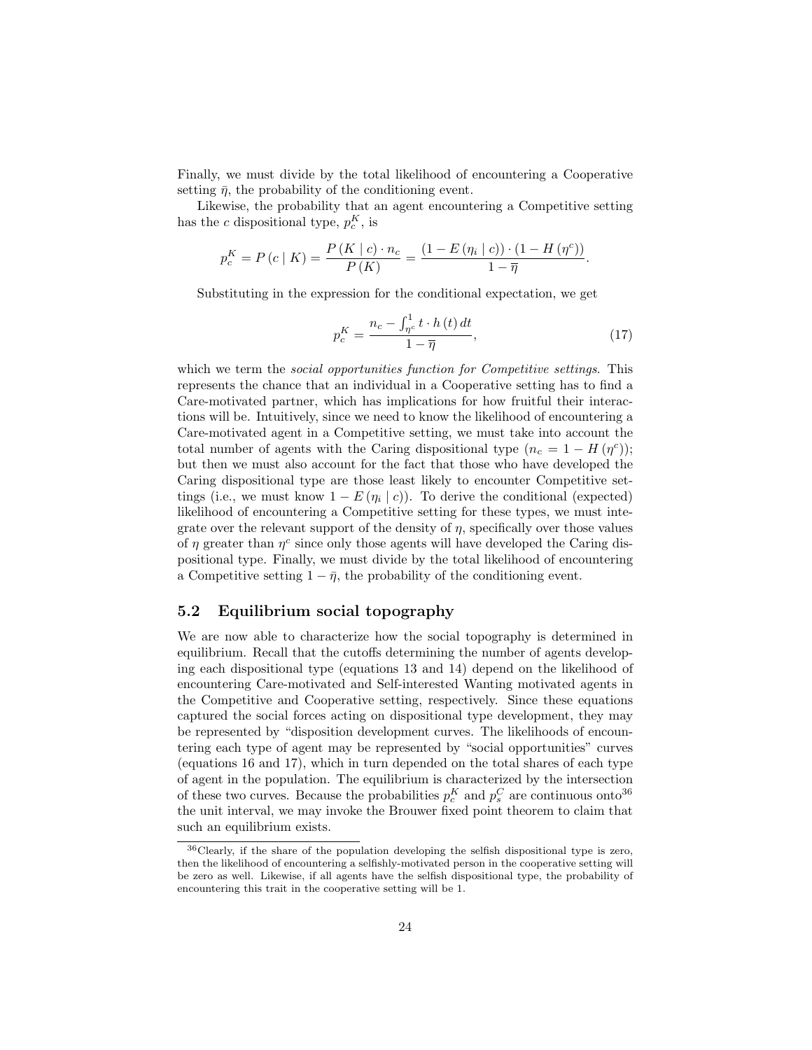Finally, we must divide by the total likelihood of encountering a Cooperative setting $\bar{\eta}$, the probability of the conditioning event.

Likewise, the probability that an agent encountering a Competitive setting has the $c$ dispositional type, $p_c^K$, is

$$p_c^K = P(c \mid K) = \frac{P(K \mid c) \cdot n_c}{P(K)} = \frac{(1 - E(\eta_i \mid c)) \cdot (1 - H(\eta^c))}{1 - \overline{\eta}}.$$

Substituting in the expression for the conditional expectation, we get

$$p_c^K = \frac{n_c - \int_{\eta^c}^{1} t \cdot h(t)\, dt}{1 - \overline{\eta}}, \tag{17}$$

which we term the *social opportunities function for Competitive settings*. This represents the chance that an individual in a Cooperative setting has to find a Care-motivated partner, which has implications for how fruitful their interactions will be. Intuitively, since we need to know the likelihood of encountering a Care-motivated agent in a Competitive setting, we must take into account the total number of agents with the Caring dispositional type ($n_c = 1 - H(\eta^c)$); but then we must also account for the fact that those who have developed the Caring dispositional type are those least likely to encounter Competitive settings (i.e., we must know $1 - E(\eta_i \mid c)$). To derive the conditional (expected) likelihood of encountering a Competitive setting for these types, we must integrate over the relevant support of the density of $\eta$, specifically over those values of $\eta$ greater than $\eta^c$ since only those agents will have developed the Caring dispositional type. Finally, we must divide by the total likelihood of encountering a Competitive setting $1 - \bar{\eta}$, the probability of the conditioning event.

## 5.2 Equilibrium social topography

We are now able to characterize how the social topography is determined in equilibrium. Recall that the cutoffs determining the number of agents developing each dispositional type (equations 13 and 14) depend on the likelihood of encountering Care-motivated and Self-interested Wanting motivated agents in the Competitive and Cooperative setting, respectively. Since these equations captured the social forces acting on dispositional type development, they may be represented by "disposition development curves. The likelihoods of encountering each type of agent may be represented by "social opportunities" curves (equations 16 and 17), which in turn depended on the total shares of each type of agent in the population. The equilibrium is characterized by the intersection of these two curves. Because the probabilities $p_c^K$ and $p_s^C$ are continuous onto[36] the unit interval, we may invoke the Brouwer fixed point theorem to claim that such an equilibrium exists.

[36] Clearly, if the share of the population developing the selfish dispositional type is zero, then the likelihood of encountering a selfishly-motivated person in the cooperative setting will be zero as well. Likewise, if all agents have the selfish dispositional type, the probability of encountering this trait in the cooperative setting will be 1.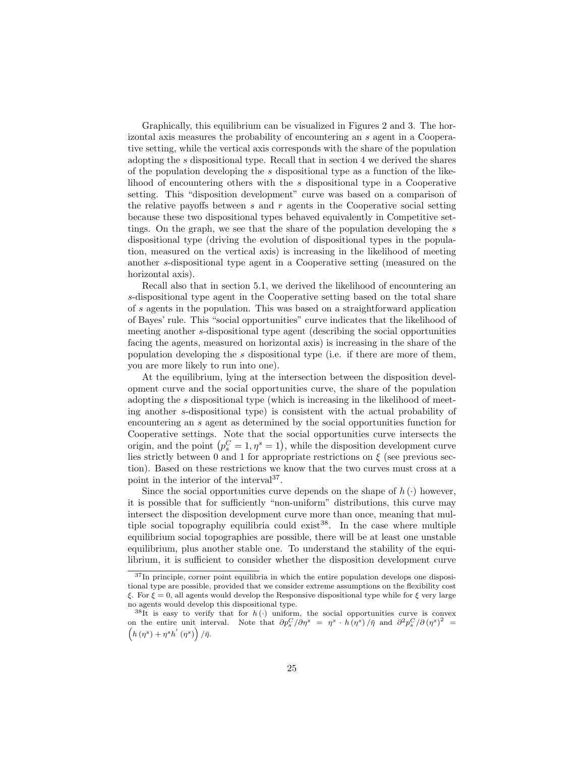Graphically, this equilibrium can be visualized in Figures 2 and 3. The horizontal axis measures the probability of encountering an $s$ agent in a Cooperative setting, while the vertical axis corresponds with the share of the population adopting the $s$ dispositional type. Recall that in section 4 we derived the shares of the population developing the $s$ dispositional type as a function of the likelihood of encountering others with the $s$ dispositional type in a Cooperative setting. This "disposition development" curve was based on a comparison of the relative payoffs between $s$ and $r$ agents in the Cooperative social setting because these two dispositional types behaved equivalently in Competitive settings. On the graph, we see that the share of the population developing the $s$ dispositional type (driving the evolution of dispositional types in the population, measured on the vertical axis) is increasing in the likelihood of meeting another $s$-dispositional type agent in a Cooperative setting (measured on the horizontal axis).

Recall also that in section 5.1, we derived the likelihood of encountering an $s$-dispositional type agent in the Cooperative setting based on the total share of $s$ agents in the population. This was based on a straightforward application of Bayes' rule. This "social opportunities" curve indicates that the likelihood of meeting another $s$-dispositional type agent (describing the social opportunities facing the agents, measured on horizontal axis) is increasing in the share of the population developing the $s$ dispositional type (i.e. if there are more of them, you are more likely to run into one).

At the equilibrium, lying at the intersection between the disposition development curve and the social opportunities curve, the share of the population adopting the $s$ dispositional type (which is increasing in the likelihood of meeting another $s$-dispositional type) is consistent with the actual probability of encountering an $s$ agent as determined by the social opportunities function for Cooperative settings. Note that the social opportunities curve intersects the origin, and the point $\left(p_s^C = 1, \eta^s = 1\right)$, while the disposition development curve lies strictly between 0 and 1 for appropriate restrictions on $\xi$ (see previous section). Based on these restrictions we know that the two curves must cross at a point in the interior of the interval[37].

Since the social opportunities curve depends on the shape of $h(\cdot)$ however, it is possible that for sufficiently "non-uniform" distributions, this curve may intersect the disposition development curve more than once, meaning that multiple social topography equilibria could exist[38]. In the case where multiple equilibrium social topographies are possible, there will be at least one unstable equilibrium, plus another stable one. To understand the stability of the equilibrium, it is sufficient to consider whether the disposition development curve

---

[37] In principle, corner point equilibria in which the entire population develops one dispositional type are possible, provided that we consider extreme assumptions on the flexibility cost $\xi$. For $\xi = 0$, all agents would develop the Responsive dispositional type while for $\xi$ very large no agents would develop this dispositional type.

[38] It is easy to verify that for $h(\cdot)$ uniform, the social opportunities curve is convex on the entire unit interval. Note that $\partial p_s^C / \partial \eta^s = \eta^s \cdot h(\eta^s) / \bar{\eta}$ and $\partial^2 p_s^C / \partial (\eta^s)^2 = \left(h(\eta^s) + \eta^s h'(\eta^s)\right) / \bar{\eta}$.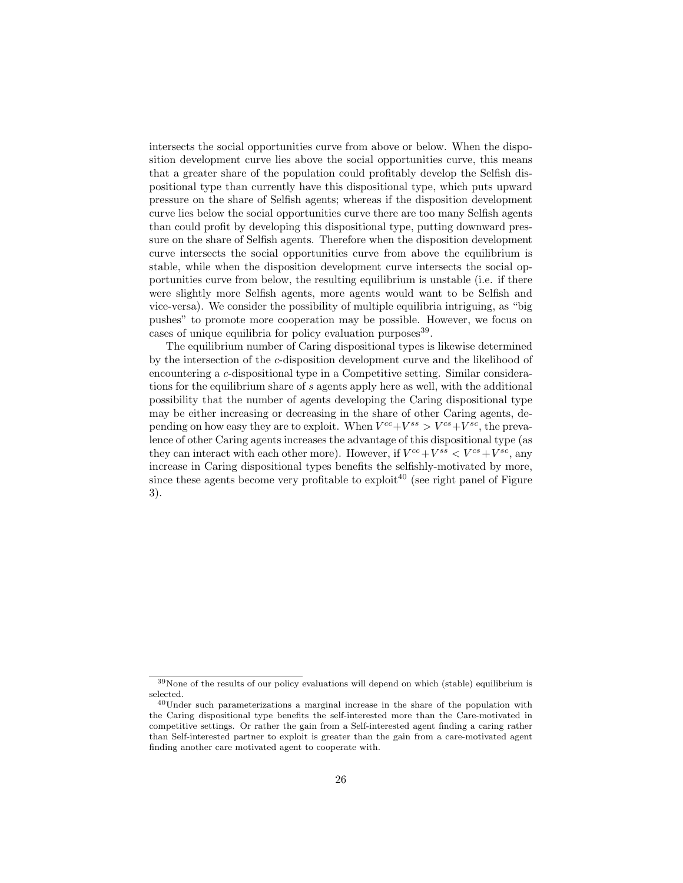intersects the social opportunities curve from above or below. When the disposition development curve lies above the social opportunities curve, this means that a greater share of the population could profitably develop the Selfish dispositional type than currently have this dispositional type, which puts upward pressure on the share of Selfish agents; whereas if the disposition development curve lies below the social opportunities curve there are too many Selfish agents than could profit by developing this dispositional type, putting downward pressure on the share of Selfish agents. Therefore when the disposition development curve intersects the social opportunities curve from above the equilibrium is stable, while when the disposition development curve intersects the social opportunities curve from below, the resulting equilibrium is unstable (i.e. if there were slightly more Selfish agents, more agents would want to be Selfish and vice-versa). We consider the possibility of multiple equilibria intriguing, as "big pushes" to promote more cooperation may be possible. However, we focus on cases of unique equilibria for policy evaluation purposes[39].

The equilibrium number of Caring dispositional types is likewise determined by the intersection of the $c$-disposition development curve and the likelihood of encountering a $c$-dispositional type in a Competitive setting. Similar considerations for the equilibrium share of $s$ agents apply here as well, with the additional possibility that the number of agents developing the Caring dispositional type may be either increasing or decreasing in the share of other Caring agents, depending on how easy they are to exploit. When $V^{cc}+V^{ss} > V^{cs}+V^{sc}$, the prevalence of other Caring agents increases the advantage of this dispositional type (as they can interact with each other more). However, if $V^{cc}+V^{ss} < V^{cs}+V^{sc}$, any increase in Caring dispositional types benefits the selfishly-motivated by more, since these agents become very profitable to exploit[40] (see right panel of Figure 3).

---

[39]None of the results of our policy evaluations will depend on which (stable) equilibrium is selected.

[40]Under such parameterizations a marginal increase in the share of the population with the Caring dispositional type benefits the self-interested more than the Care-motivated in competitive settings. Or rather the gain from a Self-interested agent finding a caring rather than Self-interested partner to exploit is greater than the gain from a care-motivated agent finding another care motivated agent to cooperate with.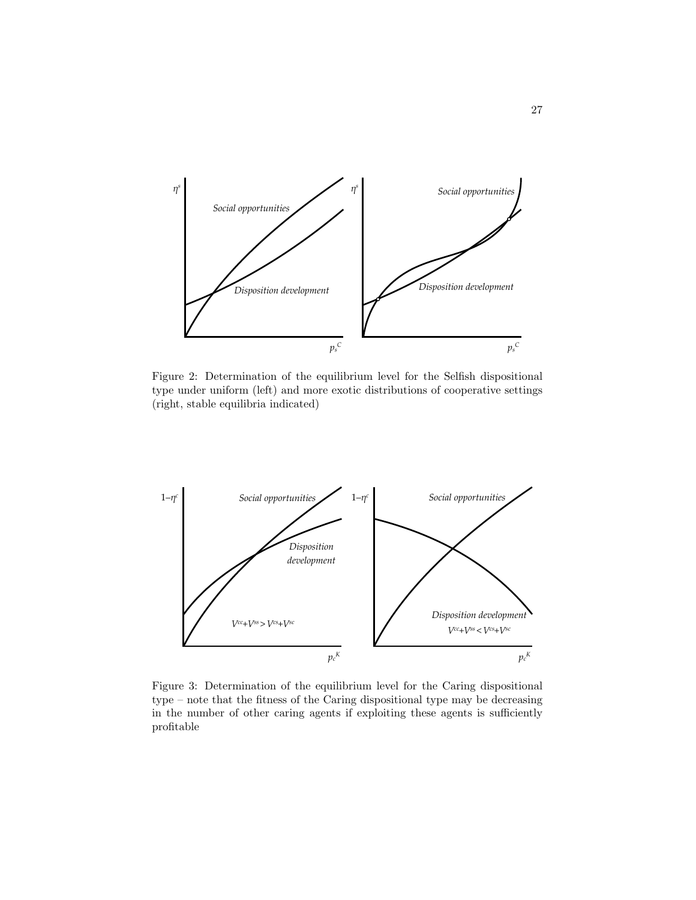Figure 2: Determination of the equilibrium level for the Selfish dispositional type under uniform (left) and more exotic distributions of cooperative settings (right, stable equilibria indicated)

Figure 3: Determination of the equilibrium level for the Caring dispositional type – note that the fitness of the Caring dispositional type may be decreasing in the number of other caring agents if exploiting these agents is sufficiently profitable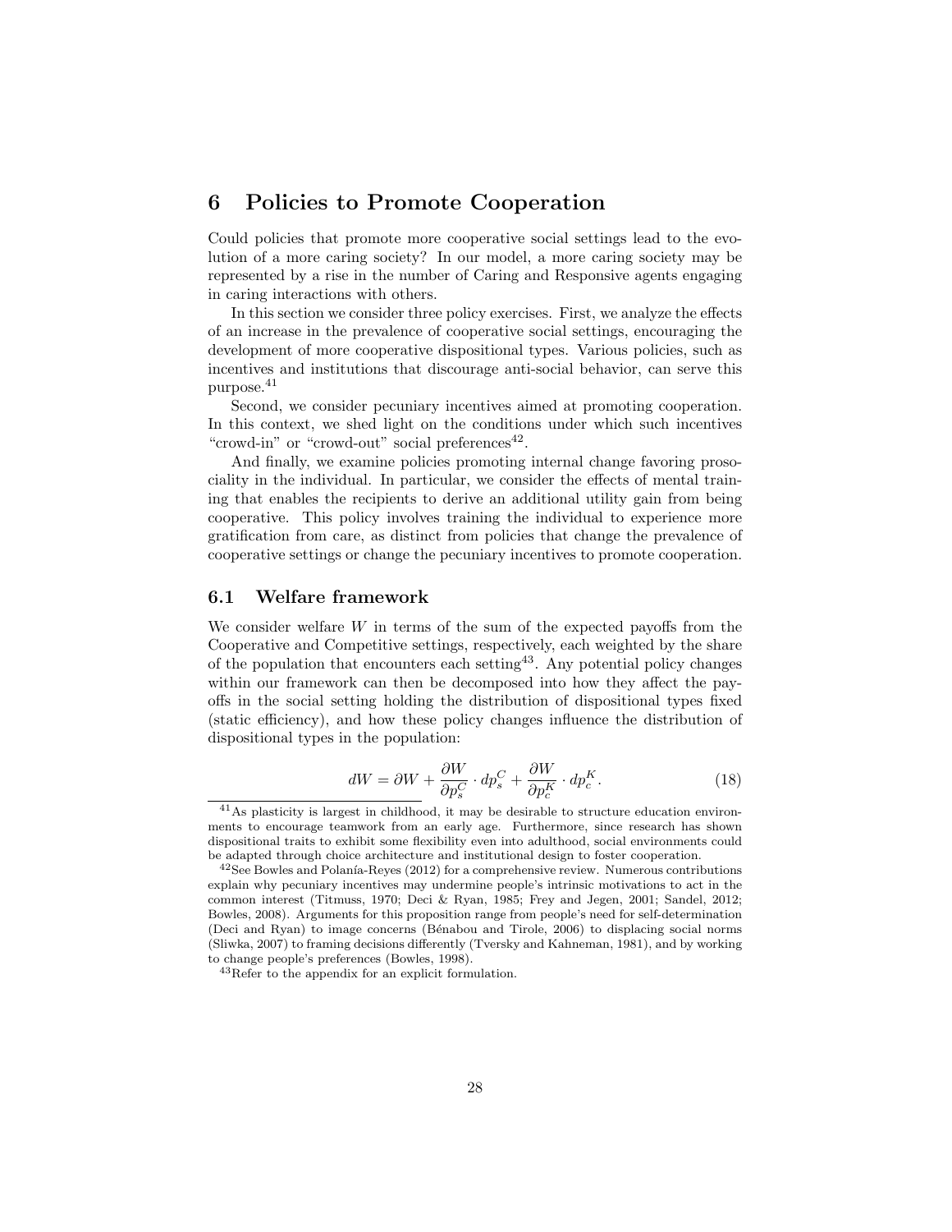# 6 Policies to Promote Cooperation

Could policies that promote more cooperative social settings lead to the evolution of a more caring society? In our model, a more caring society may be represented by a rise in the number of Caring and Responsive agents engaging in caring interactions with others.

In this section we consider three policy exercises. First, we analyze the effects of an increase in the prevalence of cooperative social settings, encouraging the development of more cooperative dispositional types. Various policies, such as incentives and institutions that discourage anti-social behavior, can serve this purpose.[41]

Second, we consider pecuniary incentives aimed at promoting cooperation. In this context, we shed light on the conditions under which such incentives "crowd-in" or "crowd-out" social preferences[42].

And finally, we examine policies promoting internal change favoring prosociality in the individual. In particular, we consider the effects of mental training that enables the recipients to derive an additional utility gain from being cooperative. This policy involves training the individual to experience more gratification from care, as distinct from policies that change the prevalence of cooperative settings or change the pecuniary incentives to promote cooperation.

## 6.1 Welfare framework

We consider welfare $W$ in terms of the sum of the expected payoffs from the Cooperative and Competitive settings, respectively, each weighted by the share of the population that encounters each setting[43]. Any potential policy changes within our framework can then be decomposed into how they affect the payoffs in the social setting holding the distribution of dispositional types fixed (static efficiency), and how these policy changes influence the distribution of dispositional types in the population:

$$dW = \partial W + \frac{\partial W}{\partial p_s^C} \cdot dp_s^C + \frac{\partial W}{\partial p_c^K} \cdot dp_c^K. \tag{18}$$

[41] As plasticity is largest in childhood, it may be desirable to structure education environments to encourage teamwork from an early age. Furthermore, since research has shown dispositional traits to exhibit some flexibility even into adulthood, social environments could be adapted through choice architecture and institutional design to foster cooperation.

[42] See Bowles and Polanía-Reyes (2012) for a comprehensive review. Numerous contributions explain why pecuniary incentives may undermine people's intrinsic motivations to act in the common interest (Titmuss, 1970; Deci & Ryan, 1985; Frey and Jegen, 2001; Sandel, 2012; Bowles, 2008). Arguments for this proposition range from people's need for self-determination (Deci and Ryan) to image concerns (Bénabou and Tirole, 2006) to displacing social norms (Sliwka, 2007) to framing decisions differently (Tversky and Kahneman, 1981), and by working to change people's preferences (Bowles, 1998).

[43] Refer to the appendix for an explicit formulation.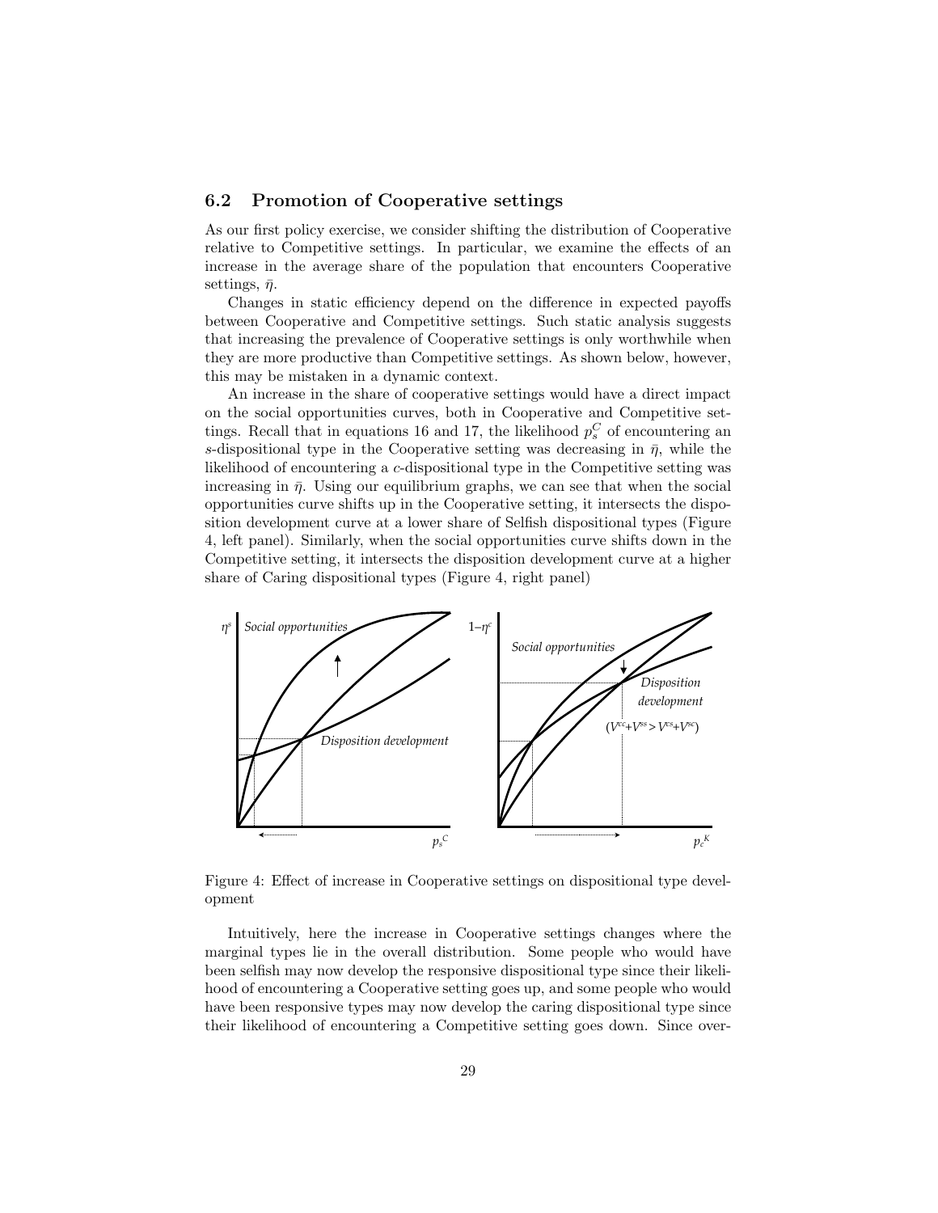### 6.2 Promotion of Cooperative settings

As our first policy exercise, we consider shifting the distribution of Cooperative relative to Competitive settings. In particular, we examine the effects of an increase in the average share of the population that encounters Cooperative settings, $\bar{\eta}$.

Changes in static efficiency depend on the difference in expected payoffs between Cooperative and Competitive settings. Such static analysis suggests that increasing the prevalence of Cooperative settings is only worthwhile when they are more productive than Competitive settings. As shown below, however, this may be mistaken in a dynamic context.

An increase in the share of cooperative settings would have a direct impact on the social opportunities curves, both in Cooperative and Competitive settings. Recall that in equations 16 and 17, the likelihood $p_s^C$ of encountering an $s$-dispositional type in the Cooperative setting was decreasing in $\bar{\eta}$, while the likelihood of encountering a $c$-dispositional type in the Competitive setting was increasing in $\bar{\eta}$. Using our equilibrium graphs, we can see that when the social opportunities curve shifts up in the Cooperative setting, it intersects the disposition development curve at a lower share of Selfish dispositional types (Figure 4, left panel). Similarly, when the social opportunities curve shifts down in the Competitive setting, it intersects the disposition development curve at a higher share of Caring dispositional types (Figure 4, right panel)

Figure 4: Effect of increase in Cooperative settings on dispositional type development

Intuitively, here the increase in Cooperative settings changes where the marginal types lie in the overall distribution. Some people who would have been selfish may now develop the responsive dispositional type since their likelihood of encountering a Cooperative setting goes up, and some people who would have been responsive types may now develop the caring dispositional type since their likelihood of encountering a Competitive setting goes down. Since over-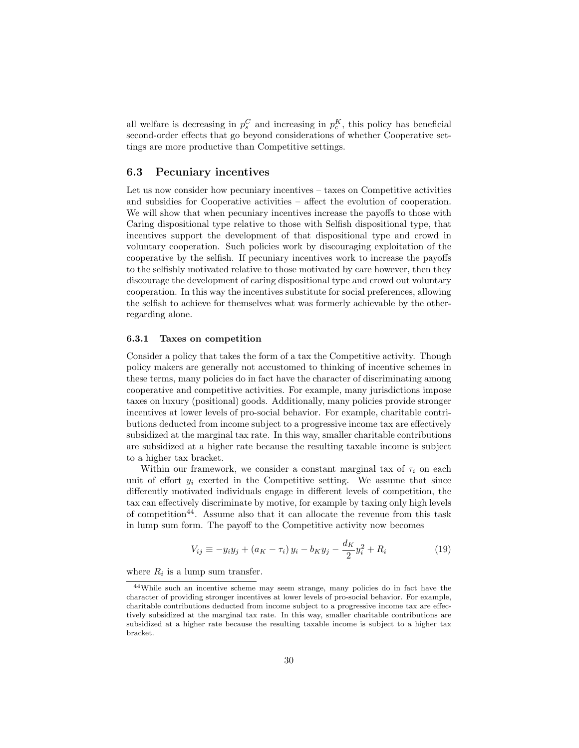all welfare is decreasing in $p_s^C$ and increasing in $p_c^K$, this policy has beneficial second-order effects that go beyond considerations of whether Cooperative settings are more productive than Competitive settings.

### 6.3 Pecuniary incentives

Let us now consider how pecuniary incentives – taxes on Competitive activities and subsidies for Cooperative activities – affect the evolution of cooperation. We will show that when pecuniary incentives increase the payoffs to those with Caring dispositional type relative to those with Selfish dispositional type, that incentives support the development of that dispositional type and crowd in voluntary cooperation. Such policies work by discouraging exploitation of the cooperative by the selfish. If pecuniary incentives work to increase the payoffs to the selfishly motivated relative to those motivated by care however, then they discourage the development of caring dispositional type and crowd out voluntary cooperation. In this way the incentives substitute for social preferences, allowing the selfish to achieve for themselves what was formerly achievable by the other-regarding alone.

#### 6.3.1 Taxes on competition

Consider a policy that takes the form of a tax the Competitive activity. Though policy makers are generally not accustomed to thinking of incentive schemes in these terms, many policies do in fact have the character of discriminating among cooperative and competitive activities. For example, many jurisdictions impose taxes on luxury (positional) goods. Additionally, many policies provide stronger incentives at lower levels of pro-social behavior. For example, charitable contributions deducted from income subject to a progressive income tax are effectively subsidized at the marginal tax rate. In this way, smaller charitable contributions are subsidized at a higher rate because the resulting taxable income is subject to a higher tax bracket.

Within our framework, we consider a constant marginal tax of $\tau_i$ on each unit of effort $y_i$ exerted in the Competitive setting. We assume that since differently motivated individuals engage in different levels of competition, the tax can effectively discriminate by motive, for example by taxing only high levels of competition[44]. Assume also that it can allocate the revenue from this task in lump sum form. The payoff to the Competitive activity now becomes

$$V_{ij} \equiv -y_i y_j + (a_K - \tau_i)\, y_i - b_K y_j - \frac{d_K}{2} y_i^2 + R_i \tag{19}$$

where $R_i$ is a lump sum transfer.

[44] While such an incentive scheme may seem strange, many policies do in fact have the character of providing stronger incentives at lower levels of pro-social behavior. For example, charitable contributions deducted from income subject to a progressive income tax are effectively subsidized at the marginal tax rate. In this way, smaller charitable contributions are subsidized at a higher rate because the resulting taxable income is subject to a higher tax bracket.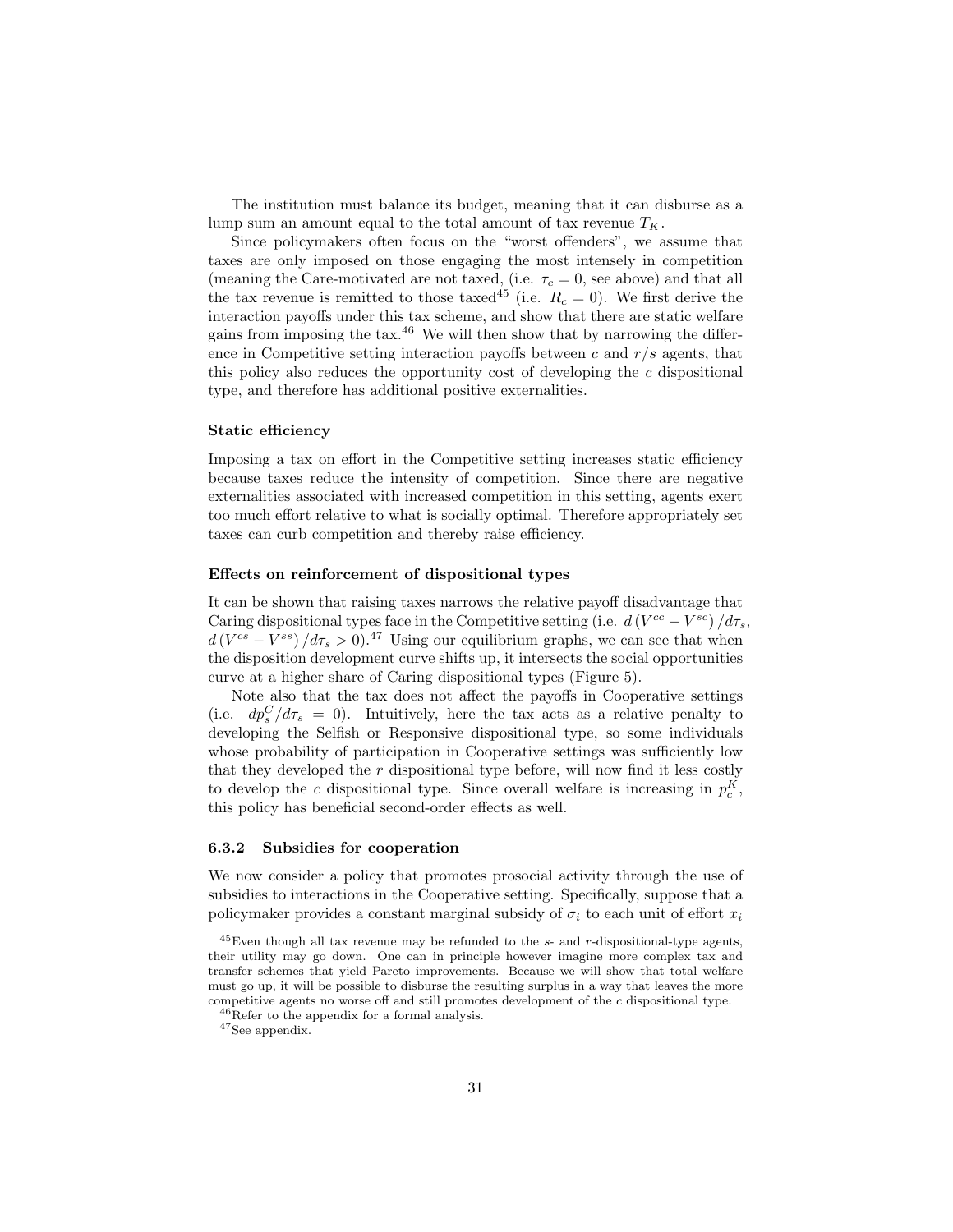The institution must balance its budget, meaning that it can disburse as a lump sum an amount equal to the total amount of tax revenue $T_K$.

Since policymakers often focus on the "worst offenders", we assume that taxes are only imposed on those engaging the most intensely in competition (meaning the Care-motivated are not taxed, (i.e. $\tau_c = 0$, see above) and that all the tax revenue is remitted to those taxed[45] (i.e. $R_c = 0$). We first derive the interaction payoffs under this tax scheme, and show that there are static welfare gains from imposing the tax.[46] We will then show that by narrowing the difference in Competitive setting interaction payoffs between $c$ and $r/s$ agents, that this policy also reduces the opportunity cost of developing the $c$ dispositional type, and therefore has additional positive externalities.

#### Static efficiency

Imposing a tax on effort in the Competitive setting increases static efficiency because taxes reduce the intensity of competition. Since there are negative externalities associated with increased competition in this setting, agents exert too much effort relative to what is socially optimal. Therefore appropriately set taxes can curb competition and thereby raise efficiency.

#### Effects on reinforcement of dispositional types

It can be shown that raising taxes narrows the relative payoff disadvantage that Caring dispositional types face in the Competitive setting (i.e. $d\left(V^{cc} - V^{sc}\right)/d\tau_s$, $d\left(V^{cs} - V^{ss}\right)/d\tau_s > 0$).[47] Using our equilibrium graphs, we can see that when the disposition development curve shifts up, it intersects the social opportunities curve at a higher share of Caring dispositional types (Figure 5).

Note also that the tax does not affect the payoffs in Cooperative settings (i.e. $dp_s^C/d\tau_s = 0$). Intuitively, here the tax acts as a relative penalty to developing the Selfish or Responsive dispositional type, so some individuals whose probability of participation in Cooperative settings was sufficiently low that they developed the $r$ dispositional type before, will now find it less costly to develop the $c$ dispositional type. Since overall welfare is increasing in $p_c^K$, this policy has beneficial second-order effects as well.

### 6.3.2 Subsidies for cooperation

We now consider a policy that promotes prosocial activity through the use of subsidies to interactions in the Cooperative setting. Specifically, suppose that a policymaker provides a constant marginal subsidy of $\sigma_i$ to each unit of effort $x_i$

---

[45] Even though all tax revenue may be refunded to the $s$- and $r$-dispositional-type agents, their utility may go down. One can in principle however imagine more complex tax and transfer schemes that yield Pareto improvements. Because we will show that total welfare must go up, it will be possible to disburse the resulting surplus in a way that leaves the more competitive agents no worse off and still promotes development of the $c$ dispositional type.

[46] Refer to the appendix for a formal analysis.

[47] See appendix.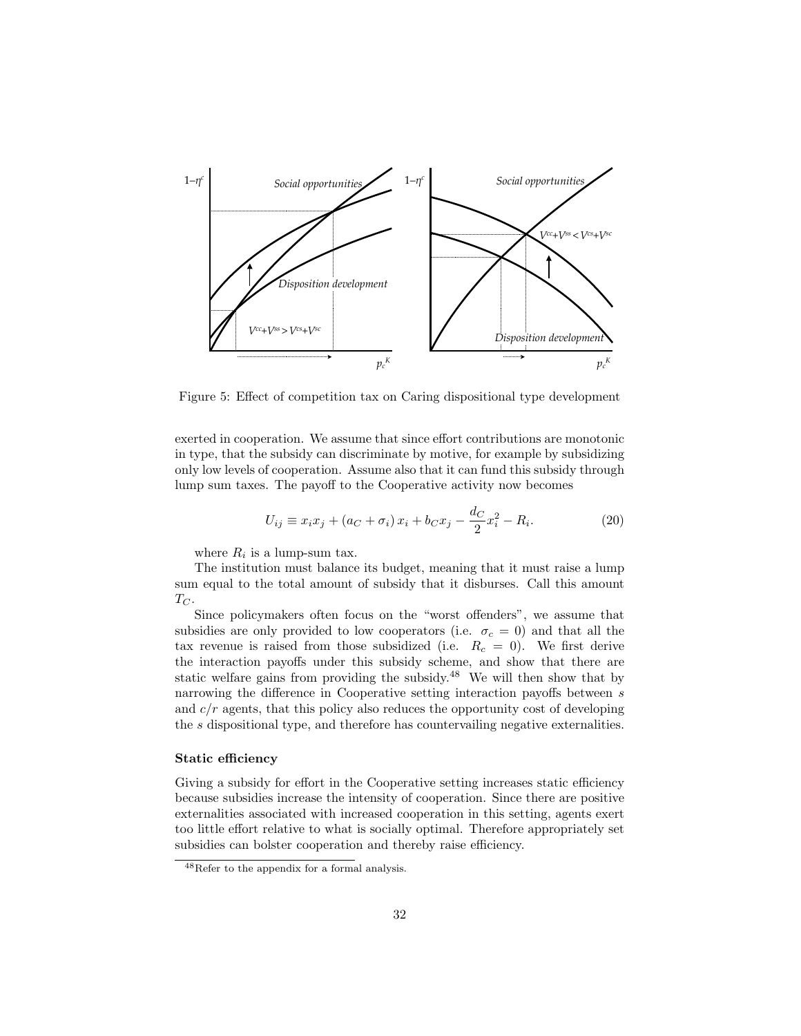Figure 5: Effect of competition tax on Caring dispositional type development

exerted in cooperation. We assume that since effort contributions are monotonic in type, that the subsidy can discriminate by motive, for example by subsidizing only low levels of cooperation. Assume also that it can fund this subsidy through lump sum taxes. The payoff to the Cooperative activity now becomes

$$U_{ij} \equiv x_i x_j + (a_C + \sigma_i) x_i + b_C x_j - \frac{d_C}{2} x_i^2 - R_i. \tag{20}$$

where $R_i$ is a lump-sum tax.

The institution must balance its budget, meaning that it must raise a lump sum equal to the total amount of subsidy that it disburses. Call this amount $T_C$.

Since policymakers often focus on the "worst offenders", we assume that subsidies are only provided to low cooperators (i.e. $\sigma_c = 0$) and that all the tax revenue is raised from those subsidized (i.e. $R_c = 0$). We first derive the interaction payoffs under this subsidy scheme, and show that there are static welfare gains from providing the subsidy.[48] We will then show that by narrowing the difference in Cooperative setting interaction payoffs between $s$ and $c/r$ agents, that this policy also reduces the opportunity cost of developing the $s$ dispositional type, and therefore has countervailing negative externalities.

**Static efficiency**

Giving a subsidy for effort in the Cooperative setting increases static efficiency because subsidies increase the intensity of cooperation. Since there are positive externalities associated with increased cooperation in this setting, agents exert too little effort relative to what is socially optimal. Therefore appropriately set subsidies can bolster cooperation and thereby raise efficiency.

[48] Refer to the appendix for a formal analysis.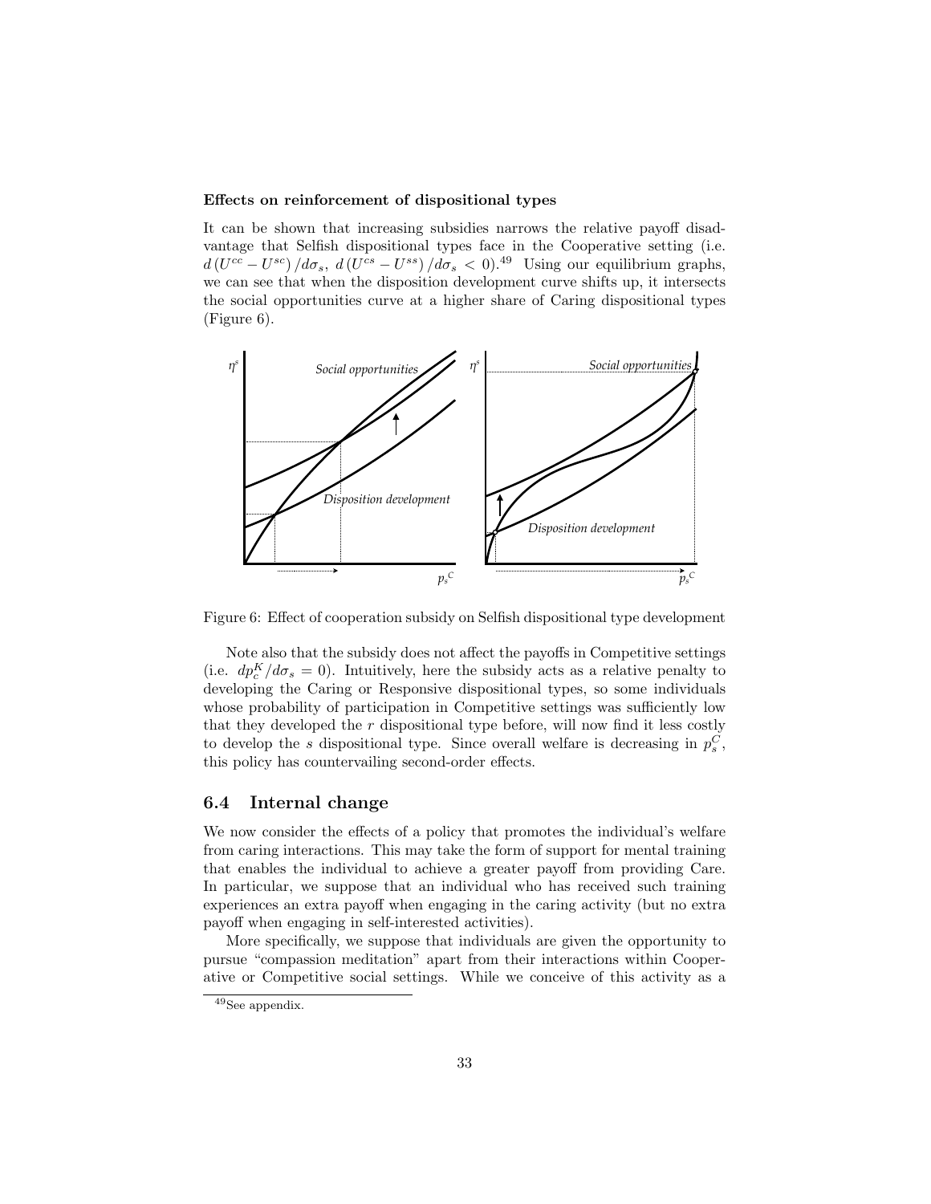**Effects on reinforcement of dispositional types**

It can be shown that increasing subsidies narrows the relative payoff disadvantage that Selfish dispositional types face in the Cooperative setting (i.e. $d(U^{cc} - U^{sc})/d\sigma_s$, $d(U^{cs} - U^{ss})/d\sigma_s < 0$).[49] Using our equilibrium graphs, we can see that when the disposition development curve shifts up, it intersects the social opportunities curve at a higher share of Caring dispositional types (Figure 6).

Figure 6: Effect of cooperation subsidy on Selfish dispositional type development

Note also that the subsidy does not affect the payoffs in Competitive settings (i.e. $dp_c^K/d\sigma_s = 0$). Intuitively, here the subsidy acts as a relative penalty to developing the Caring or Responsive dispositional types, so some individuals whose probability of participation in Competitive settings was sufficiently low that they developed the $r$ dispositional type before, will now find it less costly to develop the $s$ dispositional type. Since overall welfare is decreasing in $p_s^C$, this policy has countervailing second-order effects.

## 6.4 Internal change

We now consider the effects of a policy that promotes the individual's welfare from caring interactions. This may take the form of support for mental training that enables the individual to achieve a greater payoff from providing Care. In particular, we suppose that an individual who has received such training experiences an extra payoff when engaging in the caring activity (but no extra payoff when engaging in self-interested activities).

More specifically, we suppose that individuals are given the opportunity to pursue "compassion meditation" apart from their interactions within Cooperative or Competitive social settings. While we conceive of this activity as a

[49] See appendix.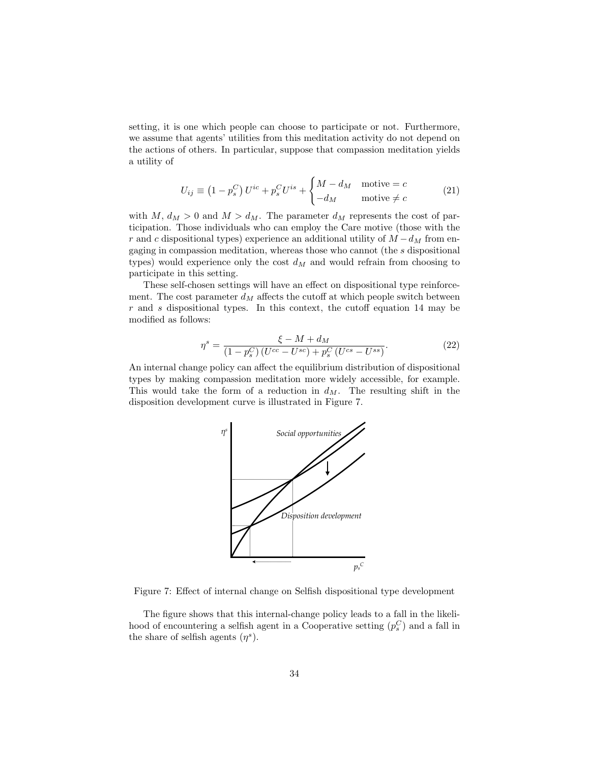setting, it is one which people can choose to participate or not. Furthermore, we assume that agents' utilities from this meditation activity do not depend on the actions of others. In particular, suppose that compassion meditation yields a utility of

$$U_{ij} \equiv \left(1 - p_s^C\right) U^{ic} + p_s^C U^{is} + \begin{cases} M - d_M & \text{motive} = c \\ -d_M & \text{motive} \neq c \end{cases} \tag{21}$$

with $M$, $d_M > 0$ and $M > d_M$. The parameter $d_M$ represents the cost of participation. Those individuals who can employ the Care motive (those with the $r$ and $c$ dispositional types) experience an additional utility of $M - d_M$ from engaging in compassion meditation, whereas those who cannot (the $s$ dispositional types) would experience only the cost $d_M$ and would refrain from choosing to participate in this setting.

These self-chosen settings will have an effect on dispositional type reinforcement. The cost parameter $d_M$ affects the cutoff at which people switch between $r$ and $s$ dispositional types. In this context, the cutoff equation 14 may be modified as follows:

$$\eta^s = \frac{\xi - M + d_M}{\left(1 - p_s^C\right)\left(U^{cc} - U^{sc}\right) + p_s^C\left(U^{cs} - U^{ss}\right)}. \tag{22}$$

An internal change policy can affect the equilibrium distribution of dispositional types by making compassion meditation more widely accessible, for example. This would take the form of a reduction in $d_M$. The resulting shift in the disposition development curve is illustrated in Figure 7.

Figure 7: Effect of internal change on Selfish dispositional type development

The figure shows that this internal-change policy leads to a fall in the likelihood of encountering a selfish agent in a Cooperative setting ($p_s^C$) and a fall in the share of selfish agents ($\eta^s$).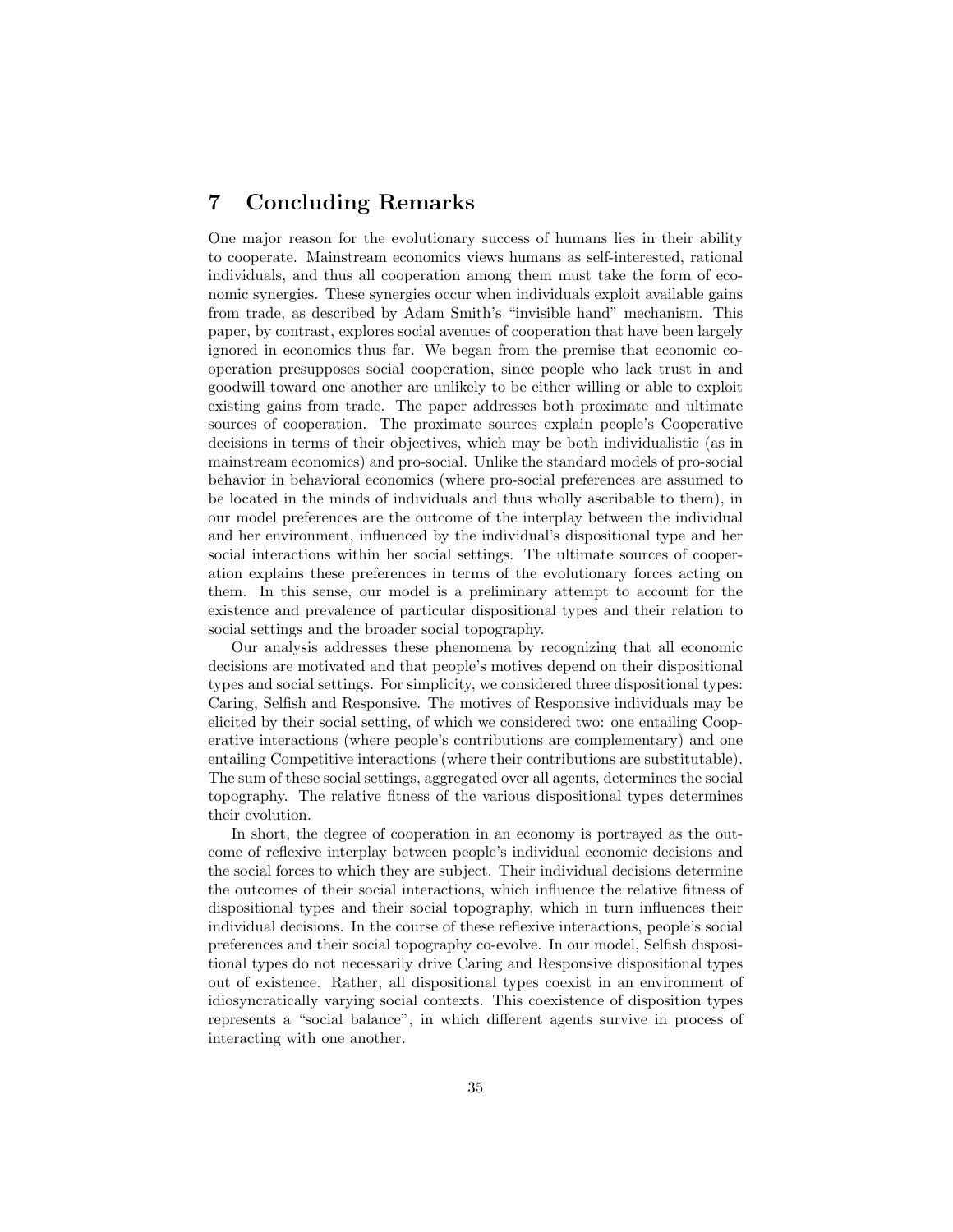## 7 Concluding Remarks

One major reason for the evolutionary success of humans lies in their ability to cooperate. Mainstream economics views humans as self-interested, rational individuals, and thus all cooperation among them must take the form of economic synergies. These synergies occur when individuals exploit available gains from trade, as described by Adam Smith's "invisible hand" mechanism. This paper, by contrast, explores social avenues of cooperation that have been largely ignored in economics thus far. We began from the premise that economic cooperation presupposes social cooperation, since people who lack trust in and goodwill toward one another are unlikely to be either willing or able to exploit existing gains from trade. The paper addresses both proximate and ultimate sources of cooperation. The proximate sources explain people's Cooperative decisions in terms of their objectives, which may be both individualistic (as in mainstream economics) and pro-social. Unlike the standard models of pro-social behavior in behavioral economics (where pro-social preferences are assumed to be located in the minds of individuals and thus wholly ascribable to them), in our model preferences are the outcome of the interplay between the individual and her environment, influenced by the individual's dispositional type and her social interactions within her social settings. The ultimate sources of cooperation explains these preferences in terms of the evolutionary forces acting on them. In this sense, our model is a preliminary attempt to account for the existence and prevalence of particular dispositional types and their relation to social settings and the broader social topography.

Our analysis addresses these phenomena by recognizing that all economic decisions are motivated and that people's motives depend on their dispositional types and social settings. For simplicity, we considered three dispositional types: Caring, Selfish and Responsive. The motives of Responsive individuals may be elicited by their social setting, of which we considered two: one entailing Cooperative interactions (where people's contributions are complementary) and one entailing Competitive interactions (where their contributions are substitutable). The sum of these social settings, aggregated over all agents, determines the social topography. The relative fitness of the various dispositional types determines their evolution.

In short, the degree of cooperation in an economy is portrayed as the outcome of reflexive interplay between people's individual economic decisions and the social forces to which they are subject. Their individual decisions determine the outcomes of their social interactions, which influence the relative fitness of dispositional types and their social topography, which in turn influences their individual decisions. In the course of these reflexive interactions, people's social preferences and their social topography co-evolve. In our model, Selfish dispositional types do not necessarily drive Caring and Responsive dispositional types out of existence. Rather, all dispositional types coexist in an environment of idiosyncratically varying social contexts. This coexistence of disposition types represents a "social balance", in which different agents survive in process of interacting with one another.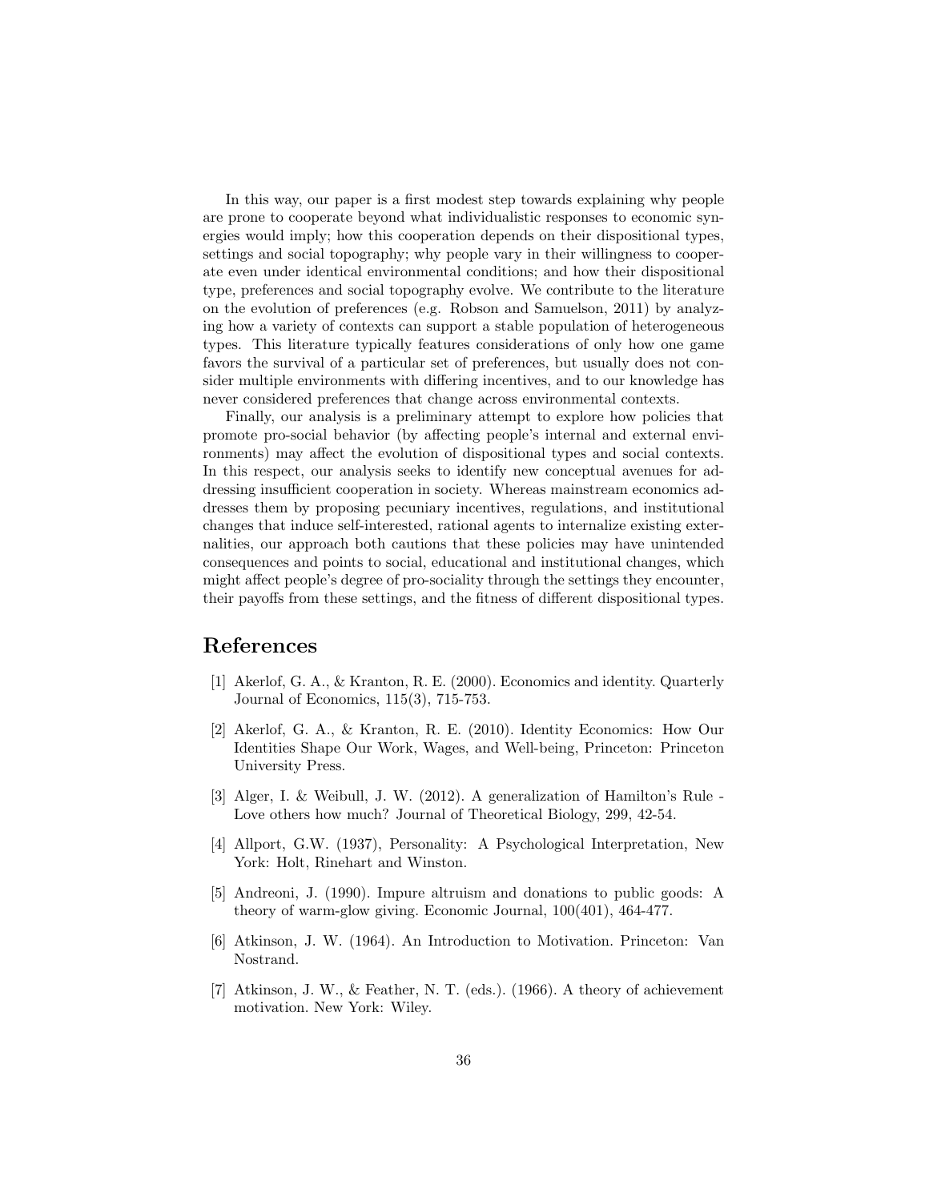In this way, our paper is a first modest step towards explaining why people are prone to cooperate beyond what individualistic responses to economic synergies would imply; how this cooperation depends on their dispositional types, settings and social topography; why people vary in their willingness to cooperate even under identical environmental conditions; and how their dispositional type, preferences and social topography evolve. We contribute to the literature on the evolution of preferences (e.g. Robson and Samuelson, 2011) by analyzing how a variety of contexts can support a stable population of heterogeneous types. This literature typically features considerations of only how one game favors the survival of a particular set of preferences, but usually does not consider multiple environments with differing incentives, and to our knowledge has never considered preferences that change across environmental contexts.

Finally, our analysis is a preliminary attempt to explore how policies that promote pro-social behavior (by affecting people's internal and external environments) may affect the evolution of dispositional types and social contexts. In this respect, our analysis seeks to identify new conceptual avenues for addressing insufficient cooperation in society. Whereas mainstream economics addresses them by proposing pecuniary incentives, regulations, and institutional changes that induce self-interested, rational agents to internalize existing externalities, our approach both cautions that these policies may have unintended consequences and points to social, educational and institutional changes, which might affect people's degree of pro-sociality through the settings they encounter, their payoffs from these settings, and the fitness of different dispositional types.

# References

[1] Akerlof, G. A., & Kranton, R. E. (2000). Economics and identity. Quarterly Journal of Economics, 115(3), 715-753.

[2] Akerlof, G. A., & Kranton, R. E. (2010). Identity Economics: How Our Identities Shape Our Work, Wages, and Well-being, Princeton: Princeton University Press.

[3] Alger, I. & Weibull, J. W. (2012). A generalization of Hamilton's Rule - Love others how much? Journal of Theoretical Biology, 299, 42-54.

[4] Allport, G.W. (1937), Personality: A Psychological Interpretation, New York: Holt, Rinehart and Winston.

[5] Andreoni, J. (1990). Impure altruism and donations to public goods: A theory of warm-glow giving. Economic Journal, 100(401), 464-477.

[6] Atkinson, J. W. (1964). An Introduction to Motivation. Princeton: Van Nostrand.

[7] Atkinson, J. W., & Feather, N. T. (eds.). (1966). A theory of achievement motivation. New York: Wiley.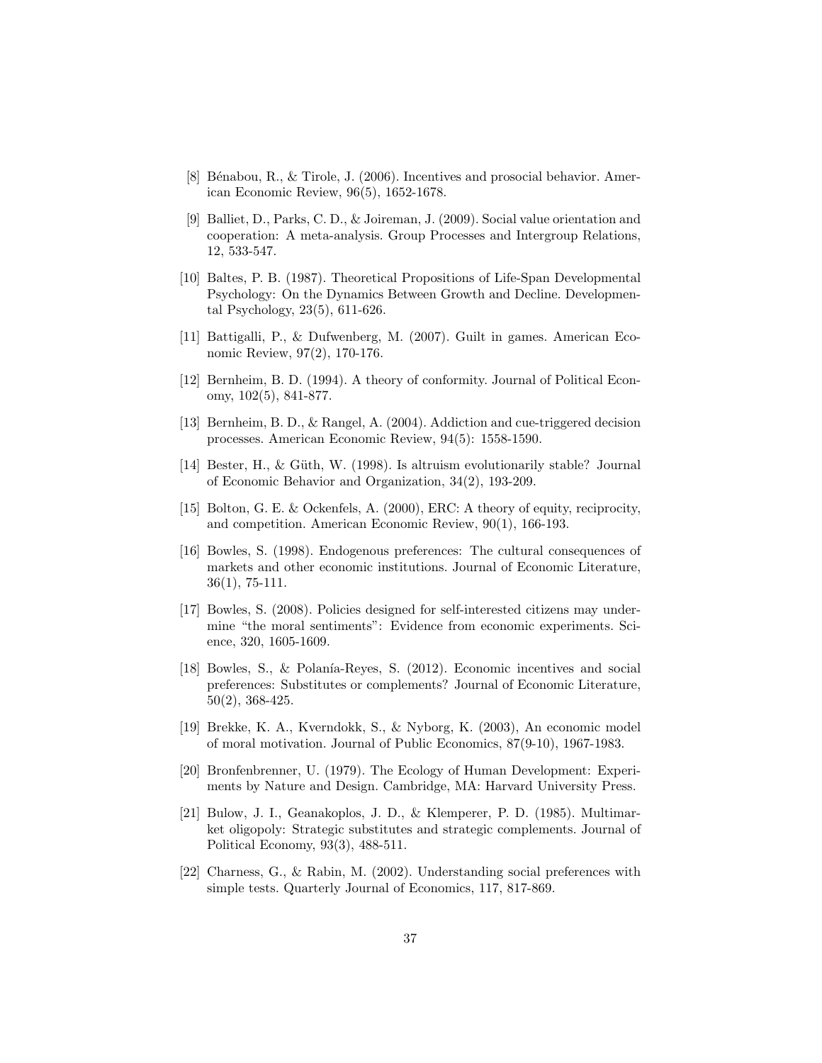[8] Bénabou, R., & Tirole, J. (2006). Incentives and prosocial behavior. American Economic Review, 96(5), 1652-1678.

[9] Balliet, D., Parks, C. D., & Joireman, J. (2009). Social value orientation and cooperation: A meta-analysis. Group Processes and Intergroup Relations, 12, 533-547.

[10] Baltes, P. B. (1987). Theoretical Propositions of Life-Span Developmental Psychology: On the Dynamics Between Growth and Decline. Developmental Psychology, 23(5), 611-626.

[11] Battigalli, P., & Dufwenberg, M. (2007). Guilt in games. American Economic Review, 97(2), 170-176.

[12] Bernheim, B. D. (1994). A theory of conformity. Journal of Political Economy, 102(5), 841-877.

[13] Bernheim, B. D., & Rangel, A. (2004). Addiction and cue-triggered decision processes. American Economic Review, 94(5): 1558-1590.

[14] Bester, H., & Güth, W. (1998). Is altruism evolutionarily stable? Journal of Economic Behavior and Organization, 34(2), 193-209.

[15] Bolton, G. E. & Ockenfels, A. (2000), ERC: A theory of equity, reciprocity, and competition. American Economic Review, 90(1), 166-193.

[16] Bowles, S. (1998). Endogenous preferences: The cultural consequences of markets and other economic institutions. Journal of Economic Literature, 36(1), 75-111.

[17] Bowles, S. (2008). Policies designed for self-interested citizens may undermine "the moral sentiments": Evidence from economic experiments. Science, 320, 1605-1609.

[18] Bowles, S., & Polanía-Reyes, S. (2012). Economic incentives and social preferences: Substitutes or complements? Journal of Economic Literature, 50(2), 368-425.

[19] Brekke, K. A., Kverndokk, S., & Nyborg, K. (2003), An economic model of moral motivation. Journal of Public Economics, 87(9-10), 1967-1983.

[20] Bronfenbrenner, U. (1979). The Ecology of Human Development: Experiments by Nature and Design. Cambridge, MA: Harvard University Press.

[21] Bulow, J. I., Geanakoplos, J. D., & Klemperer, P. D. (1985). Multimarket oligopoly: Strategic substitutes and strategic complements. Journal of Political Economy, 93(3), 488-511.

[22] Charness, G., & Rabin, M. (2002). Understanding social preferences with simple tests. Quarterly Journal of Economics, 117, 817-869.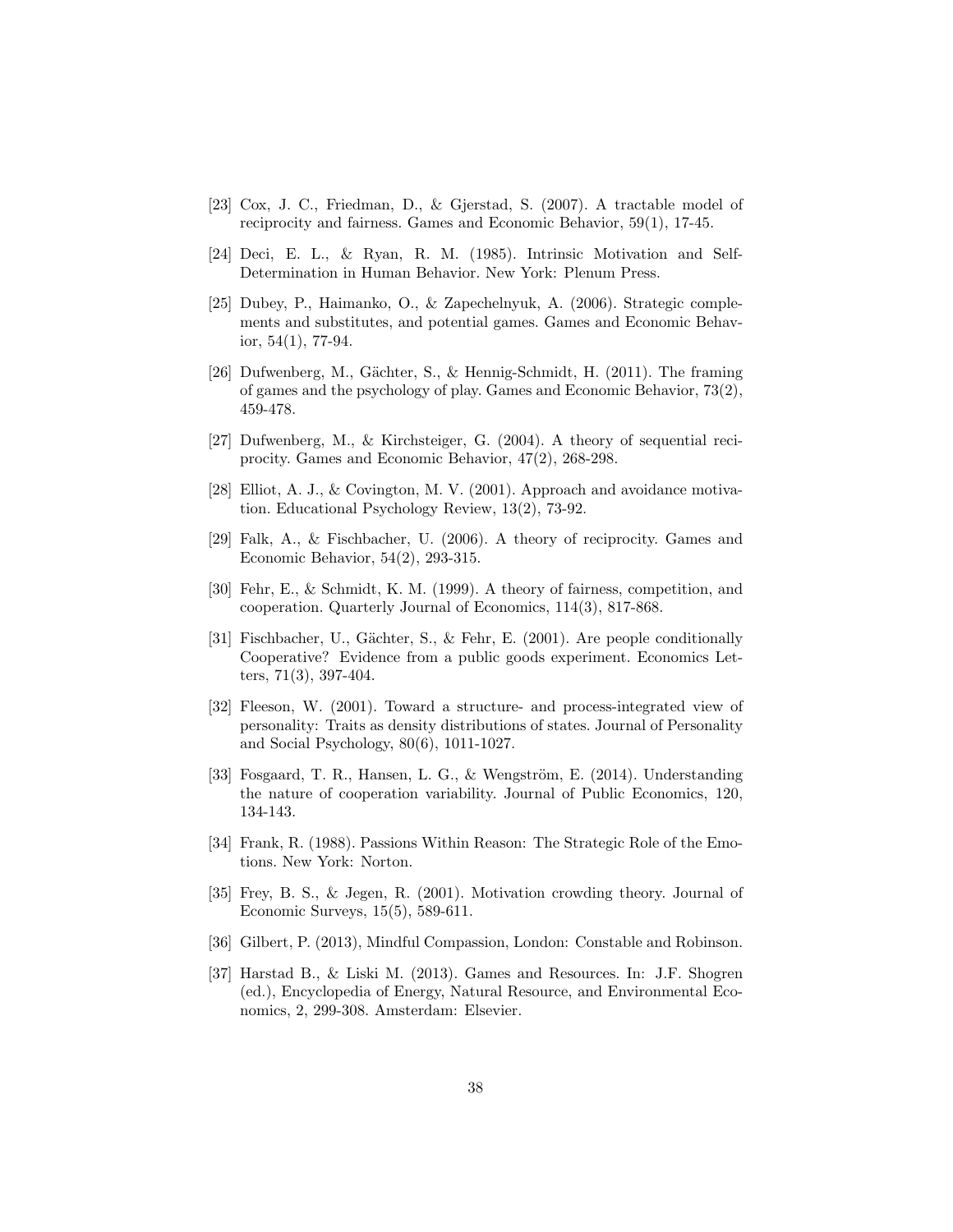[23] Cox, J. C., Friedman, D., & Gjerstad, S. (2007). A tractable model of reciprocity and fairness. Games and Economic Behavior, 59(1), 17-45.

[24] Deci, E. L., & Ryan, R. M. (1985). Intrinsic Motivation and Self-Determination in Human Behavior. New York: Plenum Press.

[25] Dubey, P., Haimanko, O., & Zapechelnyuk, A. (2006). Strategic complements and substitutes, and potential games. Games and Economic Behavior, 54(1), 77-94.

[26] Dufwenberg, M., Gächter, S., & Hennig-Schmidt, H. (2011). The framing of games and the psychology of play. Games and Economic Behavior, 73(2), 459-478.

[27] Dufwenberg, M., & Kirchsteiger, G. (2004). A theory of sequential reciprocity. Games and Economic Behavior, 47(2), 268-298.

[28] Elliot, A. J., & Covington, M. V. (2001). Approach and avoidance motivation. Educational Psychology Review, 13(2), 73-92.

[29] Falk, A., & Fischbacher, U. (2006). A theory of reciprocity. Games and Economic Behavior, 54(2), 293-315.

[30] Fehr, E., & Schmidt, K. M. (1999). A theory of fairness, competition, and cooperation. Quarterly Journal of Economics, 114(3), 817-868.

[31] Fischbacher, U., Gächter, S., & Fehr, E. (2001). Are people conditionally Cooperative? Evidence from a public goods experiment. Economics Letters, 71(3), 397-404.

[32] Fleeson, W. (2001). Toward a structure- and process-integrated view of personality: Traits as density distributions of states. Journal of Personality and Social Psychology, 80(6), 1011-1027.

[33] Fosgaard, T. R., Hansen, L. G., & Wengström, E. (2014). Understanding the nature of cooperation variability. Journal of Public Economics, 120, 134-143.

[34] Frank, R. (1988). Passions Within Reason: The Strategic Role of the Emotions. New York: Norton.

[35] Frey, B. S., & Jegen, R. (2001). Motivation crowding theory. Journal of Economic Surveys, 15(5), 589-611.

[36] Gilbert, P. (2013), Mindful Compassion, London: Constable and Robinson.

[37] Harstad B., & Liski M. (2013). Games and Resources. In: J.F. Shogren (ed.), Encyclopedia of Energy, Natural Resource, and Environmental Economics, 2, 299-308. Amsterdam: Elsevier.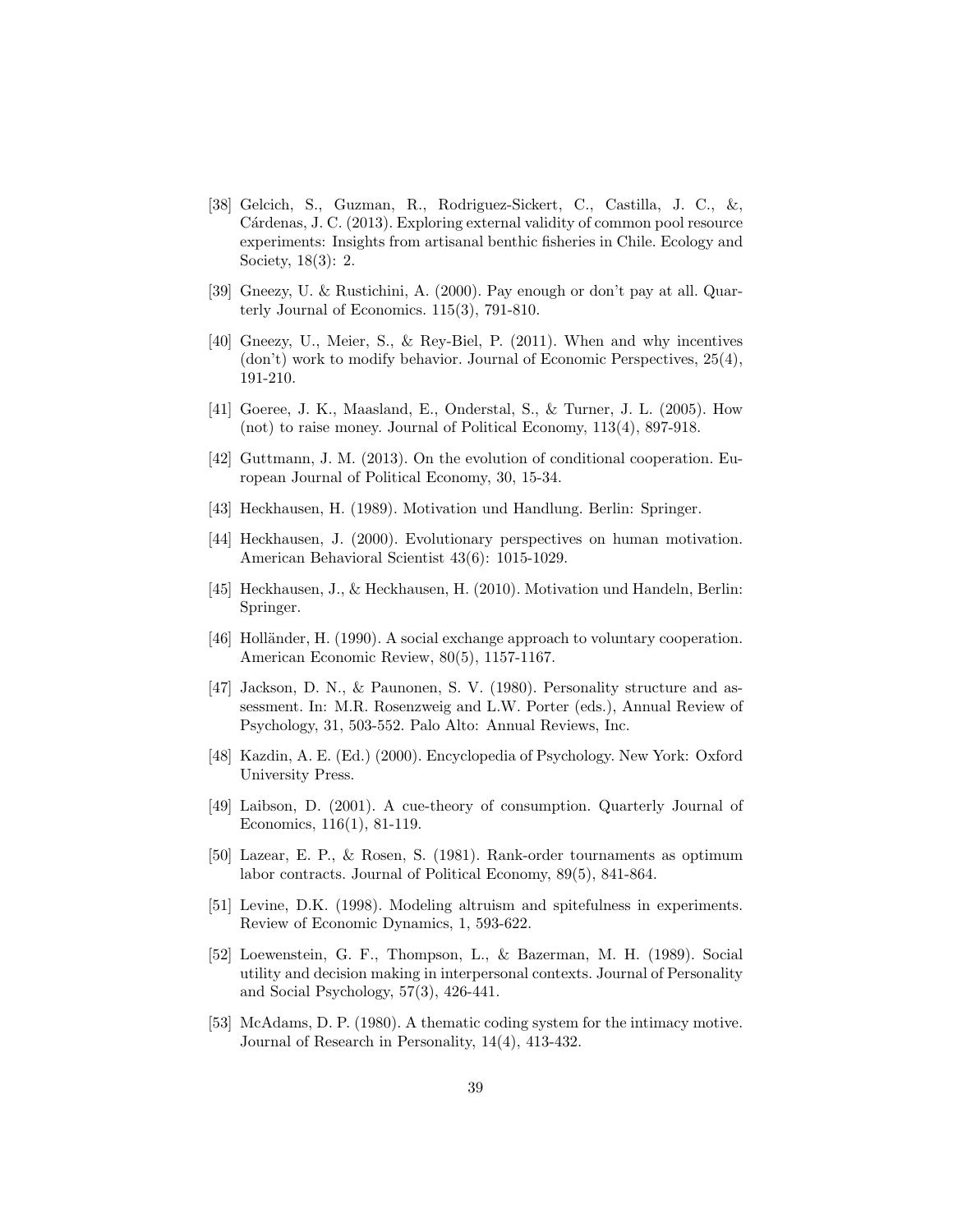[38] Gelcich, S., Guzman, R., Rodriguez-Sickert, C., Castilla, J. C., &, Cárdenas, J. C. (2013). Exploring external validity of common pool resource experiments: Insights from artisanal benthic fisheries in Chile. Ecology and Society, 18(3): 2.

[39] Gneezy, U. & Rustichini, A. (2000). Pay enough or don't pay at all. Quarterly Journal of Economics. 115(3), 791-810.

[40] Gneezy, U., Meier, S., & Rey-Biel, P. (2011). When and why incentives (don't) work to modify behavior. Journal of Economic Perspectives, 25(4), 191-210.

[41] Goeree, J. K., Maasland, E., Onderstal, S., & Turner, J. L. (2005). How (not) to raise money. Journal of Political Economy, 113(4), 897-918.

[42] Guttmann, J. M. (2013). On the evolution of conditional cooperation. European Journal of Political Economy, 30, 15-34.

[43] Heckhausen, H. (1989). Motivation und Handlung. Berlin: Springer.

[44] Heckhausen, J. (2000). Evolutionary perspectives on human motivation. American Behavioral Scientist 43(6): 1015-1029.

[45] Heckhausen, J., & Heckhausen, H. (2010). Motivation und Handeln, Berlin: Springer.

[46] Holländer, H. (1990). A social exchange approach to voluntary cooperation. American Economic Review, 80(5), 1157-1167.

[47] Jackson, D. N., & Paunonen, S. V. (1980). Personality structure and assessment. In: M.R. Rosenzweig and L.W. Porter (eds.), Annual Review of Psychology, 31, 503-552. Palo Alto: Annual Reviews, Inc.

[48] Kazdin, A. E. (Ed.) (2000). Encyclopedia of Psychology. New York: Oxford University Press.

[49] Laibson, D. (2001). A cue-theory of consumption. Quarterly Journal of Economics, 116(1), 81-119.

[50] Lazear, E. P., & Rosen, S. (1981). Rank-order tournaments as optimum labor contracts. Journal of Political Economy, 89(5), 841-864.

[51] Levine, D.K. (1998). Modeling altruism and spitefulness in experiments. Review of Economic Dynamics, 1, 593-622.

[52] Loewenstein, G. F., Thompson, L., & Bazerman, M. H. (1989). Social utility and decision making in interpersonal contexts. Journal of Personality and Social Psychology, 57(3), 426-441.

[53] McAdams, D. P. (1980). A thematic coding system for the intimacy motive. Journal of Research in Personality, 14(4), 413-432.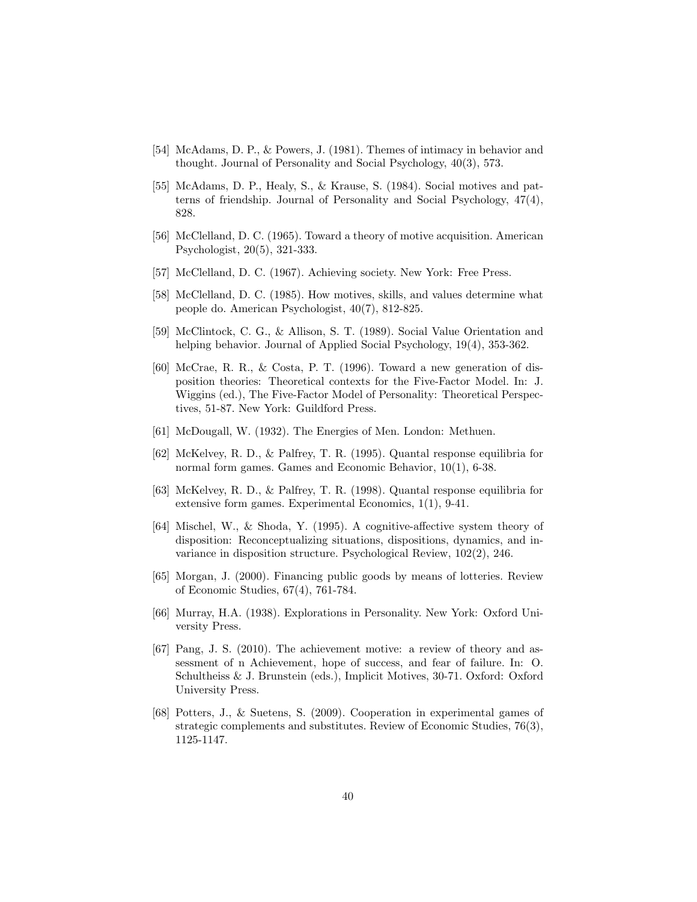[54] McAdams, D. P., & Powers, J. (1981). Themes of intimacy in behavior and thought. Journal of Personality and Social Psychology, 40(3), 573.

[55] McAdams, D. P., Healy, S., & Krause, S. (1984). Social motives and patterns of friendship. Journal of Personality and Social Psychology, 47(4), 828.

[56] McClelland, D. C. (1965). Toward a theory of motive acquisition. American Psychologist, 20(5), 321-333.

[57] McClelland, D. C. (1967). Achieving society. New York: Free Press.

[58] McClelland, D. C. (1985). How motives, skills, and values determine what people do. American Psychologist, 40(7), 812-825.

[59] McClintock, C. G., & Allison, S. T. (1989). Social Value Orientation and helping behavior. Journal of Applied Social Psychology, 19(4), 353-362.

[60] McCrae, R. R., & Costa, P. T. (1996). Toward a new generation of disposition theories: Theoretical contexts for the Five-Factor Model. In: J. Wiggins (ed.), The Five-Factor Model of Personality: Theoretical Perspectives, 51-87. New York: Guildford Press.

[61] McDougall, W. (1932). The Energies of Men. London: Methuen.

[62] McKelvey, R. D., & Palfrey, T. R. (1995). Quantal response equilibria for normal form games. Games and Economic Behavior, 10(1), 6-38.

[63] McKelvey, R. D., & Palfrey, T. R. (1998). Quantal response equilibria for extensive form games. Experimental Economics, 1(1), 9-41.

[64] Mischel, W., & Shoda, Y. (1995). A cognitive-affective system theory of disposition: Reconceptualizing situations, dispositions, dynamics, and invariance in disposition structure. Psychological Review, 102(2), 246.

[65] Morgan, J. (2000). Financing public goods by means of lotteries. Review of Economic Studies, 67(4), 761-784.

[66] Murray, H.A. (1938). Explorations in Personality. New York: Oxford University Press.

[67] Pang, J. S. (2010). The achievement motive: a review of theory and assessment of n Achievement, hope of success, and fear of failure. In: O. Schultheiss & J. Brunstein (eds.), Implicit Motives, 30-71. Oxford: Oxford University Press.

[68] Potters, J., & Suetens, S. (2009). Cooperation in experimental games of strategic complements and substitutes. Review of Economic Studies, 76(3), 1125-1147.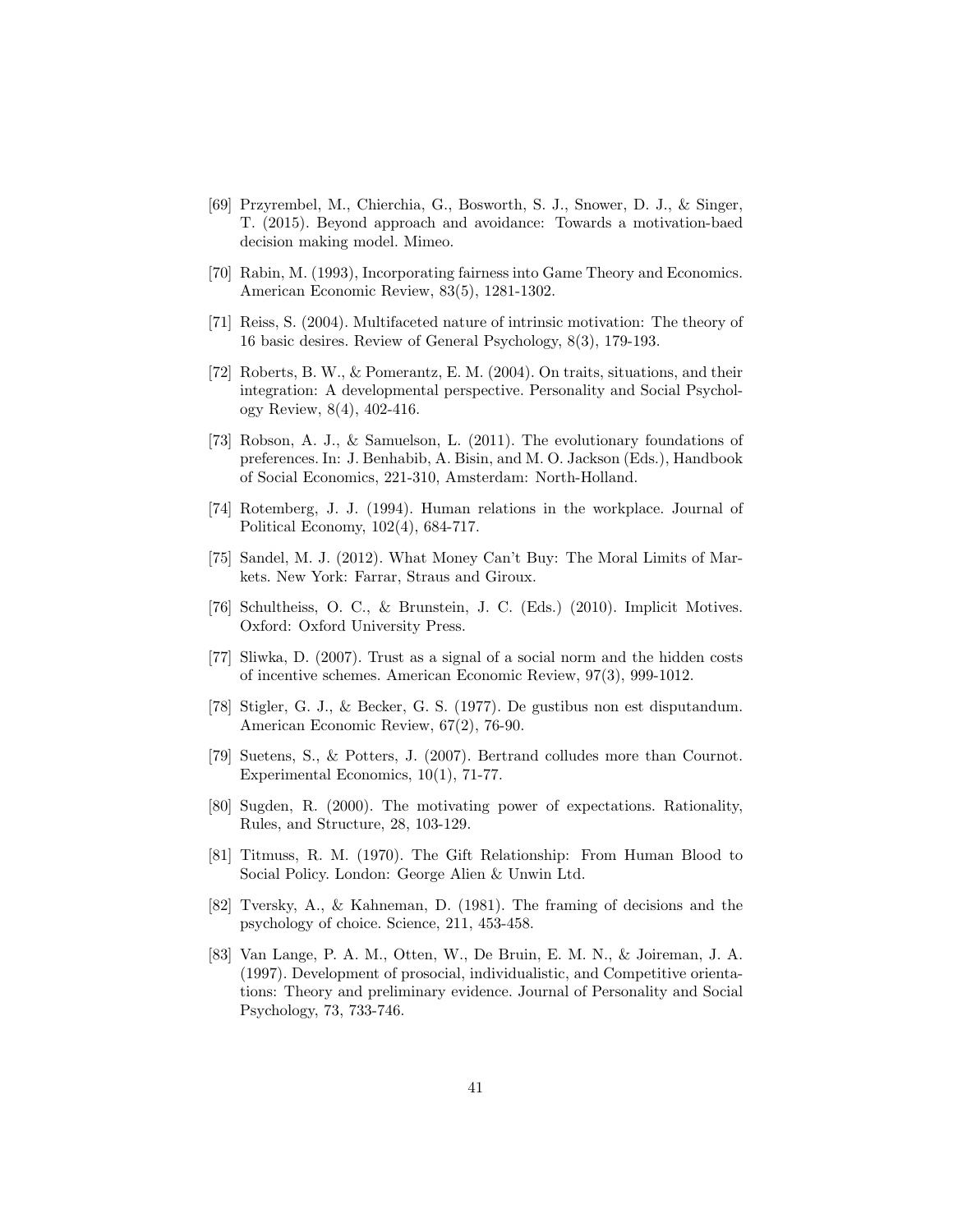[69] Przyrembel, M., Chierchia, G., Bosworth, S. J., Snower, D. J., & Singer, T. (2015). Beyond approach and avoidance: Towards a motivation-baed decision making model. Mimeo.

[70] Rabin, M. (1993), Incorporating fairness into Game Theory and Economics. American Economic Review, 83(5), 1281-1302.

[71] Reiss, S. (2004). Multifaceted nature of intrinsic motivation: The theory of 16 basic desires. Review of General Psychology, 8(3), 179-193.

[72] Roberts, B. W., & Pomerantz, E. M. (2004). On traits, situations, and their integration: A developmental perspective. Personality and Social Psychology Review, 8(4), 402-416.

[73] Robson, A. J., & Samuelson, L. (2011). The evolutionary foundations of preferences. In: J. Benhabib, A. Bisin, and M. O. Jackson (Eds.), Handbook of Social Economics, 221-310, Amsterdam: North-Holland.

[74] Rotemberg, J. J. (1994). Human relations in the workplace. Journal of Political Economy, 102(4), 684-717.

[75] Sandel, M. J. (2012). What Money Can't Buy: The Moral Limits of Markets. New York: Farrar, Straus and Giroux.

[76] Schultheiss, O. C., & Brunstein, J. C. (Eds.) (2010). Implicit Motives. Oxford: Oxford University Press.

[77] Sliwka, D. (2007). Trust as a signal of a social norm and the hidden costs of incentive schemes. American Economic Review, 97(3), 999-1012.

[78] Stigler, G. J., & Becker, G. S. (1977). De gustibus non est disputandum. American Economic Review, 67(2), 76-90.

[79] Suetens, S., & Potters, J. (2007). Bertrand colludes more than Cournot. Experimental Economics, 10(1), 71-77.

[80] Sugden, R. (2000). The motivating power of expectations. Rationality, Rules, and Structure, 28, 103-129.

[81] Titmuss, R. M. (1970). The Gift Relationship: From Human Blood to Social Policy. London: George Alien & Unwin Ltd.

[82] Tversky, A., & Kahneman, D. (1981). The framing of decisions and the psychology of choice. Science, 211, 453-458.

[83] Van Lange, P. A. M., Otten, W., De Bruin, E. M. N., & Joireman, J. A. (1997). Development of prosocial, individualistic, and Competitive orientations: Theory and preliminary evidence. Journal of Personality and Social Psychology, 73, 733-746.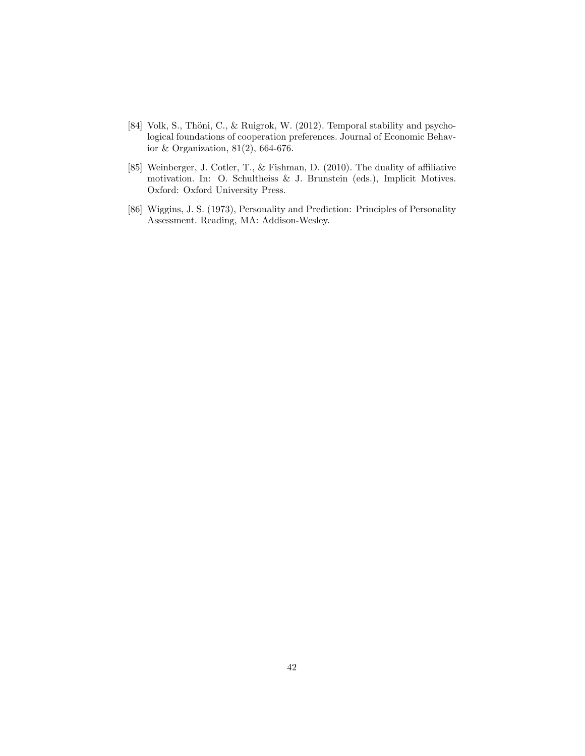[84] Volk, S., Thöni, C., & Ruigrok, W. (2012). Temporal stability and psychological foundations of cooperation preferences. Journal of Economic Behavior & Organization, 81(2), 664-676.

[85] Weinberger, J. Cotler, T., & Fishman, D. (2010). The duality of affiliative motivation. In: O. Schultheiss & J. Brunstein (eds.), Implicit Motives. Oxford: Oxford University Press.

[86] Wiggins, J. S. (1973), Personality and Prediction: Principles of Personality Assessment. Reading, MA: Addison-Wesley.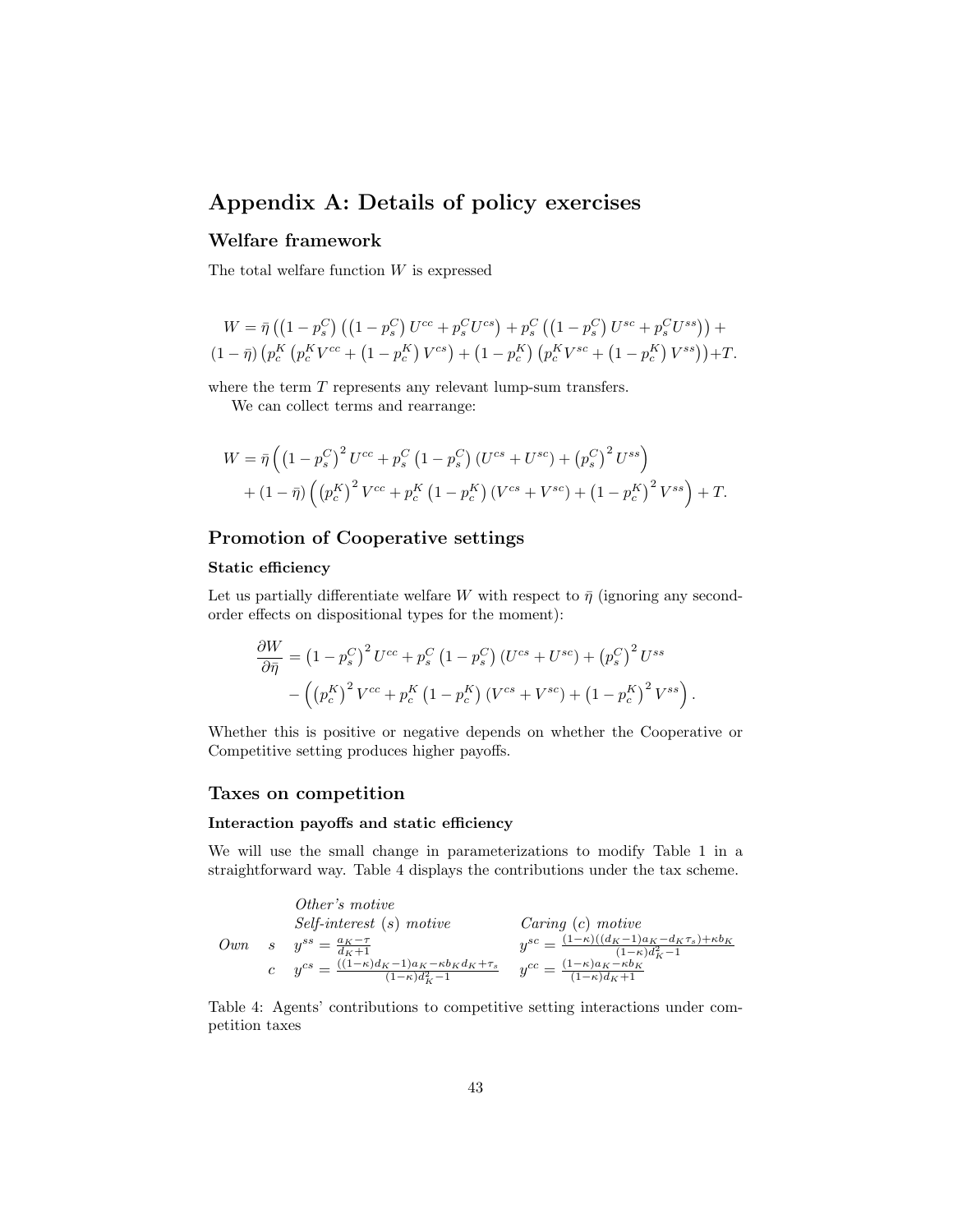# Appendix A: Details of policy exercises

## Welfare framework

The total welfare function $W$ is expressed

$$W = \bar{\eta}\left(\left(1-p_s^C\right)\left(\left(1-p_s^C\right)U^{cc} + p_s^C U^{cs}\right) + p_s^C\left(\left(1-p_s^C\right)U^{sc} + p_s^C U^{ss}\right)\right) +$$
$$(1-\bar{\eta})\left(p_c^K\left(p_c^K V^{cc} + \left(1-p_c^K\right)V^{cs}\right) + \left(1-p_c^K\right)\left(p_c^K V^{sc} + \left(1-p_c^K\right)V^{ss}\right)\right) + T.$$

where the term $T$ represents any relevant lump-sum transfers.

We can collect terms and rearrange:

$$W = \bar{\eta}\Big(\left(1-p_s^C\right)^2 U^{cc} + p_s^C\left(1-p_s^C\right)\left(U^{cs}+U^{sc}\right) + \left(p_s^C\right)^2 U^{ss}\Big)$$
$$+ (1-\bar{\eta})\Big(\left(p_c^K\right)^2 V^{cc} + p_c^K\left(1-p_c^K\right)\left(V^{cs}+V^{sc}\right) + \left(1-p_c^K\right)^2 V^{ss}\Big) + T.$$

## Promotion of Cooperative settings

### Static efficiency

Let us partially differentiate welfare $W$ with respect to $\bar{\eta}$ (ignoring any second-order effects on dispositional types for the moment):

$$\frac{\partial W}{\partial \bar{\eta}} = \left(1-p_s^C\right)^2 U^{cc} + p_s^C\left(1-p_s^C\right)\left(U^{cs}+U^{sc}\right) + \left(p_s^C\right)^2 U^{ss}$$
$$-\Big(\left(p_c^K\right)^2 V^{cc} + p_c^K\left(1-p_c^K\right)\left(V^{cs}+V^{sc}\right) + \left(1-p_c^K\right)^2 V^{ss}\Big).$$

Whether this is positive or negative depends on whether the Cooperative or Competitive setting produces higher payoffs.

## Taxes on competition

### Interaction payoffs and static efficiency

We will use the small change in parameterizations to modify Table 1 in a straightforward way. Table 4 displays the contributions under the tax scheme.

| | | *Other's motive* | |
|---|---|---|---|
| | | *Self-interest (s) motive* | *Caring (c) motive* |
| *Own* | $s$ | $y^{ss} = \frac{a_K - \tau}{d_K + 1}$ | $y^{sc} = \frac{(1-\kappa)((d_K-1)a_K - d_K\tau_s) + \kappa b_K}{(1-\kappa)d_K^2 - 1}$ |
| | $c$ | $y^{cs} = \frac{((1-\kappa)d_K - 1)a_K - \kappa b_K d_K + \tau_s}{(1-\kappa)d_K^2 - 1}$ | $y^{cc} = \frac{(1-\kappa)a_K - \kappa b_K}{(1-\kappa)d_K + 1}$ |

Table 4: Agents' contributions to competitive setting interactions under competition taxes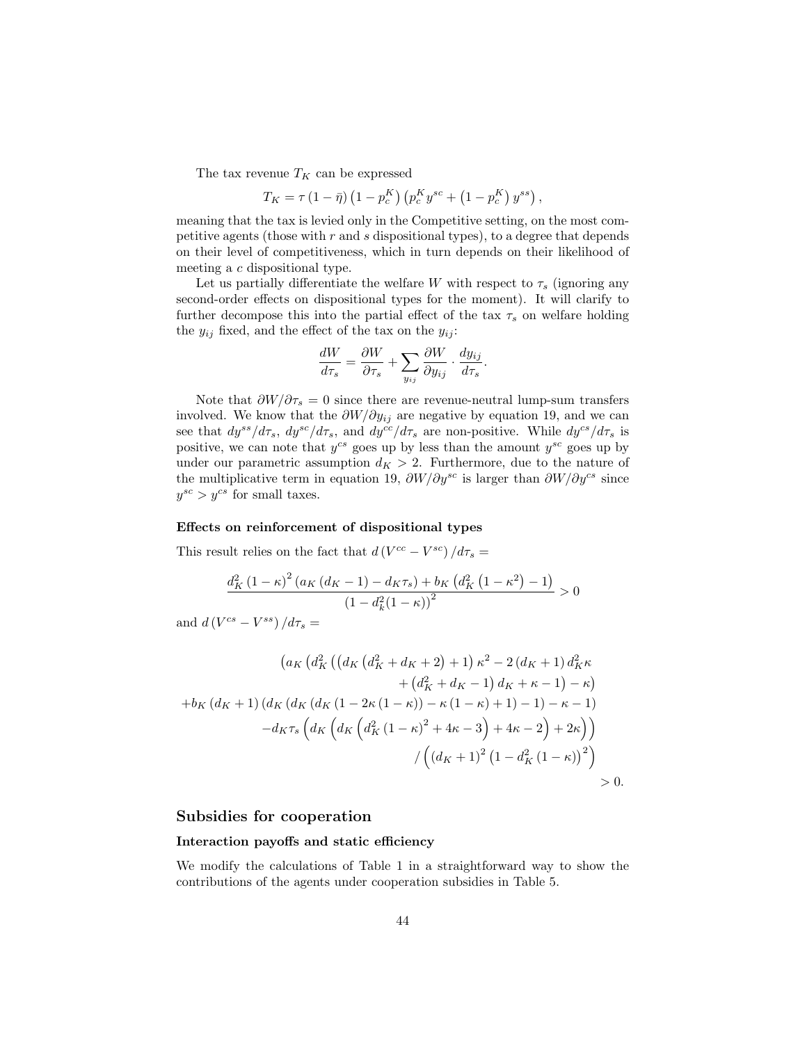The tax revenue $T_K$ can be expressed

$$T_K = \tau\left(1 - \bar{\eta}\right)\left(1 - p_c^K\right)\left(p_c^K y^{sc} + \left(1 - p_c^K\right) y^{ss}\right),$$

meaning that the tax is levied only in the Competitive setting, on the most competitive agents (those with $r$ and $s$ dispositional types), to a degree that depends on their level of competitiveness, which in turn depends on their likelihood of meeting a $c$ dispositional type.

Let us partially differentiate the welfare $W$ with respect to $\tau_s$ (ignoring any second-order effects on dispositional types for the moment). It will clarify to further decompose this into the partial effect of the tax $\tau_s$ on welfare holding the $y_{ij}$ fixed, and the effect of the tax on the $y_{ij}$:

$$\frac{dW}{d\tau_s} = \frac{\partial W}{\partial \tau_s} + \sum_{y_{ij}} \frac{\partial W}{\partial y_{ij}} \cdot \frac{dy_{ij}}{d\tau_s}.$$

Note that $\partial W / \partial \tau_s = 0$ since there are revenue-neutral lump-sum transfers involved. We know that the $\partial W / \partial y_{ij}$ are negative by equation 19, and we can see that $dy^{ss}/d\tau_s$, $dy^{sc}/d\tau_s$, and $dy^{cc}/d\tau_s$ are non-positive. While $dy^{cs}/d\tau_s$ is positive, we can note that $y^{cs}$ goes up by less than the amount $y^{sc}$ goes up by under our parametric assumption $d_K > 2$. Furthermore, due to the nature of the multiplicative term in equation 19, $\partial W / \partial y^{sc}$ is larger than $\partial W / \partial y^{cs}$ since $y^{sc} > y^{cs}$ for small taxes.

#### Effects on reinforcement of dispositional types

This result relies on the fact that $d\left(V^{cc} - V^{sc}\right)/d\tau_s =$

$$\frac{d_K^2\left(1 - \kappa\right)^2\left(a_K\left(d_K - 1\right) - d_K \tau_s\right) + b_K\left(d_K^2\left(1 - \kappa^2\right) - 1\right)}{\left(1 - d_k^2(1 - \kappa)\right)^2} > 0$$

and $d\left(V^{cs} - V^{ss}\right)/d\tau_s =$

$$\begin{aligned}
&\Big(a_K\big(d_K^2\left(\left(d_K\left(d_K^2 + d_K + 2\right) + 1\right)\kappa^2 - 2\left(d_K + 1\right)d_K^2\kappa\right. \\
&\qquad\qquad \left. + \left(d_K^2 + d_K - 1\right)d_K + \kappa - 1\right) - \kappa\big) \\
&+ b_K\left(d_K + 1\right)\left(d_K\left(d_K\left(d_K\left(1 - 2\kappa\left(1 - \kappa\right)\right) - \kappa\left(1 - \kappa\right) + 1\right) - 1\right) - \kappa - 1\right) \\
&\qquad - d_K\tau_s\left(d_K\left(d_K\left(d_K^2\left(1 - \kappa\right)^2 + 4\kappa - 3\right) + 4\kappa - 2\right) + 2\kappa\right)\Big) \\
&\qquad\qquad / \left(\left(d_K + 1\right)^2\left(1 - d_K^2\left(1 - \kappa\right)\right)^2\right) \\
&> 0.
\end{aligned}$$

### Subsidies for cooperation

#### Interaction payoffs and static efficiency

We modify the calculations of Table 1 in a straightforward way to show the contributions of the agents under cooperation subsidies in Table 5.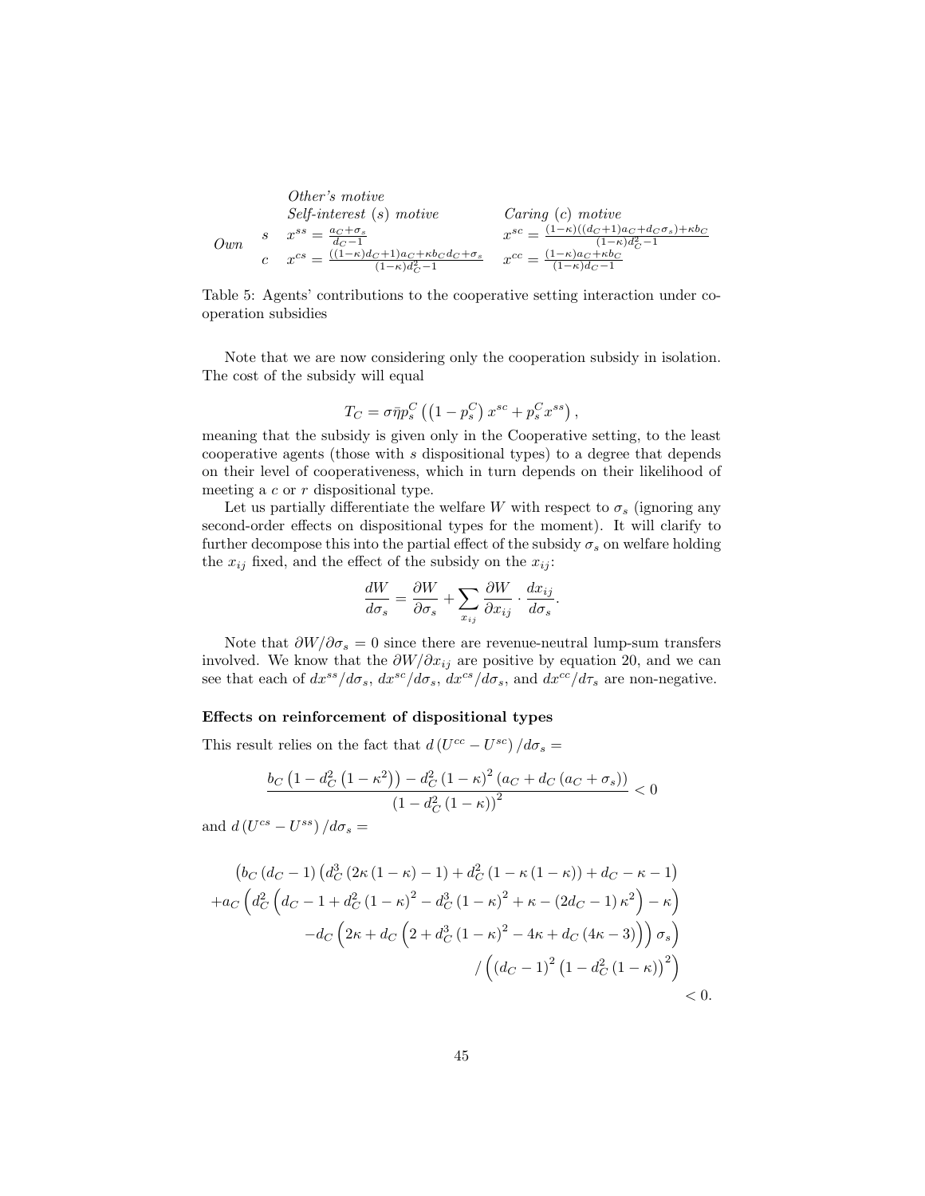| | | Other's motive | |
|---|---|---|---|
| | | Self-interest (s) motive | Caring (c) motive |
| Own | s | $x^{ss} = \frac{a_C + \sigma_s}{d_C - 1}$ | $x^{sc} = \frac{(1-\kappa)((d_C+1)a_C + d_C\sigma_s) + \kappa b_C}{(1-\kappa)d_C^2 - 1}$ |
| | c | $x^{cs} = \frac{((1-\kappa)d_C+1)a_C + \kappa b_C d_C + \sigma_s}{(1-\kappa)d_C^2 - 1}$ | $x^{cc} = \frac{(1-\kappa)a_C + \kappa b_C}{(1-\kappa)d_C - 1}$ |

Table 5: Agents' contributions to the cooperative setting interaction under cooperation subsidies

Note that we are now considering only the cooperation subsidy in isolation. The cost of the subsidy will equal

$$T_C = \sigma \bar{\eta} p_s^C \left( \left(1 - p_s^C\right) x^{sc} + p_s^C x^{ss} \right),$$

meaning that the subsidy is given only in the Cooperative setting, to the least cooperative agents (those with $s$ dispositional types) to a degree that depends on their level of cooperativeness, which in turn depends on their likelihood of meeting a $c$ or $r$ dispositional type.

Let us partially differentiate the welfare $W$ with respect to $\sigma_s$ (ignoring any second-order effects on dispositional types for the moment). It will clarify to further decompose this into the partial effect of the subsidy $\sigma_s$ on welfare holding the $x_{ij}$ fixed, and the effect of the subsidy on the $x_{ij}$:

$$\frac{dW}{d\sigma_s} = \frac{\partial W}{\partial \sigma_s} + \sum_{x_{ij}} \frac{\partial W}{\partial x_{ij}} \cdot \frac{dx_{ij}}{d\sigma_s}.$$

Note that $\partial W / \partial \sigma_s = 0$ since there are revenue-neutral lump-sum transfers involved. We know that the $\partial W / \partial x_{ij}$ are positive by equation 20, and we can see that each of $dx^{ss}/d\sigma_s$, $dx^{sc}/d\sigma_s$, $dx^{cs}/d\sigma_s$, and $dx^{cc}/d\tau_s$ are non-negative.

**Effects on reinforcement of dispositional types**

This result relies on the fact that $d\left(U^{cc} - U^{sc}\right)/d\sigma_s =$

$$\frac{b_C \left(1 - d_C^2 \left(1 - \kappa^2\right)\right) - d_C^2 \left(1 - \kappa\right)^2 \left(a_C + d_C \left(a_C + \sigma_s\right)\right)}{\left(1 - d_C^2 \left(1 - \kappa\right)\right)^2} < 0$$

and $d\left(U^{cs} - U^{ss}\right)/d\sigma_s =$

$$\begin{aligned}
&\Big(b_C \left(d_C - 1\right) \left(d_C^3 \left(2\kappa \left(1 - \kappa\right) - 1\right) + d_C^2 \left(1 - \kappa \left(1 - \kappa\right)\right) + d_C - \kappa - 1\right) \\
&+ a_C \left(d_C^2 \left(d_C - 1 + d_C^2 \left(1 - \kappa\right)^2 - d_C^3 \left(1 - \kappa\right)^2 + \kappa - \left(2d_C - 1\right) \kappa^2\right) - \kappa\right) \\
&\qquad - d_C \left(2\kappa + d_C \left(2 + d_C^3 \left(1 - \kappa\right)^2 - 4\kappa + d_C \left(4\kappa - 3\right)\right)\right) \sigma_s\Big) \\
&\qquad\qquad / \left(\left(d_C - 1\right)^2 \left(1 - d_C^2 \left(1 - \kappa\right)\right)^2\right) \\
&< 0.
\end{aligned}$$